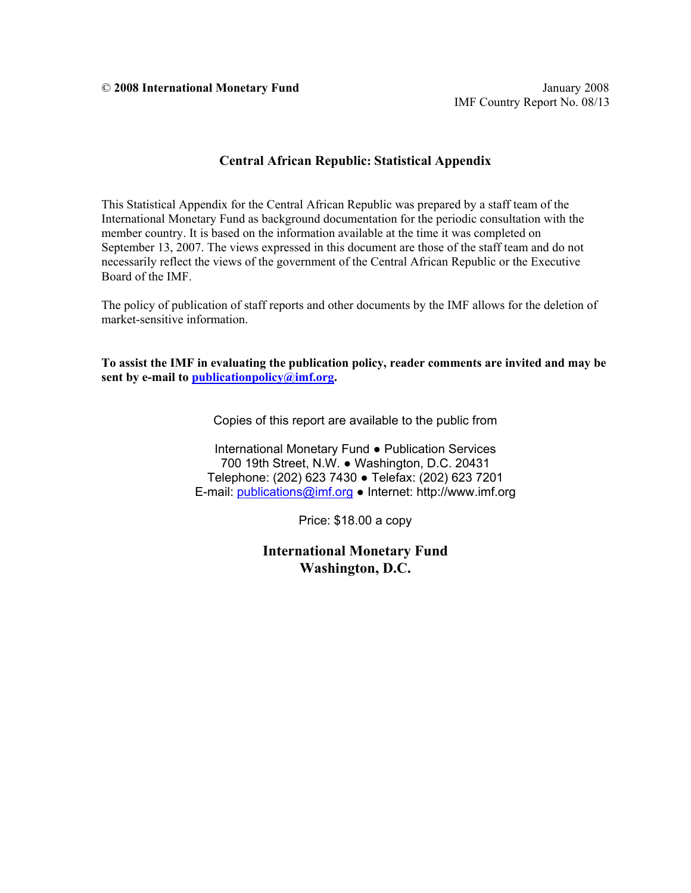© **2008 International Monetary Fund** January 2008
IMF Country Report No. 08/13

# Central African Republic: Statistical Appendix

This Statistical Appendix for the Central African Republic was prepared by a staff team of the International Monetary Fund as background documentation for the periodic consultation with the member country. It is based on the information available at the time it was completed on September 13, 2007. The views expressed in this document are those of the staff team and do not necessarily reflect the views of the government of the Central African Republic or the Executive Board of the IMF.

The policy of publication of staff reports and other documents by the IMF allows for the deletion of market-sensitive information.

**To assist the IMF in evaluating the publication policy, reader comments are invited and may be sent by e-mail to publicationpolicy@imf.org.**

Copies of this report are available to the public from

International Monetary Fund ● Publication Services
700 19th Street, N.W. ● Washington, D.C. 20431
Telephone: (202) 623 7430 ● Telefax: (202) 623 7201
E-mail: publications@imf.org ● Internet: http://www.imf.org

Price: $18.00 a copy

**International Monetary Fund**
**Washington, D.C.**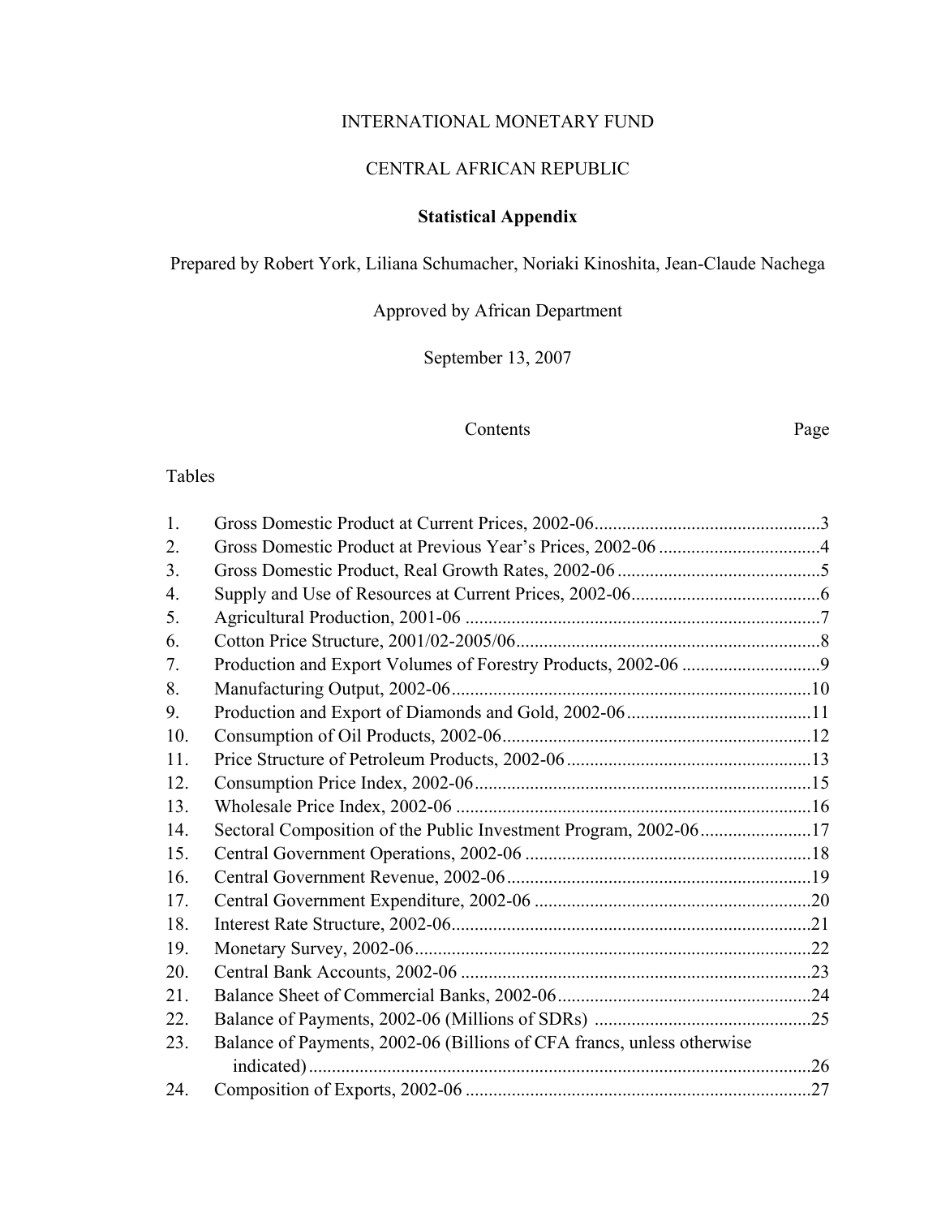INTERNATIONAL MONETARY FUND

CENTRAL AFRICAN REPUBLIC

**Statistical Appendix**

Prepared by Robert York, Liliana Schumacher, Noriaki Kinoshita, Jean-Claude Nachega

Approved by African Department

September 13, 2007

Contents Page

Tables

1. Gross Domestic Product at Current Prices, 2002-06 ... 3
2. Gross Domestic Product at Previous Year's Prices, 2002-06 ... 4
3. Gross Domestic Product, Real Growth Rates, 2002-06 ... 5
4. Supply and Use of Resources at Current Prices, 2002-06 ... 6
5. Agricultural Production, 2001-06 ... 7
6. Cotton Price Structure, 2001/02-2005/06 ... 8
7. Production and Export Volumes of Forestry Products, 2002-06 ... 9
8. Manufacturing Output, 2002-06 ... 10
9. Production and Export of Diamonds and Gold, 2002-06 ... 11
10. Consumption of Oil Products, 2002-06 ... 12
11. Price Structure of Petroleum Products, 2002-06 ... 13
12. Consumption Price Index, 2002-06 ... 15
13. Wholesale Price Index, 2002-06 ... 16
14. Sectoral Composition of the Public Investment Program, 2002-06 ... 17
15. Central Government Operations, 2002-06 ... 18
16. Central Government Revenue, 2002-06 ... 19
17. Central Government Expenditure, 2002-06 ... 20
18. Interest Rate Structure, 2002-06 ... 21
19. Monetary Survey, 2002-06 ... 22
20. Central Bank Accounts, 2002-06 ... 23
21. Balance Sheet of Commercial Banks, 2002-06 ... 24
22. Balance of Payments, 2002-06 (Millions of SDRs) ... 25
23. Balance of Payments, 2002-06 (Billions of CFA francs, unless otherwise indicated) ... 26
24. Composition of Exports, 2002-06 ... 27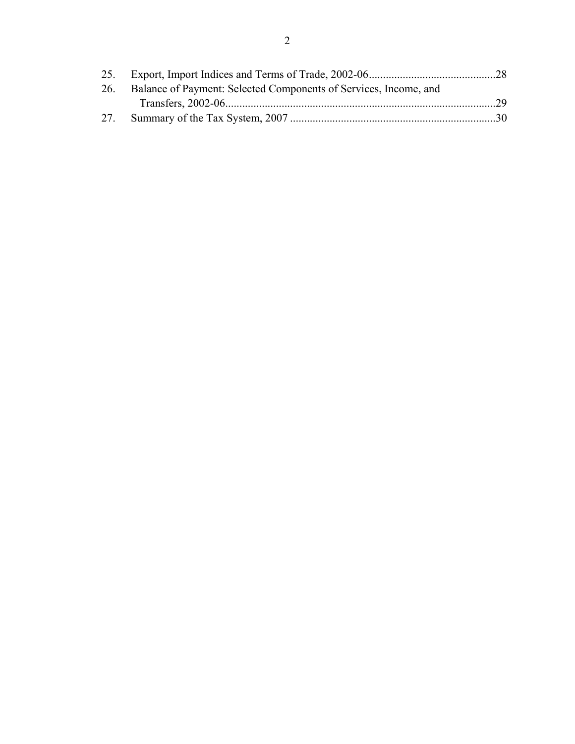25. Export, Import Indices and Terms of Trade, 2002-06 ............................................28
26. Balance of Payment: Selected Components of Services, Income, and Transfers, 2002-06 ............................................................................................29
27. Summary of the Tax System, 2007 ........................................................................30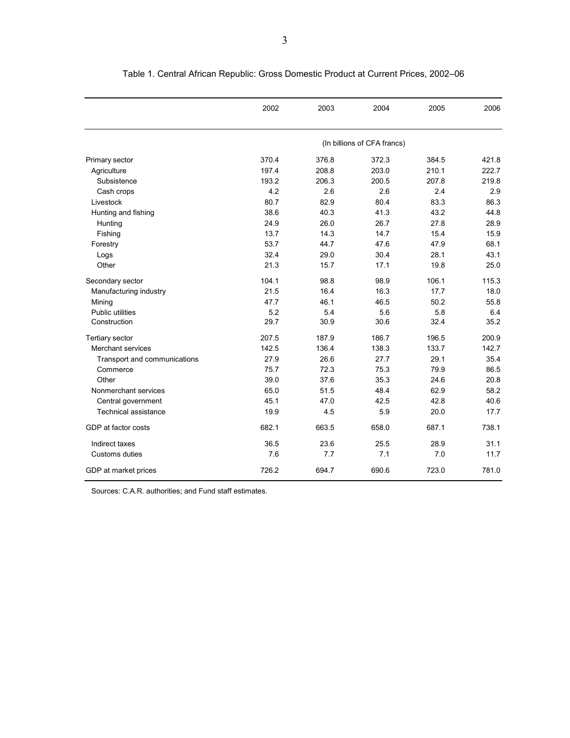Table 1. Central African Republic: Gross Domestic Product at Current Prices, 2002–06

| | 2002 | 2003 | 2004 | 2005 | 2006 |
|---|---|---|---|---|---|
| | (In billions of CFA francs) | | | | |
| Primary sector | 370.4 | 376.8 | 372.3 | 384.5 | 421.8 |
| Agriculture | 197.4 | 208.8 | 203.0 | 210.1 | 222.7 |
| Subsistence | 193.2 | 206.3 | 200.5 | 207.8 | 219.8 |
| Cash crops | 4.2 | 2.6 | 2.6 | 2.4 | 2.9 |
| Livestock | 80.7 | 82.9 | 80.4 | 83.3 | 86.3 |
| Hunting and fishing | 38.6 | 40.3 | 41.3 | 43.2 | 44.8 |
| Hunting | 24.9 | 26.0 | 26.7 | 27.8 | 28.9 |
| Fishing | 13.7 | 14.3 | 14.7 | 15.4 | 15.9 |
| Forestry | 53.7 | 44.7 | 47.6 | 47.9 | 68.1 |
| Logs | 32.4 | 29.0 | 30.4 | 28.1 | 43.1 |
| Other | 21.3 | 15.7 | 17.1 | 19.8 | 25.0 |
| Secondary sector | 104.1 | 98.8 | 98.9 | 106.1 | 115.3 |
| Manufacturing industry | 21.5 | 16.4 | 16.3 | 17.7 | 18.0 |
| Mining | 47.7 | 46.1 | 46.5 | 50.2 | 55.8 |
| Public utilities | 5.2 | 5.4 | 5.6 | 5.8 | 6.4 |
| Construction | 29.7 | 30.9 | 30.6 | 32.4 | 35.2 |
| Tertiary sector | 207.5 | 187.9 | 186.7 | 196.5 | 200.9 |
| Merchant services | 142.5 | 136.4 | 138.3 | 133.7 | 142.7 |
| Transport and communications | 27.9 | 26.6 | 27.7 | 29.1 | 35.4 |
| Commerce | 75.7 | 72.3 | 75.3 | 79.9 | 86.5 |
| Other | 39.0 | 37.6 | 35.3 | 24.6 | 20.8 |
| Nonmerchant services | 65.0 | 51.5 | 48.4 | 62.9 | 58.2 |
| Central government | 45.1 | 47.0 | 42.5 | 42.8 | 40.6 |
| Technical assistance | 19.9 | 4.5 | 5.9 | 20.0 | 17.7 |
| GDP at factor costs | 682.1 | 663.5 | 658.0 | 687.1 | 738.1 |
| Indirect taxes | 36.5 | 23.6 | 25.5 | 28.9 | 31.1 |
| Customs duties | 7.6 | 7.7 | 7.1 | 7.0 | 11.7 |
| GDP at market prices | 726.2 | 694.7 | 690.6 | 723.0 | 781.0 |

Sources: C.A.R. authorities; and Fund staff estimates.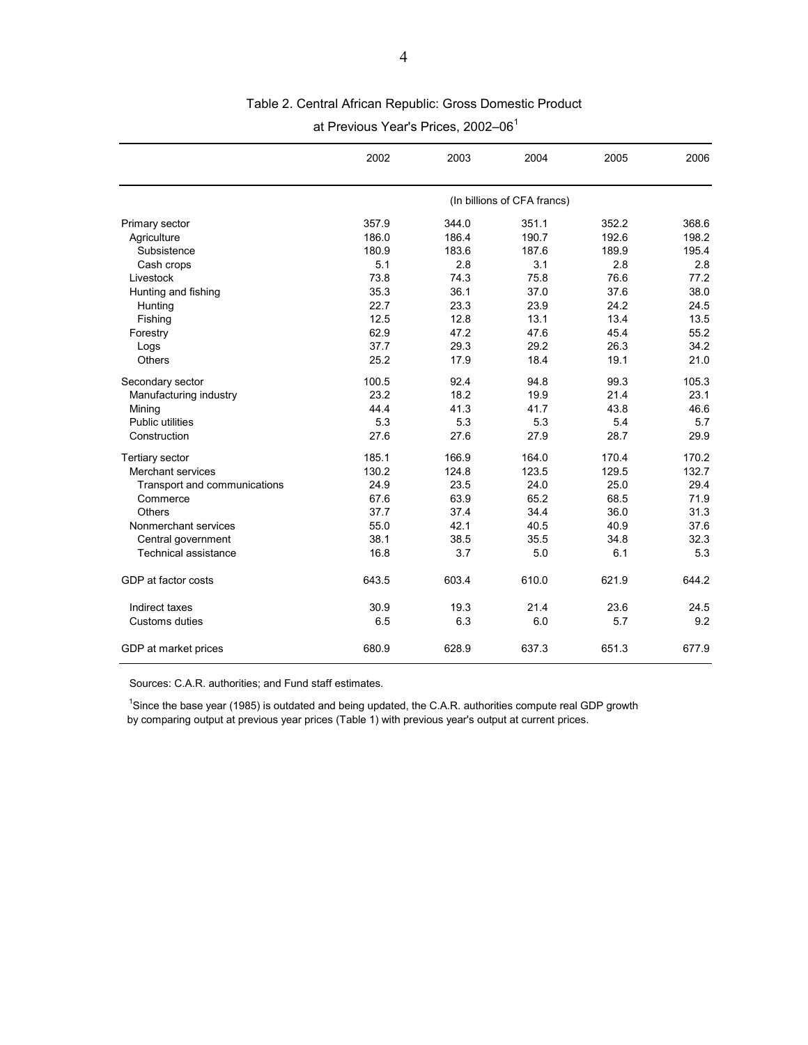Table 2. Central African Republic: Gross Domestic Product at Previous Year's Prices, 2002–06[1]

| | 2002 | 2003 | 2004 | 2005 | 2006 |
|---|---|---|---|---|---|
| | (In billions of CFA francs) | | | | |
| Primary sector | 357.9 | 344.0 | 351.1 | 352.2 | 368.6 |
| Agriculture | 186.0 | 186.4 | 190.7 | 192.6 | 198.2 |
| Subsistence | 180.9 | 183.6 | 187.6 | 189.9 | 195.4 |
| Cash crops | 5.1 | 2.8 | 3.1 | 2.8 | 2.8 |
| Livestock | 73.8 | 74.3 | 75.8 | 76.6 | 77.2 |
| Hunting and fishing | 35.3 | 36.1 | 37.0 | 37.6 | 38.0 |
| Hunting | 22.7 | 23.3 | 23.9 | 24.2 | 24.5 |
| Fishing | 12.5 | 12.8 | 13.1 | 13.4 | 13.5 |
| Forestry | 62.9 | 47.2 | 47.6 | 45.4 | 55.2 |
| Logs | 37.7 | 29.3 | 29.2 | 26.3 | 34.2 |
| Others | 25.2 | 17.9 | 18.4 | 19.1 | 21.0 |
| Secondary sector | 100.5 | 92.4 | 94.8 | 99.3 | 105.3 |
| Manufacturing industry | 23.2 | 18.2 | 19.9 | 21.4 | 23.1 |
| Mining | 44.4 | 41.3 | 41.7 | 43.8 | 46.6 |
| Public utilities | 5.3 | 5.3 | 5.3 | 5.4 | 5.7 |
| Construction | 27.6 | 27.6 | 27.9 | 28.7 | 29.9 |
| Tertiary sector | 185.1 | 166.9 | 164.0 | 170.4 | 170.2 |
| Merchant services | 130.2 | 124.8 | 123.5 | 129.5 | 132.7 |
| Transport and communications | 24.9 | 23.5 | 24.0 | 25.0 | 29.4 |
| Commerce | 67.6 | 63.9 | 65.2 | 68.5 | 71.9 |
| Others | 37.7 | 37.4 | 34.4 | 36.0 | 31.3 |
| Nonmerchant services | 55.0 | 42.1 | 40.5 | 40.9 | 37.6 |
| Central government | 38.1 | 38.5 | 35.5 | 34.8 | 32.3 |
| Technical assistance | 16.8 | 3.7 | 5.0 | 6.1 | 5.3 |
| GDP at factor costs | 643.5 | 603.4 | 610.0 | 621.9 | 644.2 |
| Indirect taxes | 30.9 | 19.3 | 21.4 | 23.6 | 24.5 |
| Customs duties | 6.5 | 6.3 | 6.0 | 5.7 | 9.2 |
| GDP at market prices | 680.9 | 628.9 | 637.3 | 651.3 | 677.9 |

Sources: C.A.R. authorities; and Fund staff estimates.

[1] Since the base year (1985) is outdated and being updated, the C.A.R. authorities compute real GDP growth by comparing output at previous year prices (Table 1) with previous year's output at current prices.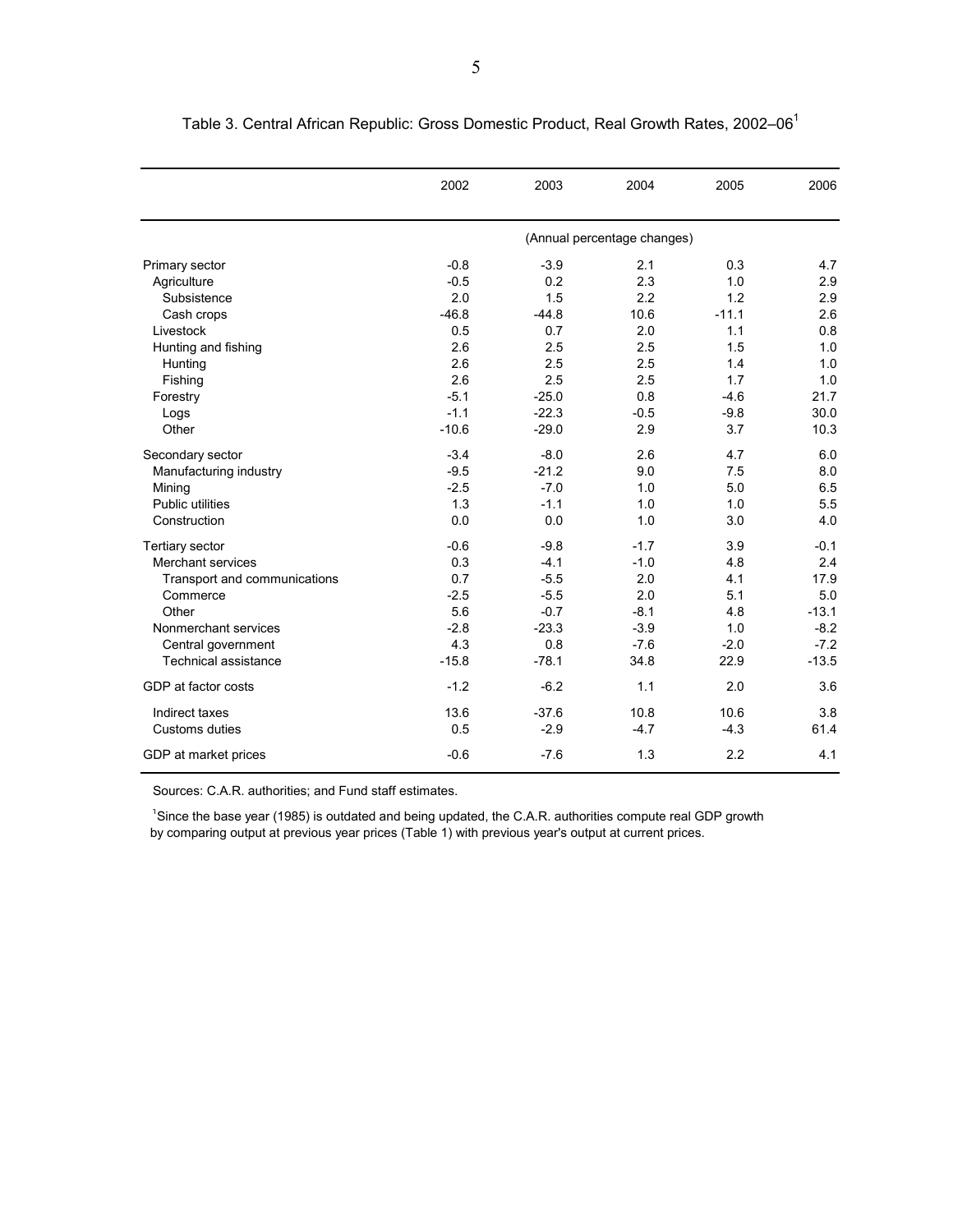## Table 3. Central African Republic: Gross Domestic Product, Real Growth Rates, 2002–06[1]

| | 2002 | 2003 | 2004 | 2005 | 2006 |
|---|---|---|---|---|---|
| | (Annual percentage changes) | | | | |
| Primary sector | -0.8 | -3.9 | 2.1 | 0.3 | 4.7 |
| Agriculture | -0.5 | 0.2 | 2.3 | 1.0 | 2.9 |
| Subsistence | 2.0 | 1.5 | 2.2 | 1.2 | 2.9 |
| Cash crops | -46.8 | -44.8 | 10.6 | -11.1 | 2.6 |
| Livestock | 0.5 | 0.7 | 2.0 | 1.1 | 0.8 |
| Hunting and fishing | 2.6 | 2.5 | 2.5 | 1.5 | 1.0 |
| Hunting | 2.6 | 2.5 | 2.5 | 1.4 | 1.0 |
| Fishing | 2.6 | 2.5 | 2.5 | 1.7 | 1.0 |
| Forestry | -5.1 | -25.0 | 0.8 | -4.6 | 21.7 |
| Logs | -1.1 | -22.3 | -0.5 | -9.8 | 30.0 |
| Other | -10.6 | -29.0 | 2.9 | 3.7 | 10.3 |
| Secondary sector | -3.4 | -8.0 | 2.6 | 4.7 | 6.0 |
| Manufacturing industry | -9.5 | -21.2 | 9.0 | 7.5 | 8.0 |
| Mining | -2.5 | -7.0 | 1.0 | 5.0 | 6.5 |
| Public utilities | 1.3 | -1.1 | 1.0 | 1.0 | 5.5 |
| Construction | 0.0 | 0.0 | 1.0 | 3.0 | 4.0 |
| Tertiary sector | -0.6 | -9.8 | -1.7 | 3.9 | -0.1 |
| Merchant services | 0.3 | -4.1 | -1.0 | 4.8 | 2.4 |
| Transport and communications | 0.7 | -5.5 | 2.0 | 4.1 | 17.9 |
| Commerce | -2.5 | -5.5 | 2.0 | 5.1 | 5.0 |
| Other | 5.6 | -0.7 | -8.1 | 4.8 | -13.1 |
| Nonmerchant services | -2.8 | -23.3 | -3.9 | 1.0 | -8.2 |
| Central government | 4.3 | 0.8 | -7.6 | -2.0 | -7.2 |
| Technical assistance | -15.8 | -78.1 | 34.8 | 22.9 | -13.5 |
| GDP at factor costs | -1.2 | -6.2 | 1.1 | 2.0 | 3.6 |
| Indirect taxes | 13.6 | -37.6 | 10.8 | 10.6 | 3.8 |
| Customs duties | 0.5 | -2.9 | -4.7 | -4.3 | 61.4 |
| GDP at market prices | -0.6 | -7.6 | 1.3 | 2.2 | 4.1 |

Sources: C.A.R. authorities; and Fund staff estimates.

[1]Since the base year (1985) is outdated and being updated, the C.A.R. authorities compute real GDP growth by comparing output at previous year prices (Table 1) with previous year's output at current prices.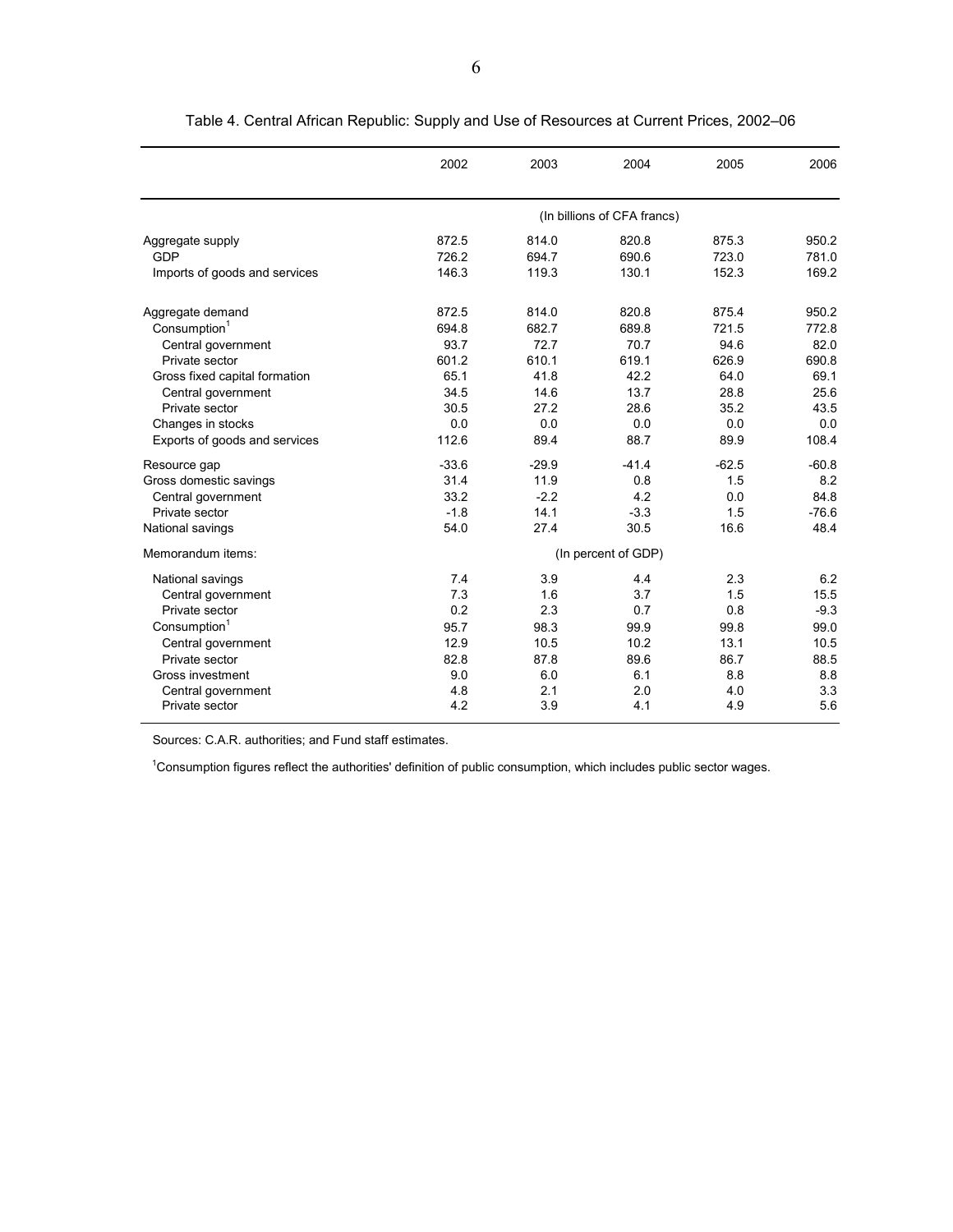Table 4. Central African Republic: Supply and Use of Resources at Current Prices, 2002–06

| | 2002 | 2003 | 2004 | 2005 | 2006 |
|---|---|---|---|---|---|
| | (In billions of CFA francs) | | | | |
| Aggregate supply | 872.5 | 814.0 | 820.8 | 875.3 | 950.2 |
| GDP | 726.2 | 694.7 | 690.6 | 723.0 | 781.0 |
| Imports of goods and services | 146.3 | 119.3 | 130.1 | 152.3 | 169.2 |
| Aggregate demand | 872.5 | 814.0 | 820.8 | 875.4 | 950.2 |
| Consumption[1] | 694.8 | 682.7 | 689.8 | 721.5 | 772.8 |
| Central government | 93.7 | 72.7 | 70.7 | 94.6 | 82.0 |
| Private sector | 601.2 | 610.1 | 619.1 | 626.9 | 690.8 |
| Gross fixed capital formation | 65.1 | 41.8 | 42.2 | 64.0 | 69.1 |
| Central government | 34.5 | 14.6 | 13.7 | 28.8 | 25.6 |
| Private sector | 30.5 | 27.2 | 28.6 | 35.2 | 43.5 |
| Changes in stocks | 0.0 | 0.0 | 0.0 | 0.0 | 0.0 |
| Exports of goods and services | 112.6 | 89.4 | 88.7 | 89.9 | 108.4 |
| Resource gap | -33.6 | -29.9 | -41.4 | -62.5 | -60.8 |
| Gross domestic savings | 31.4 | 11.9 | 0.8 | 1.5 | 8.2 |
| Central government | 33.2 | -2.2 | 4.2 | 0.0 | 84.8 |
| Private sector | -1.8 | 14.1 | -3.3 | 1.5 | -76.6 |
| National savings | 54.0 | 27.4 | 30.5 | 16.6 | 48.4 |
| Memorandum items: | (In percent of GDP) | | | | |
| National savings | 7.4 | 3.9 | 4.4 | 2.3 | 6.2 |
| Central government | 7.3 | 1.6 | 3.7 | 1.5 | 15.5 |
| Private sector | 0.2 | 2.3 | 0.7 | 0.8 | -9.3 |
| Consumption[1] | 95.7 | 98.3 | 99.9 | 99.8 | 99.0 |
| Central government | 12.9 | 10.5 | 10.2 | 13.1 | 10.5 |
| Private sector | 82.8 | 87.8 | 89.6 | 86.7 | 88.5 |
| Gross investment | 9.0 | 6.0 | 6.1 | 8.8 | 8.8 |
| Central government | 4.8 | 2.1 | 2.0 | 4.0 | 3.3 |
| Private sector | 4.2 | 3.9 | 4.1 | 4.9 | 5.6 |

Sources: C.A.R. authorities; and Fund staff estimates.

[1]Consumption figures reflect the authorities' definition of public consumption, which includes public sector wages.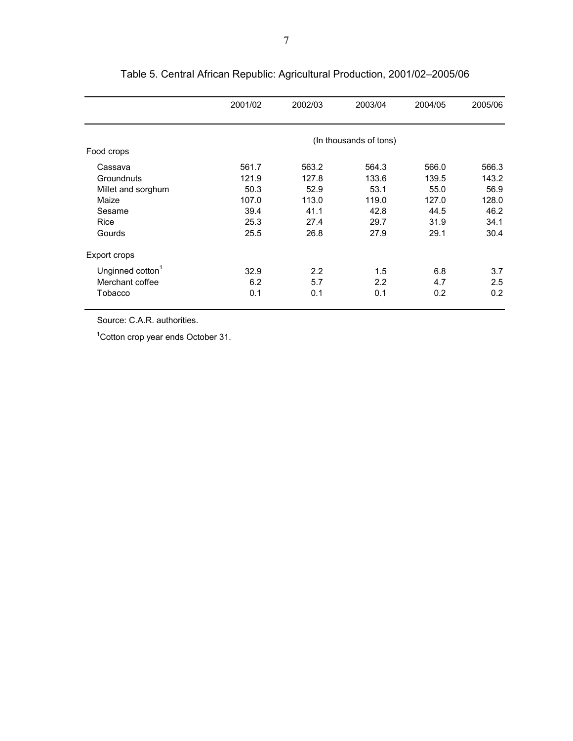## Table 5. Central African Republic: Agricultural Production, 2001/02–2005/06

| | 2001/02 | 2002/03 | 2003/04 | 2004/05 | 2005/06 |
|---|---|---|---|---|---|
| | (In thousands of tons) | | | | |
| Food crops | | | | | |
| Cassava | 561.7 | 563.2 | 564.3 | 566.0 | 566.3 |
| Groundnuts | 121.9 | 127.8 | 133.6 | 139.5 | 143.2 |
| Millet and sorghum | 50.3 | 52.9 | 53.1 | 55.0 | 56.9 |
| Maize | 107.0 | 113.0 | 119.0 | 127.0 | 128.0 |
| Sesame | 39.4 | 41.1 | 42.8 | 44.5 | 46.2 |
| Rice | 25.3 | 27.4 | 29.7 | 31.9 | 34.1 |
| Gourds | 25.5 | 26.8 | 27.9 | 29.1 | 30.4 |
| Export crops | | | | | |
| Unginned cotton[1] | 32.9 | 2.2 | 1.5 | 6.8 | 3.7 |
| Merchant coffee | 6.2 | 5.7 | 2.2 | 4.7 | 2.5 |
| Tobacco | 0.1 | 0.1 | 0.1 | 0.2 | 0.2 |

Source: C.A.R. authorities.

[1]Cotton crop year ends October 31.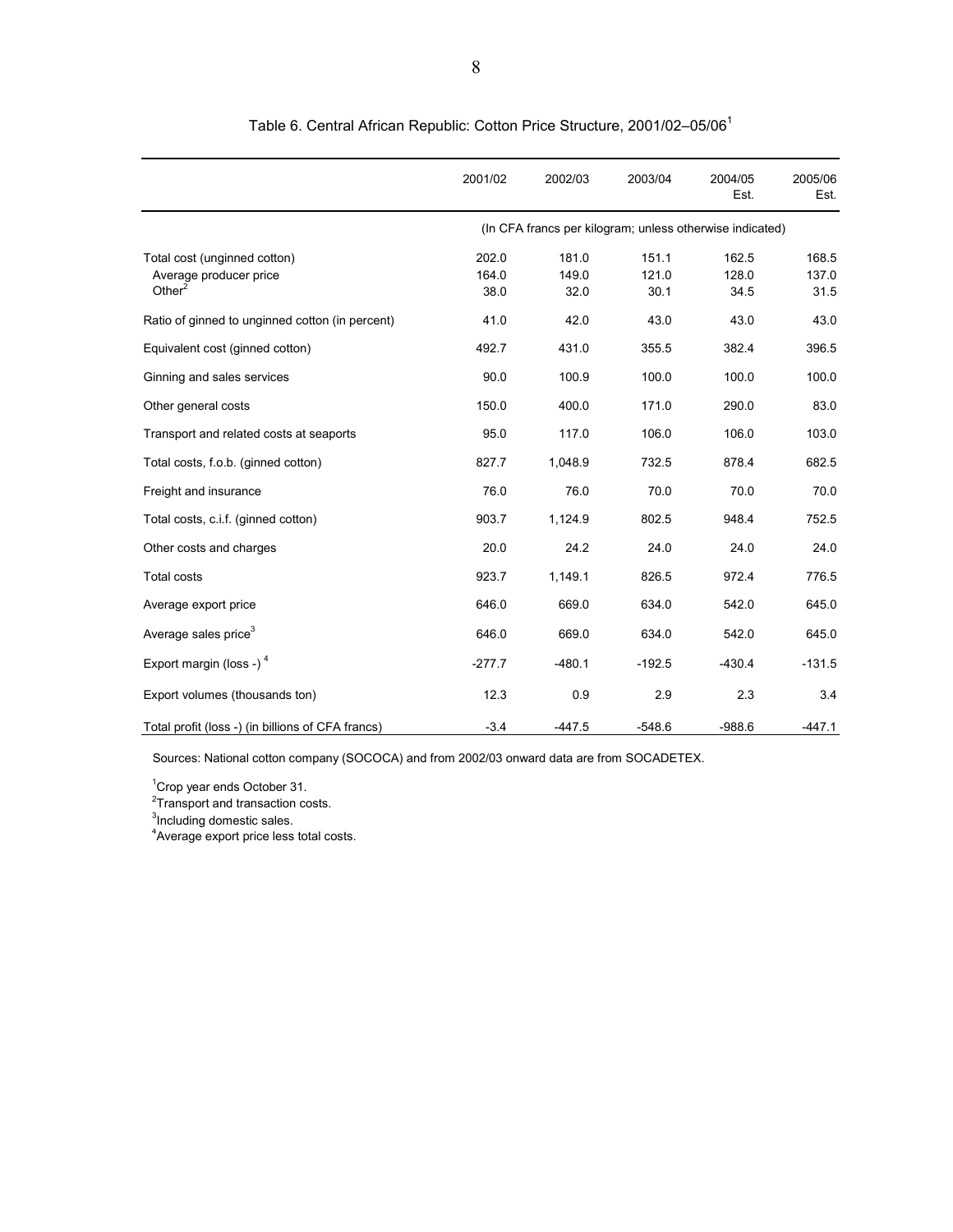Table 6. Central African Republic: Cotton Price Structure, 2001/02–05/06[1]

| | 2001/02 | 2002/03 | 2003/04 | 2004/05 Est. | 2005/06 Est. |
|---|---|---|---|---|---|
| | (In CFA francs per kilogram; unless otherwise indicated) | | | | |
| Total cost (unginned cotton) | 202.0 | 181.0 | 151.1 | 162.5 | 168.5 |
| Average producer price | 164.0 | 149.0 | 121.0 | 128.0 | 137.0 |
| Other[2] | 38.0 | 32.0 | 30.1 | 34.5 | 31.5 |
| Ratio of ginned to unginned cotton (in percent) | 41.0 | 42.0 | 43.0 | 43.0 | 43.0 |
| Equivalent cost (ginned cotton) | 492.7 | 431.0 | 355.5 | 382.4 | 396.5 |
| Ginning and sales services | 90.0 | 100.9 | 100.0 | 100.0 | 100.0 |
| Other general costs | 150.0 | 400.0 | 171.0 | 290.0 | 83.0 |
| Transport and related costs at seaports | 95.0 | 117.0 | 106.0 | 106.0 | 103.0 |
| Total costs, f.o.b. (ginned cotton) | 827.7 | 1,048.9 | 732.5 | 878.4 | 682.5 |
| Freight and insurance | 76.0 | 76.0 | 70.0 | 70.0 | 70.0 |
| Total costs, c.i.f. (ginned cotton) | 903.7 | 1,124.9 | 802.5 | 948.4 | 752.5 |
| Other costs and charges | 20.0 | 24.2 | 24.0 | 24.0 | 24.0 |
| Total costs | 923.7 | 1,149.1 | 826.5 | 972.4 | 776.5 |
| Average export price | 646.0 | 669.0 | 634.0 | 542.0 | 645.0 |
| Average sales price[3] | 646.0 | 669.0 | 634.0 | 542.0 | 645.0 |
| Export margin (loss -)[4] | -277.7 | -480.1 | -192.5 | -430.4 | -131.5 |
| Export volumes (thousands ton) | 12.3 | 0.9 | 2.9 | 2.3 | 3.4 |
| Total profit (loss -) (in billions of CFA francs) | -3.4 | -447.5 | -548.6 | -988.6 | -447.1 |

Sources: National cotton company (SOCOCA) and from 2002/03 onward data are from SOCADETEX.

[1] Crop year ends October 31.

[2] Transport and transaction costs.

[3] Including domestic sales.

[4] Average export price less total costs.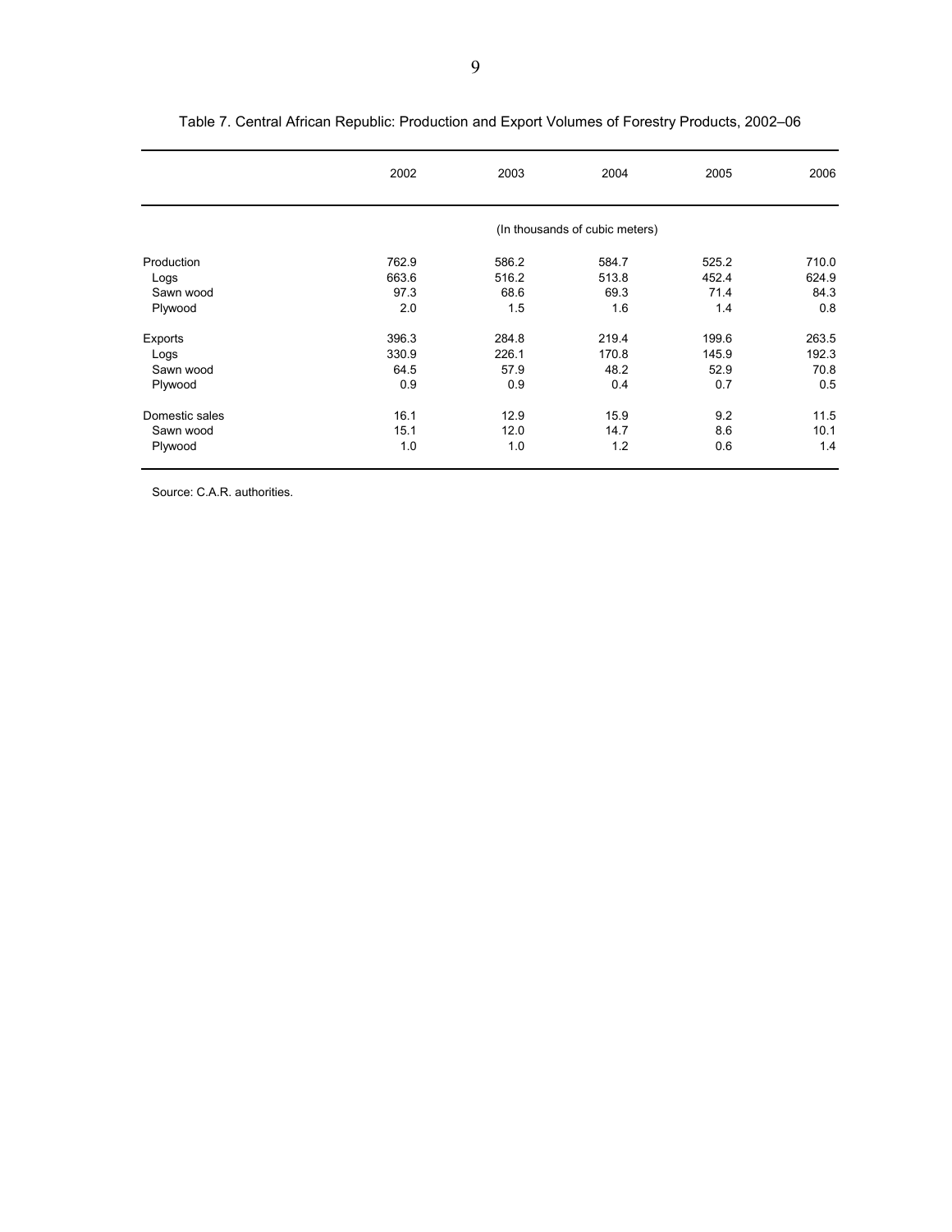Table 7. Central African Republic: Production and Export Volumes of Forestry Products, 2002–06

| | 2002 | 2003 | 2004 | 2005 | 2006 |
|---|---|---|---|---|---|
| | (In thousands of cubic meters) | | | | |
| Production | 762.9 | 586.2 | 584.7 | 525.2 | 710.0 |
| Logs | 663.6 | 516.2 | 513.8 | 452.4 | 624.9 |
| Sawn wood | 97.3 | 68.6 | 69.3 | 71.4 | 84.3 |
| Plywood | 2.0 | 1.5 | 1.6 | 1.4 | 0.8 |
| Exports | 396.3 | 284.8 | 219.4 | 199.6 | 263.5 |
| Logs | 330.9 | 226.1 | 170.8 | 145.9 | 192.3 |
| Sawn wood | 64.5 | 57.9 | 48.2 | 52.9 | 70.8 |
| Plywood | 0.9 | 0.9 | 0.4 | 0.7 | 0.5 |
| Domestic sales | 16.1 | 12.9 | 15.9 | 9.2 | 11.5 |
| Sawn wood | 15.1 | 12.0 | 14.7 | 8.6 | 10.1 |
| Plywood | 1.0 | 1.0 | 1.2 | 0.6 | 1.4 |

Source: C.A.R. authorities.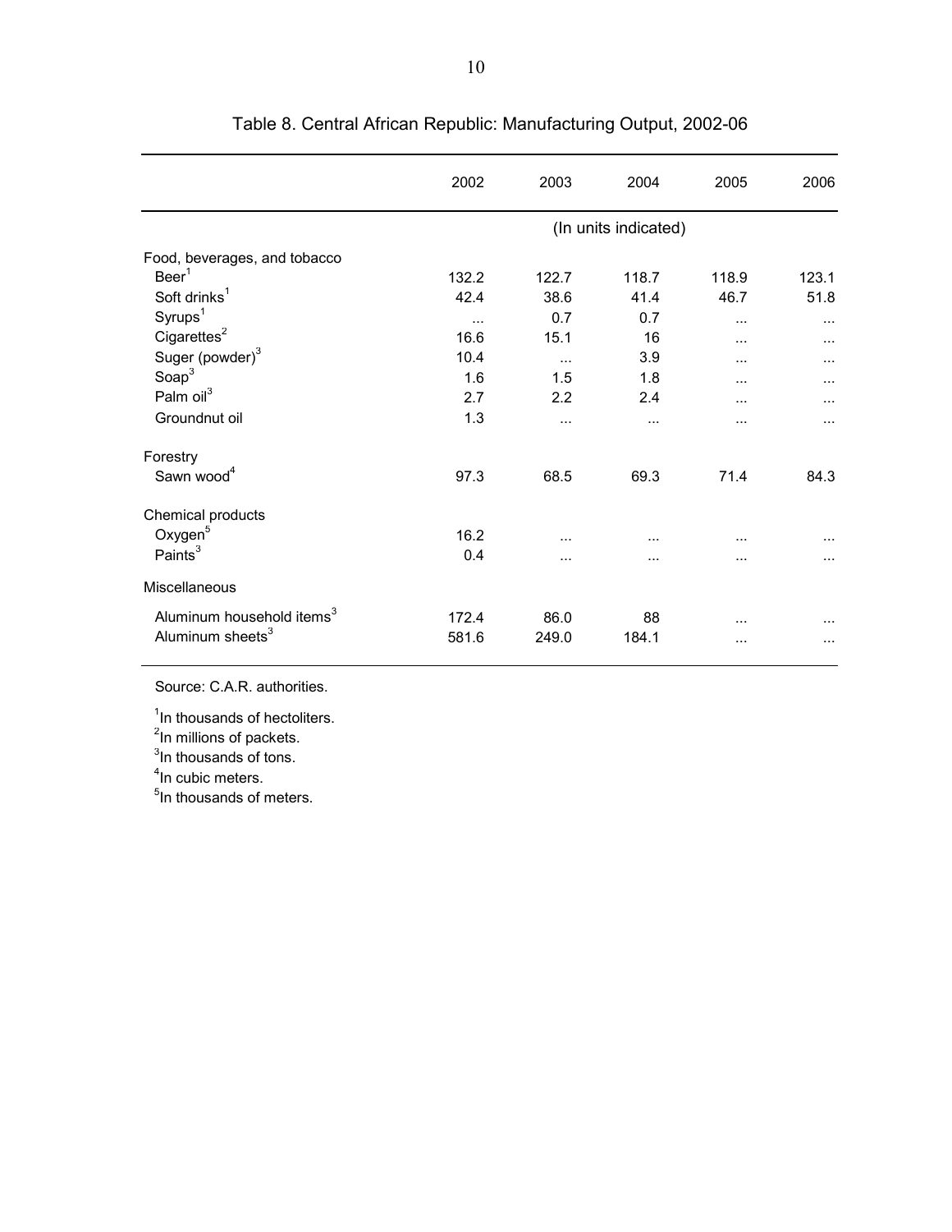## Table 8. Central African Republic: Manufacturing Output, 2002-06

| | 2002 | 2003 | 2004 | 2005 | 2006 |
|---|---|---|---|---|---|
| | (In units indicated) | | | | |
| Food, beverages, and tobacco | | | | | |
| Beer[1] | 132.2 | 122.7 | 118.7 | 118.9 | 123.1 |
| Soft drinks[1] | 42.4 | 38.6 | 41.4 | 46.7 | 51.8 |
| Syrups[1] | ... | 0.7 | 0.7 | ... | ... |
| Cigarettes[2] | 16.6 | 15.1 | 16 | ... | ... |
| Suger (powder)[3] | 10.4 | ... | 3.9 | ... | ... |
| Soap[3] | 1.6 | 1.5 | 1.8 | ... | ... |
| Palm oil[3] | 2.7 | 2.2 | 2.4 | ... | ... |
| Groundnut oil | 1.3 | ... | ... | ... | ... |
| Forestry | | | | | |
| Sawn wood[4] | 97.3 | 68.5 | 69.3 | 71.4 | 84.3 |
| Chemical products | | | | | |
| Oxygen[5] | 16.2 | ... | ... | ... | ... |
| Paints[3] | 0.4 | ... | ... | ... | ... |
| Miscellaneous | | | | | |
| Aluminum household items[3] | 172.4 | 86.0 | 88 | ... | ... |
| Aluminum sheets[3] | 581.6 | 249.0 | 184.1 | ... | ... |

Source: C.A.R. authorities.

[1] In thousands of hectoliters.
[2] In millions of packets.
[3] In thousands of tons.
[4] In cubic meters.
[5] In thousands of meters.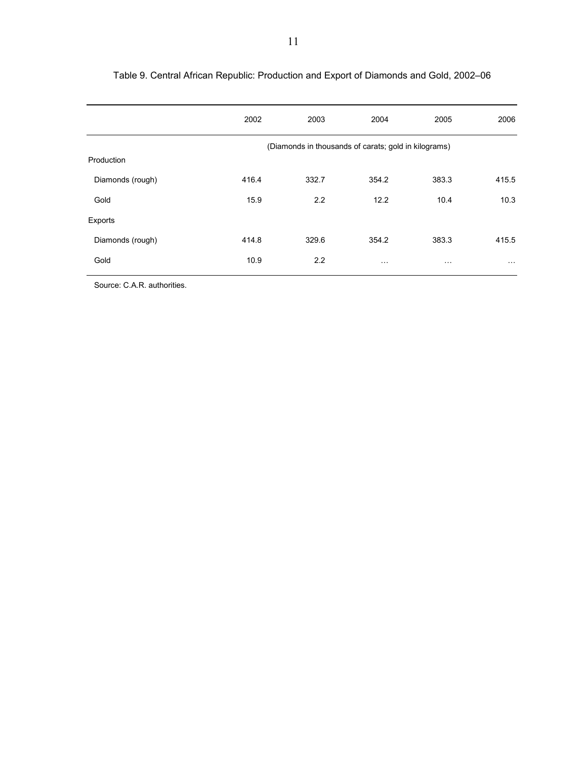Table 9. Central African Republic: Production and Export of Diamonds and Gold, 2002–06

| | 2002 | 2003 | 2004 | 2005 | 2006 |
|---|---|---|---|---|---|
| | (Diamonds in thousands of carats; gold in kilograms) | | | | |
| Production | | | | | |
| Diamonds (rough) | 416.4 | 332.7 | 354.2 | 383.3 | 415.5 |
| Gold | 15.9 | 2.2 | 12.2 | 10.4 | 10.3 |
| Exports | | | | | |
| Diamonds (rough) | 414.8 | 329.6 | 354.2 | 383.3 | 415.5 |
| Gold | 10.9 | 2.2 | … | … | … |

Source: C.A.R. authorities.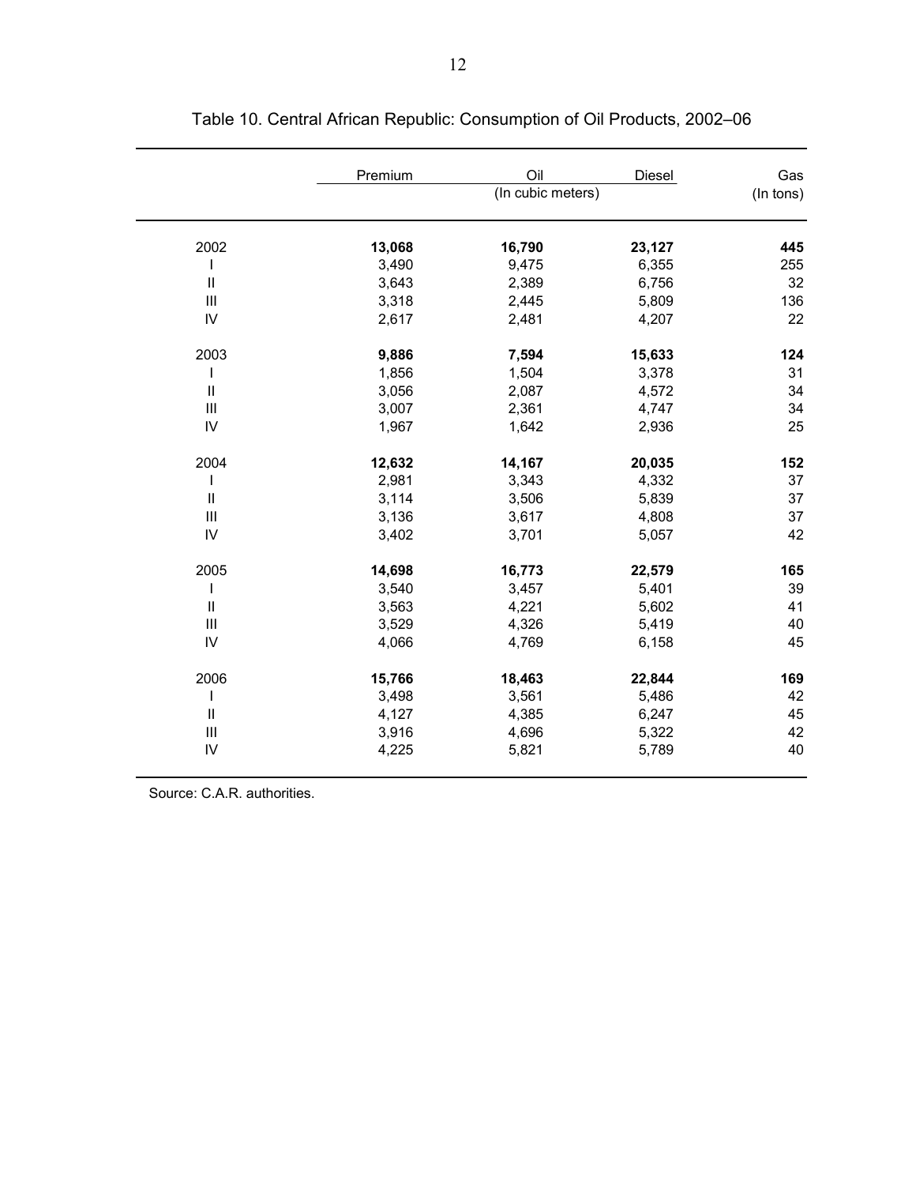Table 10. Central African Republic: Consumption of Oil Products, 2002–06

| | Premium | Oil | Diesel | Gas |
|---|---|---|---|---|
| | (In cubic meters) | | | (In tons) |
| **2002** | **13,068** | **16,790** | **23,127** | **445** |
| I | 3,490 | 9,475 | 6,355 | 255 |
| II | 3,643 | 2,389 | 6,756 | 32 |
| III | 3,318 | 2,445 | 5,809 | 136 |
| IV | 2,617 | 2,481 | 4,207 | 22 |
| **2003** | **9,886** | **7,594** | **15,633** | **124** |
| I | 1,856 | 1,504 | 3,378 | 31 |
| II | 3,056 | 2,087 | 4,572 | 34 |
| III | 3,007 | 2,361 | 4,747 | 34 |
| IV | 1,967 | 1,642 | 2,936 | 25 |
| **2004** | **12,632** | **14,167** | **20,035** | **152** |
| I | 2,981 | 3,343 | 4,332 | 37 |
| II | 3,114 | 3,506 | 5,839 | 37 |
| III | 3,136 | 3,617 | 4,808 | 37 |
| IV | 3,402 | 3,701 | 5,057 | 42 |
| **2005** | **14,698** | **16,773** | **22,579** | **165** |
| I | 3,540 | 3,457 | 5,401 | 39 |
| II | 3,563 | 4,221 | 5,602 | 41 |
| III | 3,529 | 4,326 | 5,419 | 40 |
| IV | 4,066 | 4,769 | 6,158 | 45 |
| **2006** | **15,766** | **18,463** | **22,844** | **169** |
| I | 3,498 | 3,561 | 5,486 | 42 |
| II | 4,127 | 4,385 | 6,247 | 45 |
| III | 3,916 | 4,696 | 5,322 | 42 |
| IV | 4,225 | 5,821 | 5,789 | 40 |

Source: C.A.R. authorities.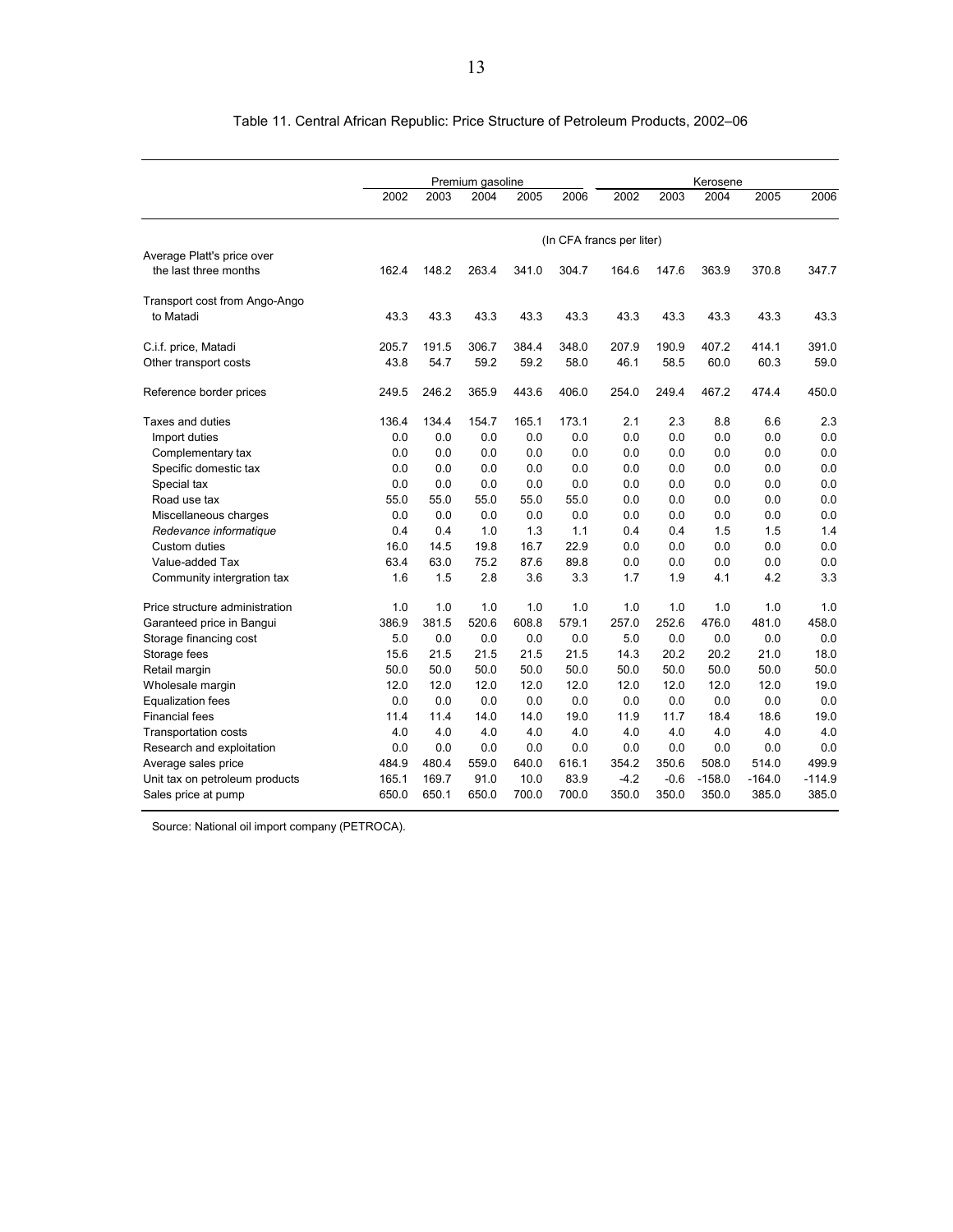Table 11. Central African Republic: Price Structure of Petroleum Products, 2002–06

| | Premium gasoline | | | | | Kerosene | | | | |
|---|---|---|---|---|---|---|---|---|---|---|
| | 2002 | 2003 | 2004 | 2005 | 2006 | 2002 | 2003 | 2004 | 2005 | 2006 |
| | (In CFA francs per liter) | | | | | | | | | |
| Average Platt's price over the last three months | 162.4 | 148.2 | 263.4 | 341.0 | 304.7 | 164.6 | 147.6 | 363.9 | 370.8 | 347.7 |
| Transport cost from Ango-Ango to Matadi | 43.3 | 43.3 | 43.3 | 43.3 | 43.3 | 43.3 | 43.3 | 43.3 | 43.3 | 43.3 |
| C.i.f. price, Matadi | 205.7 | 191.5 | 306.7 | 384.4 | 348.0 | 207.9 | 190.9 | 407.2 | 414.1 | 391.0 |
| Other transport costs | 43.8 | 54.7 | 59.2 | 59.2 | 58.0 | 46.1 | 58.5 | 60.0 | 60.3 | 59.0 |
| Reference border prices | 249.5 | 246.2 | 365.9 | 443.6 | 406.0 | 254.0 | 249.4 | 467.2 | 474.4 | 450.0 |
| Taxes and duties | 136.4 | 134.4 | 154.7 | 165.1 | 173.1 | 2.1 | 2.3 | 8.8 | 6.6 | 2.3 |
| Import duties | 0.0 | 0.0 | 0.0 | 0.0 | 0.0 | 0.0 | 0.0 | 0.0 | 0.0 | 0.0 |
| Complementary tax | 0.0 | 0.0 | 0.0 | 0.0 | 0.0 | 0.0 | 0.0 | 0.0 | 0.0 | 0.0 |
| Specific domestic tax | 0.0 | 0.0 | 0.0 | 0.0 | 0.0 | 0.0 | 0.0 | 0.0 | 0.0 | 0.0 |
| Special tax | 0.0 | 0.0 | 0.0 | 0.0 | 0.0 | 0.0 | 0.0 | 0.0 | 0.0 | 0.0 |
| Road use tax | 55.0 | 55.0 | 55.0 | 55.0 | 55.0 | 0.0 | 0.0 | 0.0 | 0.0 | 0.0 |
| Miscellaneous charges | 0.0 | 0.0 | 0.0 | 0.0 | 0.0 | 0.0 | 0.0 | 0.0 | 0.0 | 0.0 |
| *Redevance informatique* | 0.4 | 0.4 | 1.0 | 1.3 | 1.1 | 0.4 | 0.4 | 1.5 | 1.5 | 1.4 |
| Custom duties | 16.0 | 14.5 | 19.8 | 16.7 | 22.9 | 0.0 | 0.0 | 0.0 | 0.0 | 0.0 |
| Value-added Tax | 63.4 | 63.0 | 75.2 | 87.6 | 89.8 | 0.0 | 0.0 | 0.0 | 0.0 | 0.0 |
| Community intergration tax | 1.6 | 1.5 | 2.8 | 3.6 | 3.3 | 1.7 | 1.9 | 4.1 | 4.2 | 3.3 |
| Price structure administration | 1.0 | 1.0 | 1.0 | 1.0 | 1.0 | 1.0 | 1.0 | 1.0 | 1.0 | 1.0 |
| Garanteed price in Bangui | 386.9 | 381.5 | 520.6 | 608.8 | 579.1 | 257.0 | 252.6 | 476.0 | 481.0 | 458.0 |
| Storage financing cost | 5.0 | 0.0 | 0.0 | 0.0 | 0.0 | 5.0 | 0.0 | 0.0 | 0.0 | 0.0 |
| Storage fees | 15.6 | 21.5 | 21.5 | 21.5 | 21.5 | 14.3 | 20.2 | 20.2 | 21.0 | 18.0 |
| Retail margin | 50.0 | 50.0 | 50.0 | 50.0 | 50.0 | 50.0 | 50.0 | 50.0 | 50.0 | 50.0 |
| Wholesale margin | 12.0 | 12.0 | 12.0 | 12.0 | 12.0 | 12.0 | 12.0 | 12.0 | 12.0 | 19.0 |
| Equalization fees | 0.0 | 0.0 | 0.0 | 0.0 | 0.0 | 0.0 | 0.0 | 0.0 | 0.0 | 0.0 |
| Financial fees | 11.4 | 11.4 | 14.0 | 14.0 | 19.0 | 11.9 | 11.7 | 18.4 | 18.6 | 19.0 |
| Transportation costs | 4.0 | 4.0 | 4.0 | 4.0 | 4.0 | 4.0 | 4.0 | 4.0 | 4.0 | 4.0 |
| Research and exploitation | 0.0 | 0.0 | 0.0 | 0.0 | 0.0 | 0.0 | 0.0 | 0.0 | 0.0 | 0.0 |
| Average sales price | 484.9 | 480.4 | 559.0 | 640.0 | 616.1 | 354.2 | 350.6 | 508.0 | 514.0 | 499.9 |
| Unit tax on petroleum products | 165.1 | 169.7 | 91.0 | 10.0 | 83.9 | -4.2 | -0.6 | -158.0 | -164.0 | -114.9 |
| Sales price at pump | 650.0 | 650.1 | 650.0 | 700.0 | 700.0 | 350.0 | 350.0 | 350.0 | 385.0 | 385.0 |

Source: National oil import company (PETROCA).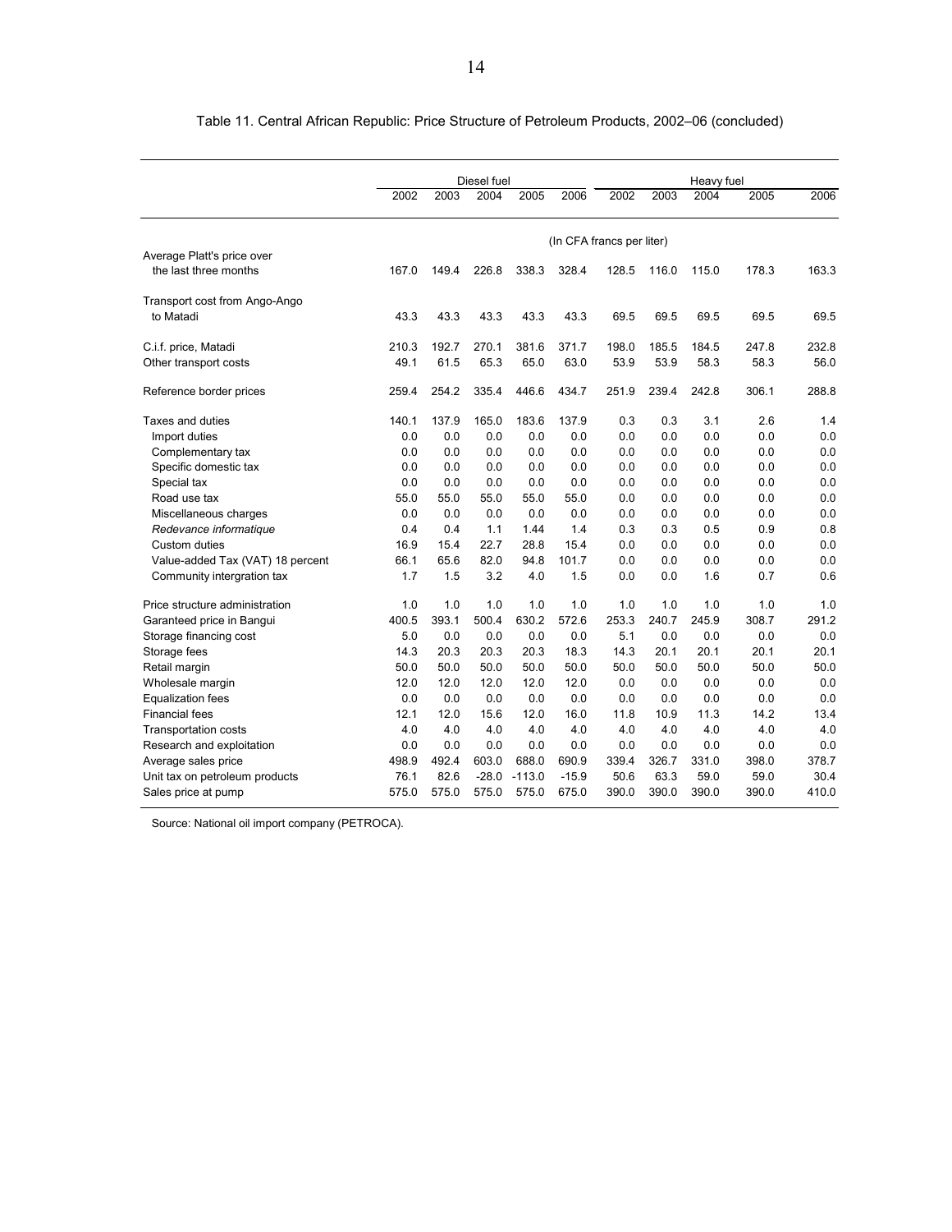Table 11. Central African Republic: Price Structure of Petroleum Products, 2002–06 (concluded)

| | Diesel fuel | | | | | Heavy fuel | | | | |
|---|---|---|---|---|---|---|---|---|---|---|
| | 2002 | 2003 | 2004 | 2005 | 2006 | 2002 | 2003 | 2004 | 2005 | 2006 |
| | (In CFA francs per liter) | | | | | | | | | |
| Average Platt's price over the last three months | 167.0 | 149.4 | 226.8 | 338.3 | 328.4 | 128.5 | 116.0 | 115.0 | 178.3 | 163.3 |
| Transport cost from Ango-Ango to Matadi | 43.3 | 43.3 | 43.3 | 43.3 | 43.3 | 69.5 | 69.5 | 69.5 | 69.5 | 69.5 |
| C.i.f. price, Matadi | 210.3 | 192.7 | 270.1 | 381.6 | 371.7 | 198.0 | 185.5 | 184.5 | 247.8 | 232.8 |
| Other transport costs | 49.1 | 61.5 | 65.3 | 65.0 | 63.0 | 53.9 | 53.9 | 58.3 | 58.3 | 56.0 |
| Reference border prices | 259.4 | 254.2 | 335.4 | 446.6 | 434.7 | 251.9 | 239.4 | 242.8 | 306.1 | 288.8 |
| Taxes and duties | 140.1 | 137.9 | 165.0 | 183.6 | 137.9 | 0.3 | 0.3 | 3.1 | 2.6 | 1.4 |
| Import duties | 0.0 | 0.0 | 0.0 | 0.0 | 0.0 | 0.0 | 0.0 | 0.0 | 0.0 | 0.0 |
| Complementary tax | 0.0 | 0.0 | 0.0 | 0.0 | 0.0 | 0.0 | 0.0 | 0.0 | 0.0 | 0.0 |
| Specific domestic tax | 0.0 | 0.0 | 0.0 | 0.0 | 0.0 | 0.0 | 0.0 | 0.0 | 0.0 | 0.0 |
| Special tax | 0.0 | 0.0 | 0.0 | 0.0 | 0.0 | 0.0 | 0.0 | 0.0 | 0.0 | 0.0 |
| Road use tax | 55.0 | 55.0 | 55.0 | 55.0 | 55.0 | 0.0 | 0.0 | 0.0 | 0.0 | 0.0 |
| Miscellaneous charges | 0.0 | 0.0 | 0.0 | 0.0 | 0.0 | 0.0 | 0.0 | 0.0 | 0.0 | 0.0 |
| *Redevance informatique* | 0.4 | 0.4 | 1.1 | 1.44 | 1.4 | 0.3 | 0.3 | 0.5 | 0.9 | 0.8 |
| Custom duties | 16.9 | 15.4 | 22.7 | 28.8 | 15.4 | 0.0 | 0.0 | 0.0 | 0.0 | 0.0 |
| Value-added Tax (VAT) 18 percent | 66.1 | 65.6 | 82.0 | 94.8 | 101.7 | 0.0 | 0.0 | 0.0 | 0.0 | 0.0 |
| Community intergration tax | 1.7 | 1.5 | 3.2 | 4.0 | 1.5 | 0.0 | 0.0 | 1.6 | 0.7 | 0.6 |
| Price structure administration | 1.0 | 1.0 | 1.0 | 1.0 | 1.0 | 1.0 | 1.0 | 1.0 | 1.0 | 1.0 |
| Garanteed price in Bangui | 400.5 | 393.1 | 500.4 | 630.2 | 572.6 | 253.3 | 240.7 | 245.9 | 308.7 | 291.2 |
| Storage financing cost | 5.0 | 0.0 | 0.0 | 0.0 | 0.0 | 5.1 | 0.0 | 0.0 | 0.0 | 0.0 |
| Storage fees | 14.3 | 20.3 | 20.3 | 20.3 | 18.3 | 14.3 | 20.1 | 20.1 | 20.1 | 20.1 |
| Retail margin | 50.0 | 50.0 | 50.0 | 50.0 | 50.0 | 50.0 | 50.0 | 50.0 | 50.0 | 50.0 |
| Wholesale margin | 12.0 | 12.0 | 12.0 | 12.0 | 12.0 | 0.0 | 0.0 | 0.0 | 0.0 | 0.0 |
| Equalization fees | 0.0 | 0.0 | 0.0 | 0.0 | 0.0 | 0.0 | 0.0 | 0.0 | 0.0 | 0.0 |
| Financial fees | 12.1 | 12.0 | 15.6 | 12.0 | 16.0 | 11.8 | 10.9 | 11.3 | 14.2 | 13.4 |
| Transportation costs | 4.0 | 4.0 | 4.0 | 4.0 | 4.0 | 4.0 | 4.0 | 4.0 | 4.0 | 4.0 |
| Research and exploitation | 0.0 | 0.0 | 0.0 | 0.0 | 0.0 | 0.0 | 0.0 | 0.0 | 0.0 | 0.0 |
| Average sales price | 498.9 | 492.4 | 603.0 | 688.0 | 690.9 | 339.4 | 326.7 | 331.0 | 398.0 | 378.7 |
| Unit tax on petroleum products | 76.1 | 82.6 | -28.0 | -113.0 | -15.9 | 50.6 | 63.3 | 59.0 | 59.0 | 30.4 |
| Sales price at pump | 575.0 | 575.0 | 575.0 | 575.0 | 675.0 | 390.0 | 390.0 | 390.0 | 390.0 | 410.0 |

Source: National oil import company (PETROCA).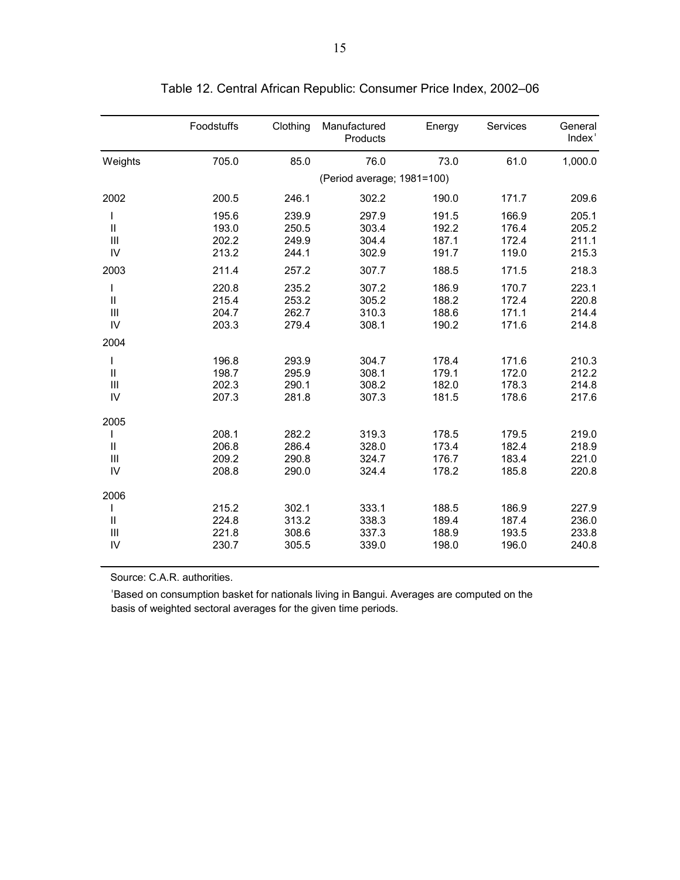## Table 12. Central African Republic: Consumer Price Index, 2002–06

| | Foodstuffs | Clothing | Manufactured Products | Energy | Services | General Index[1] |
|---|---|---|---|---|---|---|
| Weights | 705.0 | 85.0 | 76.0 | 73.0 | 61.0 | 1,000.0 |
| | | | (Period average; 1981=100) | | | |
| 2002 | 200.5 | 246.1 | 302.2 | 190.0 | 171.7 | 209.6 |
| I | 195.6 | 239.9 | 297.9 | 191.5 | 166.9 | 205.1 |
| II | 193.0 | 250.5 | 303.4 | 192.2 | 176.4 | 205.2 |
| III | 202.2 | 249.9 | 304.4 | 187.1 | 172.4 | 211.1 |
| IV | 213.2 | 244.1 | 302.9 | 191.7 | 119.0 | 215.3 |
| 2003 | 211.4 | 257.2 | 307.7 | 188.5 | 171.5 | 218.3 |
| I | 220.8 | 235.2 | 307.2 | 186.9 | 170.7 | 223.1 |
| II | 215.4 | 253.2 | 305.2 | 188.2 | 172.4 | 220.8 |
| III | 204.7 | 262.7 | 310.3 | 188.6 | 171.1 | 214.4 |
| IV | 203.3 | 279.4 | 308.1 | 190.2 | 171.6 | 214.8 |
| 2004 | | | | | | |
| I | 196.8 | 293.9 | 304.7 | 178.4 | 171.6 | 210.3 |
| II | 198.7 | 295.9 | 308.1 | 179.1 | 172.0 | 212.2 |
| III | 202.3 | 290.1 | 308.2 | 182.0 | 178.3 | 214.8 |
| IV | 207.3 | 281.8 | 307.3 | 181.5 | 178.6 | 217.6 |
| 2005 | | | | | | |
| I | 208.1 | 282.2 | 319.3 | 178.5 | 179.5 | 219.0 |
| II | 206.8 | 286.4 | 328.0 | 173.4 | 182.4 | 218.9 |
| III | 209.2 | 290.8 | 324.7 | 176.7 | 183.4 | 221.0 |
| IV | 208.8 | 290.0 | 324.4 | 178.2 | 185.8 | 220.8 |
| 2006 | | | | | | |
| I | 215.2 | 302.1 | 333.1 | 188.5 | 186.9 | 227.9 |
| II | 224.8 | 313.2 | 338.3 | 189.4 | 187.4 | 236.0 |
| III | 221.8 | 308.6 | 337.3 | 188.9 | 193.5 | 233.8 |
| IV | 230.7 | 305.5 | 339.0 | 198.0 | 196.0 | 240.8 |

Source: C.A.R. authorities.

[1] Based on consumption basket for nationals living in Bangui. Averages are computed on the basis of weighted sectoral averages for the given time periods.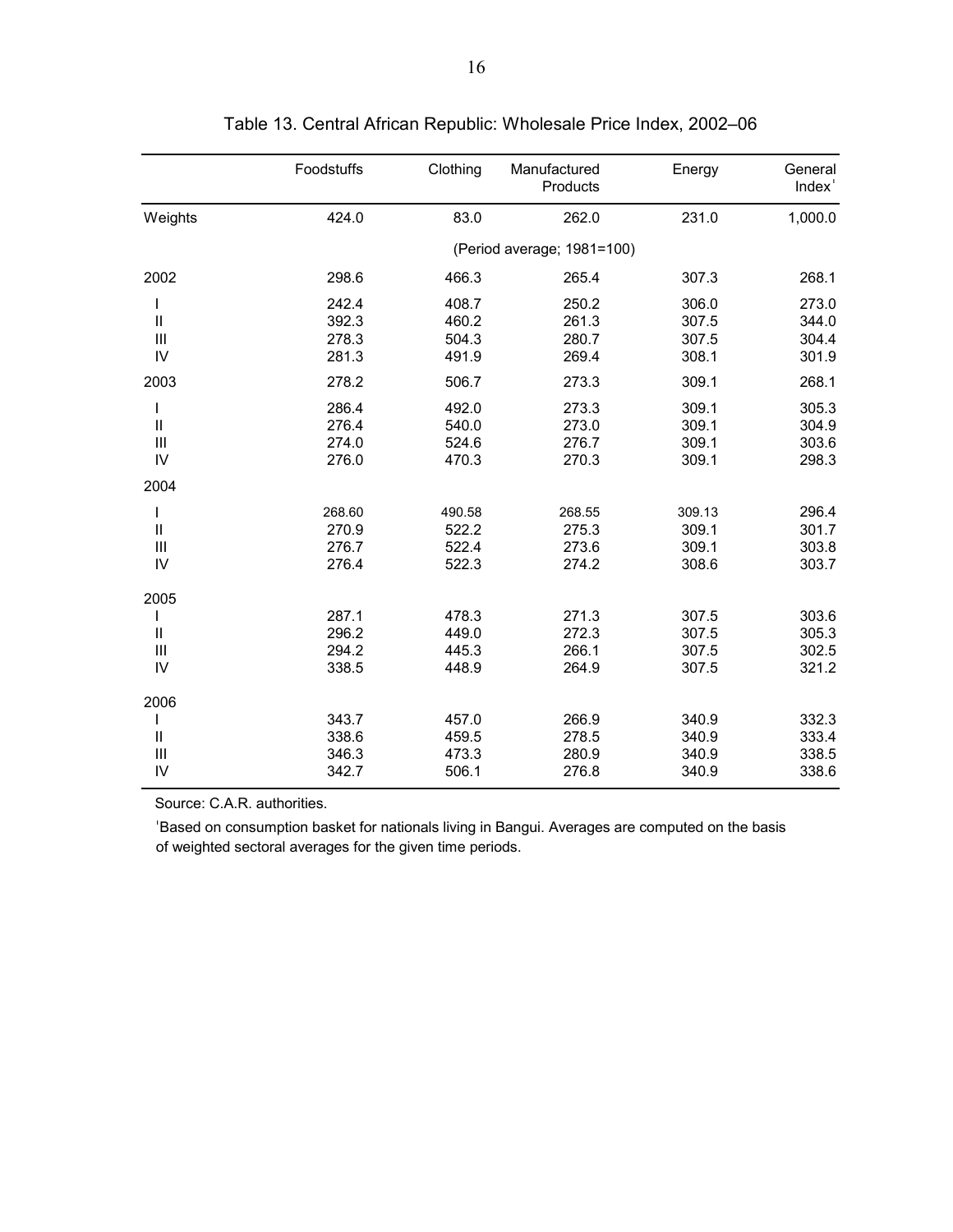Table 13. Central African Republic: Wholesale Price Index, 2002–06

| | Foodstuffs | Clothing | Manufactured Products | Energy | General Index[1] |
|---|---|---|---|---|---|
| Weights | 424.0 | 83.0 | 262.0 | 231.0 | 1,000.0 |
| | | | (Period average; 1981=100) | | |
| 2002 | 298.6 | 466.3 | 265.4 | 307.3 | 268.1 |
| I | 242.4 | 408.7 | 250.2 | 306.0 | 273.0 |
| II | 392.3 | 460.2 | 261.3 | 307.5 | 344.0 |
| III | 278.3 | 504.3 | 280.7 | 307.5 | 304.4 |
| IV | 281.3 | 491.9 | 269.4 | 308.1 | 301.9 |
| 2003 | 278.2 | 506.7 | 273.3 | 309.1 | 268.1 |
| I | 286.4 | 492.0 | 273.3 | 309.1 | 305.3 |
| II | 276.4 | 540.0 | 273.0 | 309.1 | 304.9 |
| III | 274.0 | 524.6 | 276.7 | 309.1 | 303.6 |
| IV | 276.0 | 470.3 | 270.3 | 309.1 | 298.3 |
| 2004 | | | | | |
| I | 268.60 | 490.58 | 268.55 | 309.13 | 296.4 |
| II | 270.9 | 522.2 | 275.3 | 309.1 | 301.7 |
| III | 276.7 | 522.4 | 273.6 | 309.1 | 303.8 |
| IV | 276.4 | 522.3 | 274.2 | 308.6 | 303.7 |
| 2005 | | | | | |
| I | 287.1 | 478.3 | 271.3 | 307.5 | 303.6 |
| II | 296.2 | 449.0 | 272.3 | 307.5 | 305.3 |
| III | 294.2 | 445.3 | 266.1 | 307.5 | 302.5 |
| IV | 338.5 | 448.9 | 264.9 | 307.5 | 321.2 |
| 2006 | | | | | |
| I | 343.7 | 457.0 | 266.9 | 340.9 | 332.3 |
| II | 338.6 | 459.5 | 278.5 | 340.9 | 333.4 |
| III | 346.3 | 473.3 | 280.9 | 340.9 | 338.5 |
| IV | 342.7 | 506.1 | 276.8 | 340.9 | 338.6 |

Source: C.A.R. authorities.

[1] Based on consumption basket for nationals living in Bangui. Averages are computed on the basis of weighted sectoral averages for the given time periods.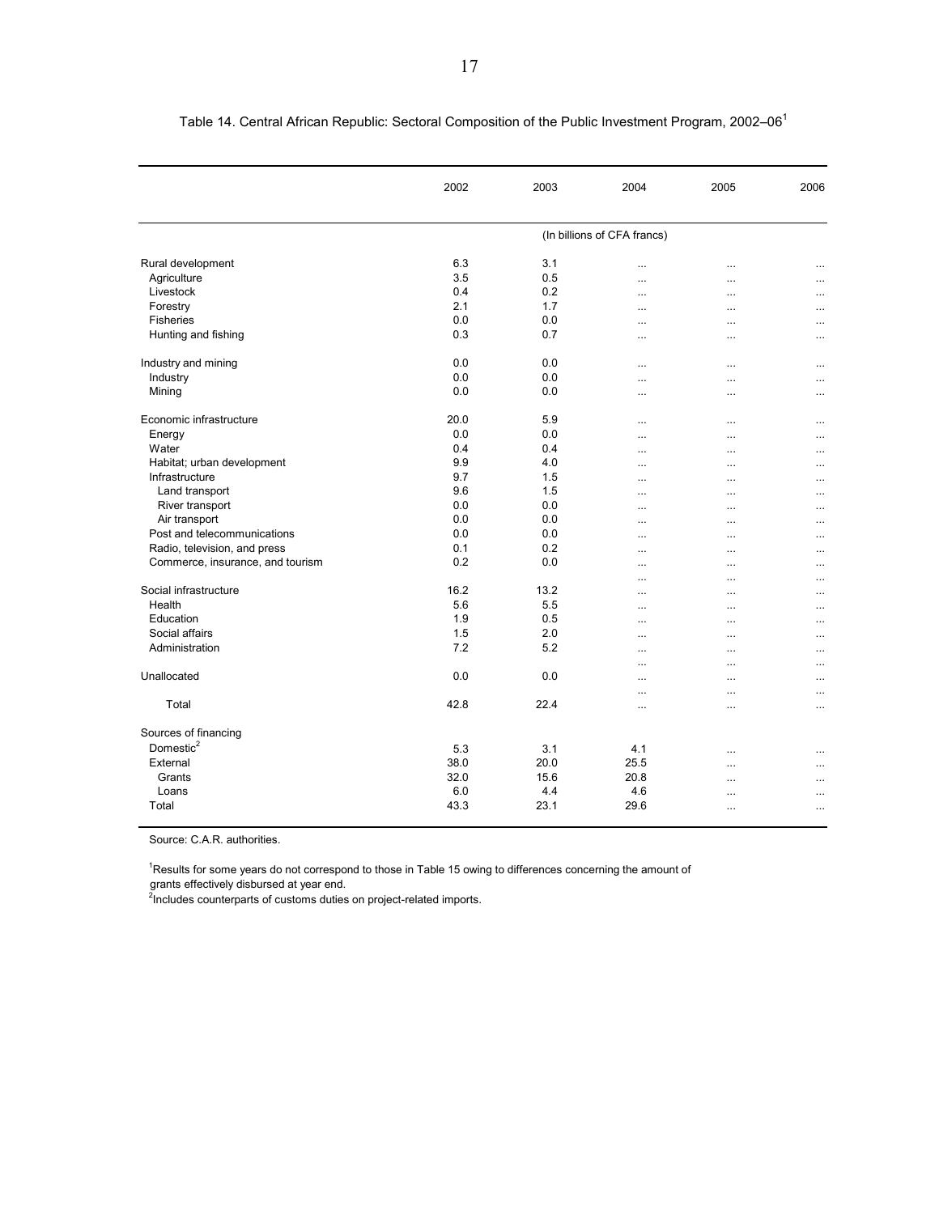Table 14. Central African Republic: Sectoral Composition of the Public Investment Program, 2002–06[1]

| | 2002 | 2003 | 2004 | 2005 | 2006 |
|---|---|---|---|---|---|
| | (In billions of CFA francs) | | | | |
| Rural development | 6.3 | 3.1 | ... | ... | ... |
| Agriculture | 3.5 | 0.5 | ... | ... | ... |
| Livestock | 0.4 | 0.2 | ... | ... | ... |
| Forestry | 2.1 | 1.7 | ... | ... | ... |
| Fisheries | 0.0 | 0.0 | ... | ... | ... |
| Hunting and fishing | 0.3 | 0.7 | ... | ... | ... |
| Industry and mining | 0.0 | 0.0 | ... | ... | ... |
| Industry | 0.0 | 0.0 | ... | ... | ... |
| Mining | 0.0 | 0.0 | ... | ... | ... |
| Economic infrastructure | 20.0 | 5.9 | ... | ... | ... |
| Energy | 0.0 | 0.0 | ... | ... | ... |
| Water | 0.4 | 0.4 | ... | ... | ... |
| Habitat; urban development | 9.9 | 4.0 | ... | ... | ... |
| Infrastructure | 9.7 | 1.5 | ... | ... | ... |
| Land transport | 9.6 | 1.5 | ... | ... | ... |
| River transport | 0.0 | 0.0 | ... | ... | ... |
| Air transport | 0.0 | 0.0 | ... | ... | ... |
| Post and telecommunications | 0.0 | 0.0 | ... | ... | ... |
| Radio, television, and press | 0.1 | 0.2 | ... | ... | ... |
| Commerce, insurance, and tourism | 0.2 | 0.0 | ... | ... | ... |
| | | | ... | ... | ... |
| Social infrastructure | 16.2 | 13.2 | ... | ... | ... |
| Health | 5.6 | 5.5 | ... | ... | ... |
| Education | 1.9 | 0.5 | ... | ... | ... |
| Social affairs | 1.5 | 2.0 | ... | ... | ... |
| Administration | 7.2 | 5.2 | ... | ... | ... |
| | | | ... | ... | ... |
| Unallocated | 0.0 | 0.0 | ... | ... | ... |
| | | | ... | ... | ... |
| Total | 42.8 | 22.4 | ... | ... | ... |
| Sources of financing | | | | | |
| Domestic[2] | 5.3 | 3.1 | 4.1 | ... | ... |
| External | 38.0 | 20.0 | 25.5 | ... | ... |
| Grants | 32.0 | 15.6 | 20.8 | ... | ... |
| Loans | 6.0 | 4.4 | 4.6 | ... | ... |
| Total | 43.3 | 23.1 | 29.6 | ... | ... |

Source: C.A.R. authorities.

[1]Results for some years do not correspond to those in Table 15 owing to differences concerning the amount of grants effectively disbursed at year end.

[2]Includes counterparts of customs duties on project-related imports.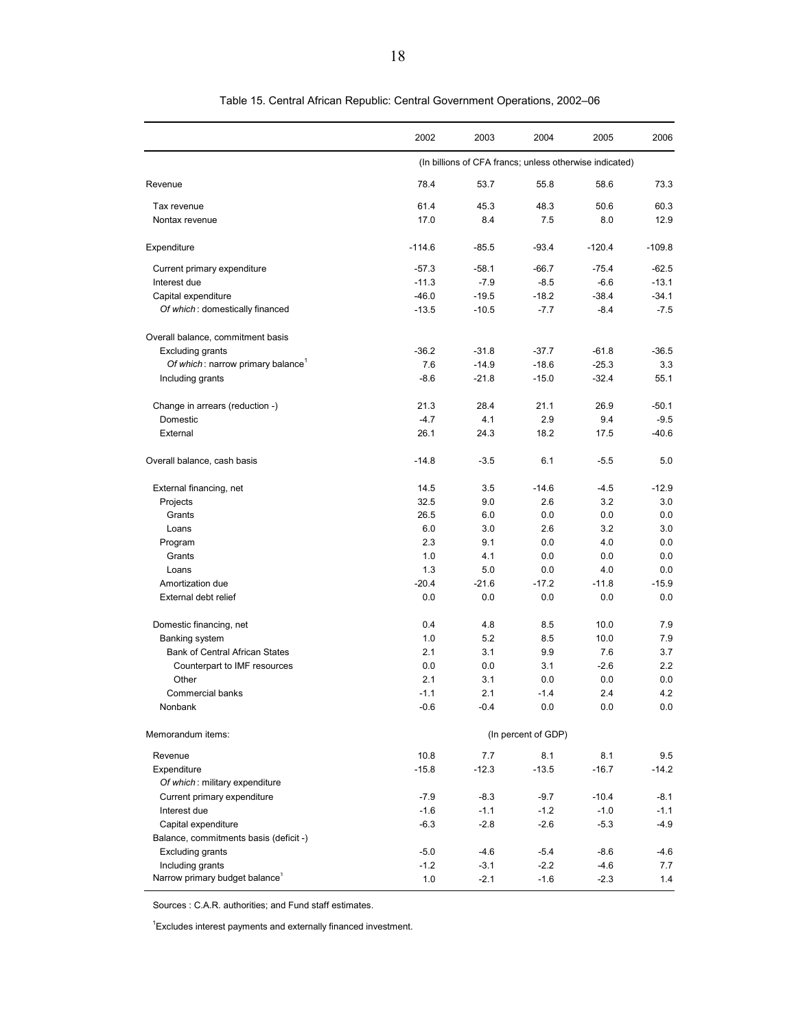Table 15. Central African Republic: Central Government Operations, 2002–06

| | 2002 | 2003 | 2004 | 2005 | 2006 |
|---|---|---|---|---|---|
| | (In billions of CFA francs; unless otherwise indicated) | | | | |
| Revenue | 78.4 | 53.7 | 55.8 | 58.6 | 73.3 |
| Tax revenue | 61.4 | 45.3 | 48.3 | 50.6 | 60.3 |
| Nontax revenue | 17.0 | 8.4 | 7.5 | 8.0 | 12.9 |
| Expenditure | -114.6 | -85.5 | -93.4 | -120.4 | -109.8 |
| Current primary expenditure | -57.3 | -58.1 | -66.7 | -75.4 | -62.5 |
| Interest due | -11.3 | -7.9 | -8.5 | -6.6 | -13.1 |
| Capital expenditure | -46.0 | -19.5 | -18.2 | -38.4 | -34.1 |
| *Of which*: domestically financed | -13.5 | -10.5 | -7.7 | -8.4 | -7.5 |
| Overall balance, commitment basis | | | | | |
| Excluding grants | -36.2 | -31.8 | -37.7 | -61.8 | -36.5 |
| *Of which*: narrow primary balance[1] | 7.6 | -14.9 | -18.6 | -25.3 | 3.3 |
| Including grants | -8.6 | -21.8 | -15.0 | -32.4 | 55.1 |
| Change in arrears (reduction -) | 21.3 | 28.4 | 21.1 | 26.9 | -50.1 |
| Domestic | -4.7 | 4.1 | 2.9 | 9.4 | -9.5 |
| External | 26.1 | 24.3 | 18.2 | 17.5 | -40.6 |
| Overall balance, cash basis | -14.8 | -3.5 | 6.1 | -5.5 | 5.0 |
| External financing, net | 14.5 | 3.5 | -14.6 | -4.5 | -12.9 |
| Projects | 32.5 | 9.0 | 2.6 | 3.2 | 3.0 |
| Grants | 26.5 | 6.0 | 0.0 | 0.0 | 0.0 |
| Loans | 6.0 | 3.0 | 2.6 | 3.2 | 3.0 |
| Program | 2.3 | 9.1 | 0.0 | 4.0 | 0.0 |
| Grants | 1.0 | 4.1 | 0.0 | 0.0 | 0.0 |
| Loans | 1.3 | 5.0 | 0.0 | 4.0 | 0.0 |
| Amortization due | -20.4 | -21.6 | -17.2 | -11.8 | -15.9 |
| External debt relief | 0.0 | 0.0 | 0.0 | 0.0 | 0.0 |
| Domestic financing, net | 0.4 | 4.8 | 8.5 | 10.0 | 7.9 |
| Banking system | 1.0 | 5.2 | 8.5 | 10.0 | 7.9 |
| Bank of Central African States | 2.1 | 3.1 | 9.9 | 7.6 | 3.7 |
| Counterpart to IMF resources | 0.0 | 0.0 | 3.1 | -2.6 | 2.2 |
| Other | 2.1 | 3.1 | 0.0 | 0.0 | 0.0 |
| Commercial banks | -1.1 | 2.1 | -1.4 | 2.4 | 4.2 |
| Nonbank | -0.6 | -0.4 | 0.0 | 0.0 | 0.0 |
| Memorandum items: | (In percent of GDP) | | | | |
| Revenue | 10.8 | 7.7 | 8.1 | 8.1 | 9.5 |
| Expenditure | -15.8 | -12.3 | -13.5 | -16.7 | -14.2 |
| *Of which*: military expenditure | | | | | |
| Current primary expenditure | -7.9 | -8.3 | -9.7 | -10.4 | -8.1 |
| Interest due | -1.6 | -1.1 | -1.2 | -1.0 | -1.1 |
| Capital expenditure | -6.3 | -2.8 | -2.6 | -5.3 | -4.9 |
| Balance, commitments basis (deficit -) | | | | | |
| Excluding grants | -5.0 | -4.6 | -5.4 | -8.6 | -4.6 |
| Including grants | -1.2 | -3.1 | -2.2 | -4.6 | 7.7 |
| Narrow primary budget balance[1] | 1.0 | -2.1 | -1.6 | -2.3 | 1.4 |

Sources : C.A.R. authorities; and Fund staff estimates.

[1]Excludes interest payments and externally financed investment.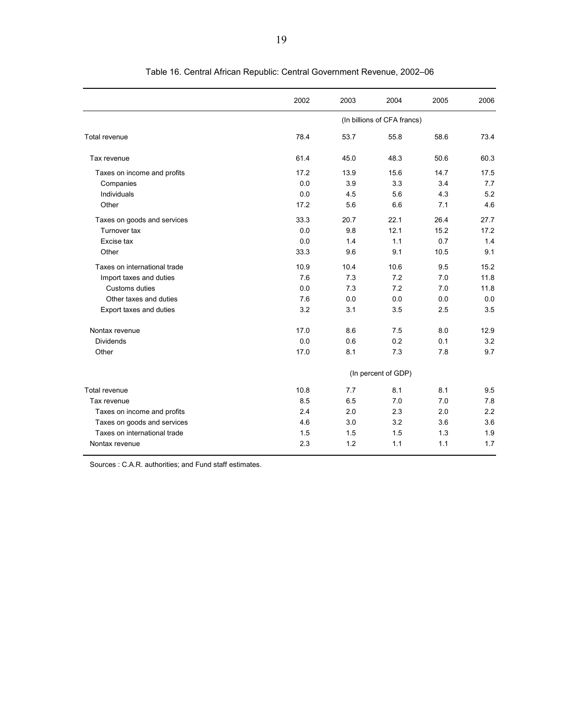## Table 16. Central African Republic: Central Government Revenue, 2002–06

| | 2002 | 2003 | 2004 | 2005 | 2006 |
|---|---|---|---|---|---|
| | (In billions of CFA francs) | | | | |
| Total revenue | 78.4 | 53.7 | 55.8 | 58.6 | 73.4 |
| Tax revenue | 61.4 | 45.0 | 48.3 | 50.6 | 60.3 |
| Taxes on income and profits | 17.2 | 13.9 | 15.6 | 14.7 | 17.5 |
| Companies | 0.0 | 3.9 | 3.3 | 3.4 | 7.7 |
| Individuals | 0.0 | 4.5 | 5.6 | 4.3 | 5.2 |
| Other | 17.2 | 5.6 | 6.6 | 7.1 | 4.6 |
| Taxes on goods and services | 33.3 | 20.7 | 22.1 | 26.4 | 27.7 |
| Turnover tax | 0.0 | 9.8 | 12.1 | 15.2 | 17.2 |
| Excise tax | 0.0 | 1.4 | 1.1 | 0.7 | 1.4 |
| Other | 33.3 | 9.6 | 9.1 | 10.5 | 9.1 |
| Taxes on international trade | 10.9 | 10.4 | 10.6 | 9.5 | 15.2 |
| Import taxes and duties | 7.6 | 7.3 | 7.2 | 7.0 | 11.8 |
| Customs duties | 0.0 | 7.3 | 7.2 | 7.0 | 11.8 |
| Other taxes and duties | 7.6 | 0.0 | 0.0 | 0.0 | 0.0 |
| Export taxes and duties | 3.2 | 3.1 | 3.5 | 2.5 | 3.5 |
| Nontax revenue | 17.0 | 8.6 | 7.5 | 8.0 | 12.9 |
| Dividends | 0.0 | 0.6 | 0.2 | 0.1 | 3.2 |
| Other | 17.0 | 8.1 | 7.3 | 7.8 | 9.7 |
| | (In percent of GDP) | | | | |
| Total revenue | 10.8 | 7.7 | 8.1 | 8.1 | 9.5 |
| Tax revenue | 8.5 | 6.5 | 7.0 | 7.0 | 7.8 |
| Taxes on income and profits | 2.4 | 2.0 | 2.3 | 2.0 | 2.2 |
| Taxes on goods and services | 4.6 | 3.0 | 3.2 | 3.6 | 3.6 |
| Taxes on international trade | 1.5 | 1.5 | 1.5 | 1.3 | 1.9 |
| Nontax revenue | 2.3 | 1.2 | 1.1 | 1.1 | 1.7 |

Sources : C.A.R. authorities; and Fund staff estimates.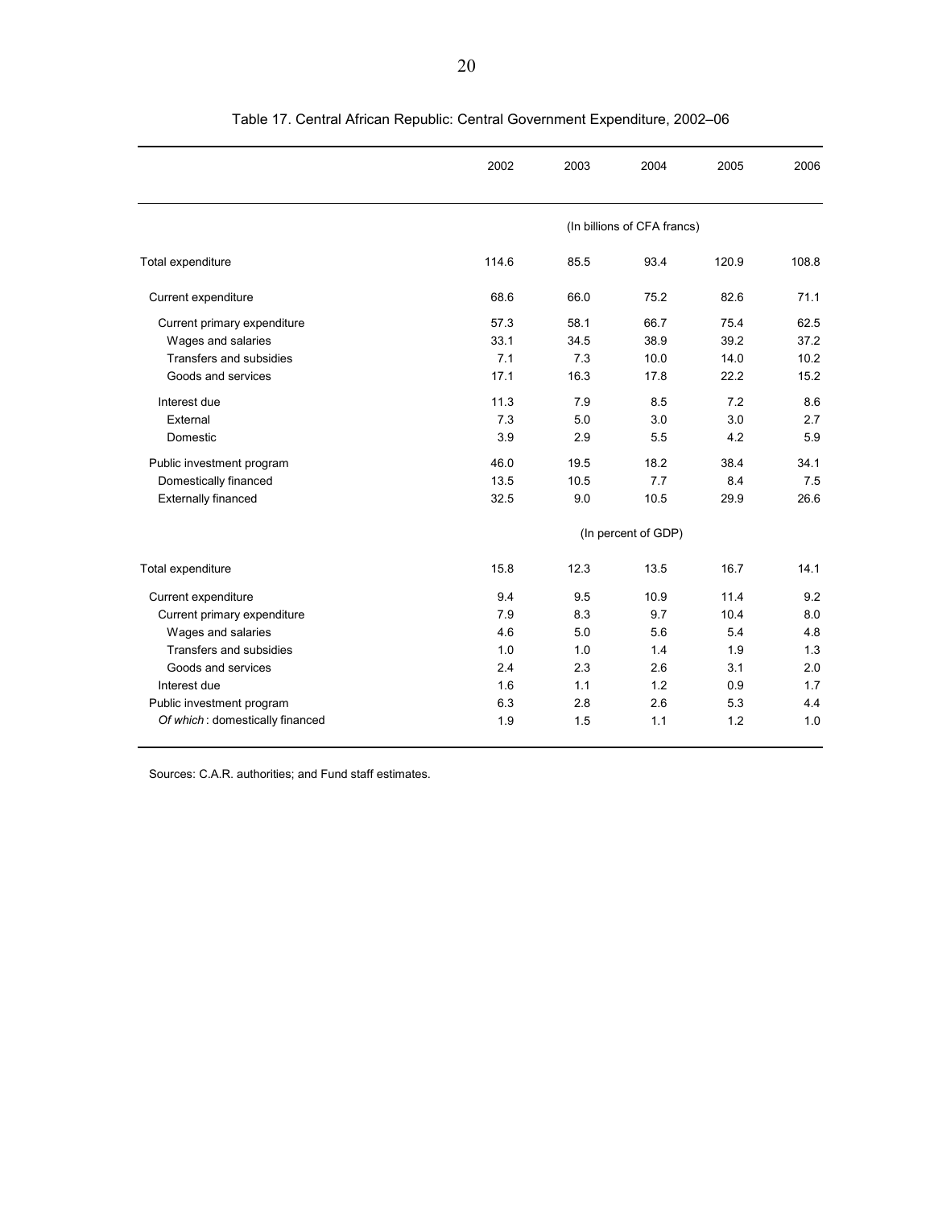Table 17. Central African Republic: Central Government Expenditure, 2002–06

| | 2002 | 2003 | 2004 | 2005 | 2006 |
|---|---|---|---|---|---|
| | (In billions of CFA francs) | | | | |
| Total expenditure | 114.6 | 85.5 | 93.4 | 120.9 | 108.8 |
| Current expenditure | 68.6 | 66.0 | 75.2 | 82.6 | 71.1 |
| Current primary expenditure | 57.3 | 58.1 | 66.7 | 75.4 | 62.5 |
| Wages and salaries | 33.1 | 34.5 | 38.9 | 39.2 | 37.2 |
| Transfers and subsidies | 7.1 | 7.3 | 10.0 | 14.0 | 10.2 |
| Goods and services | 17.1 | 16.3 | 17.8 | 22.2 | 15.2 |
| Interest due | 11.3 | 7.9 | 8.5 | 7.2 | 8.6 |
| External | 7.3 | 5.0 | 3.0 | 3.0 | 2.7 |
| Domestic | 3.9 | 2.9 | 5.5 | 4.2 | 5.9 |
| Public investment program | 46.0 | 19.5 | 18.2 | 38.4 | 34.1 |
| Domestically financed | 13.5 | 10.5 | 7.7 | 8.4 | 7.5 |
| Externally financed | 32.5 | 9.0 | 10.5 | 29.9 | 26.6 |
| | (In percent of GDP) | | | | |
| Total expenditure | 15.8 | 12.3 | 13.5 | 16.7 | 14.1 |
| Current expenditure | 9.4 | 9.5 | 10.9 | 11.4 | 9.2 |
| Current primary expenditure | 7.9 | 8.3 | 9.7 | 10.4 | 8.0 |
| Wages and salaries | 4.6 | 5.0 | 5.6 | 5.4 | 4.8 |
| Transfers and subsidies | 1.0 | 1.0 | 1.4 | 1.9 | 1.3 |
| Goods and services | 2.4 | 2.3 | 2.6 | 3.1 | 2.0 |
| Interest due | 1.6 | 1.1 | 1.2 | 0.9 | 1.7 |
| Public investment program | 6.3 | 2.8 | 2.6 | 5.3 | 4.4 |
| *Of which*: domestically financed | 1.9 | 1.5 | 1.1 | 1.2 | 1.0 |

Sources: C.A.R. authorities; and Fund staff estimates.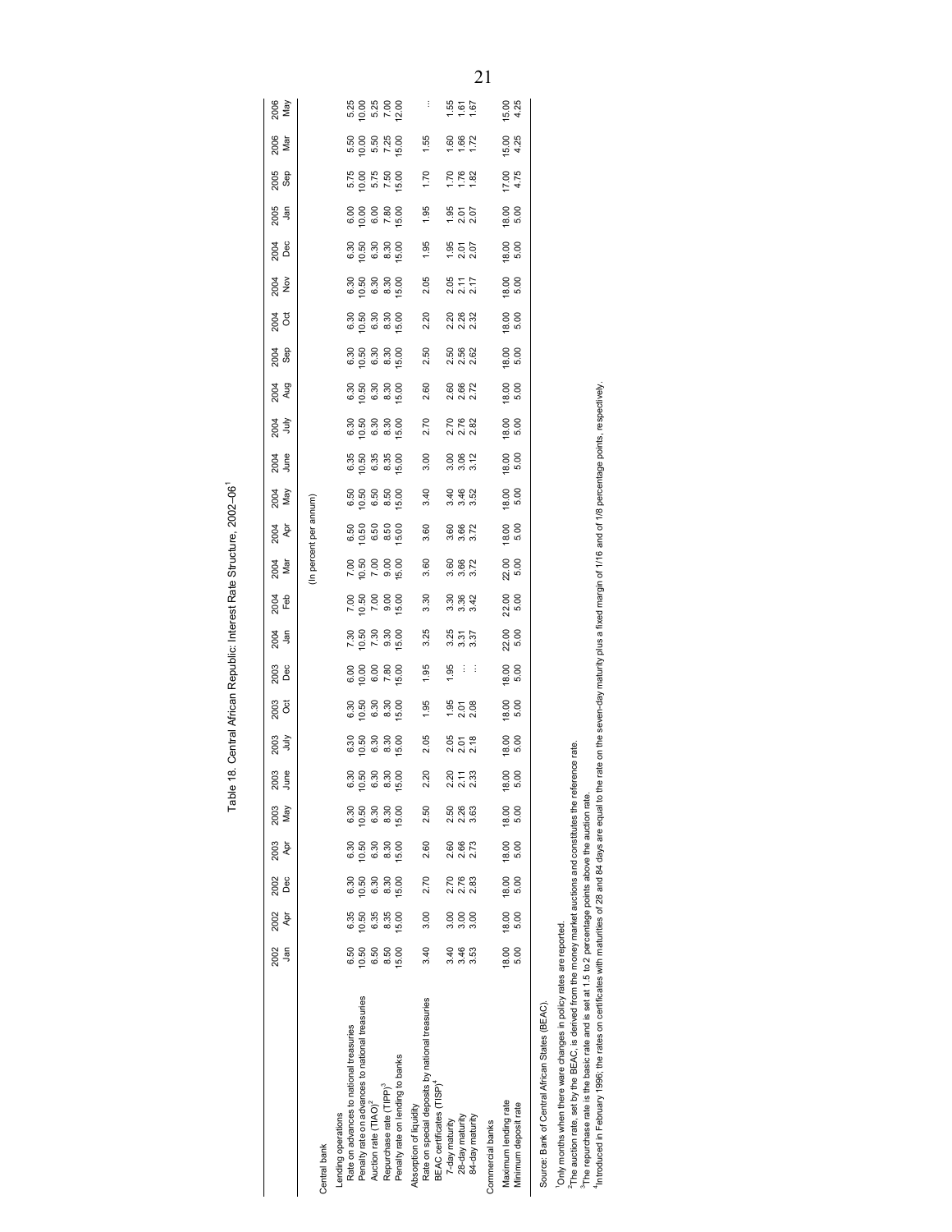Table 18. Central African Republic: Interest Rate Structure, 2002–06[1]

| | 2002 Jan | 2002 Apr | 2002 Dec | 2003 Apr | 2003 May | 2003 June | 2003 July | 2003 Oct | 2003 Dec | 2004 Jan | 2004 Feb | 2004 Mar | 2004 Apr | 2004 May | 2004 June | 2004 July | 2004 Aug | 2004 Sep | 2004 Oct | 2004 Nov | 2004 Dec | 2005 Jan | 2005 Sep | 2006 Mar | 2006 May |
|---|---|---|---|---|---|---|---|---|---|---|---|---|---|---|---|---|---|---|---|---|---|---|---|---|---|
| | (In percent per annum) | | | | | | | | | | | | | | | | | | | | | | | | |
| Central bank | | | | | | | | | | | | | | | | | | | | | | | | | |
| Lending operations | | | | | | | | | | | | | | | | | | | | | | | | | |
| Rate on advances to national treasuries | 6.50 | 6.35 | 6.30 | 6.30 | 6.30 | 6.30 | 6.30 | 6.30 | 6.00 | 7.30 | 7.00 | 7.00 | 6.50 | 6.50 | 6.35 | 6.30 | 6.30 | 6.30 | 6.30 | 6.30 | 6.30 | 6.00 | 5.75 | 5.50 | 5.25 |
| Penalty rate on advances to national treasuries | 10.50 | 10.50 | 10.50 | 10.50 | 10.50 | 10.50 | 10.50 | 10.50 | 10.00 | 10.50 | 10.50 | 10.50 | 10.50 | 10.50 | 10.50 | 10.50 | 10.50 | 10.50 | 10.50 | 10.50 | 10.50 | 10.00 | 10.00 | 10.00 | 10.00 |
| Auction rate (TIAO)[2] | 6.50 | 6.35 | 6.30 | 6.30 | 6.30 | 6.30 | 6.30 | 6.30 | 6.00 | 7.30 | 7.00 | 7.00 | 6.50 | 6.50 | 6.35 | 6.30 | 6.30 | 6.30 | 6.30 | 6.30 | 6.30 | 6.00 | 5.75 | 5.50 | 5.25 |
| Repurchase rate (TIPP)[3] | 8.50 | 8.35 | 8.30 | 8.30 | 8.30 | 8.30 | 8.30 | 8.30 | 7.80 | 9.30 | 9.00 | 9.00 | 8.50 | 8.50 | 8.35 | 8.30 | 8.30 | 8.30 | 8.30 | 8.30 | 8.30 | 7.80 | 7.50 | 7.25 | 7.00 |
| Penalty rate on lending to banks | 15.00 | 15.00 | 15.00 | 15.00 | 15.00 | 15.00 | 15.00 | 15.00 | 15.00 | 15.00 | 15.00 | 15.00 | 15.00 | 15.00 | 15.00 | 15.00 | 15.00 | 15.00 | 15.00 | 15.00 | 15.00 | 15.00 | 15.00 | 15.00 | 12.00 |
| Absorption of liquidity | | | | | | | | | | | | | | | | | | | | | | | | | |
| Rate on special deposits by national treasuries | 3.40 | 3.00 | 2.70 | 2.60 | 2.50 | 2.20 | 2.05 | 1.95 | 1.95 | 3.25 | 3.30 | 3.60 | 3.60 | 3.40 | 3.00 | 2.70 | 2.60 | 2.50 | 2.20 | 2.05 | 1.95 | 1.95 | 1.70 | 1.55 | … |
| BEAC certificates (TISP)[4] | | | | | | | | | | | | | | | | | | | | | | | | | |
| 7-day maturity | 3.40 | 3.00 | 2.70 | 2.60 | 2.50 | 2.20 | 2.05 | 1.95 | 1.95 | 3.25 | 3.30 | 3.60 | 3.60 | 3.40 | 3.00 | 2.70 | 2.60 | 2.50 | 2.20 | 2.05 | 1.95 | 1.95 | 1.70 | 1.60 | 1.55 |
| 28-day maturity | 3.46 | 3.00 | 2.76 | 2.66 | 2.26 | 2.11 | 2.01 | 2.01 | … | 3.31 | 3.36 | 3.66 | 3.66 | 3.46 | 3.06 | 2.76 | 2.66 | 2.56 | 2.26 | 2.11 | 2.01 | 2.01 | 1.76 | 1.66 | 1.61 |
| 84-day maturity | 3.53 | 3.00 | 2.83 | 2.73 | 3.63 | 2.33 | 2.18 | 2.08 | … | 3.37 | 3.42 | 3.72 | 3.72 | 3.52 | 3.12 | 2.82 | 2.72 | 2.62 | 2.32 | 2.17 | 2.07 | 2.07 | 1.82 | 1.72 | 1.67 |
| Commercial banks | | | | | | | | | | | | | | | | | | | | | | | | | |
| Maximum lending rate | 18.00 | 18.00 | 18.00 | 18.00 | 18.00 | 18.00 | 18.00 | 18.00 | 18.00 | 22.00 | 22.00 | 22.00 | 18.00 | 18.00 | 18.00 | 18.00 | 18.00 | 18.00 | 18.00 | 18.00 | 18.00 | 18.00 | 17.00 | 15.00 | 15.00 |
| Minimum deposit rate | 5.00 | 5.00 | 5.00 | 5.00 | 5.00 | 5.00 | 5.00 | 5.00 | 5.00 | 5.00 | 5.00 | 5.00 | 5.00 | 5.00 | 5.00 | 5.00 | 5.00 | 5.00 | 5.00 | 5.00 | 5.00 | 5.00 | 4.75 | 4.25 | 4.25 |

Source: Bank of Central African States (BEAC).

[1]Only months when there were changes in policy rates are reported.

[2]The auction rate, set by the BEAC, is derived from the money market auctions and constitutes the reference rate.

[3]The repurchase rate is the basic rate and is set at 1.5 to 2 percentage points above the auction rate.

[4]Introduced in February 1996; the rates on certificates with maturities of 28 and 84 days are equal to the rate on the seven-day maturity plus a fixed margin of 1/16 and of 1/8 percentage points, respectively.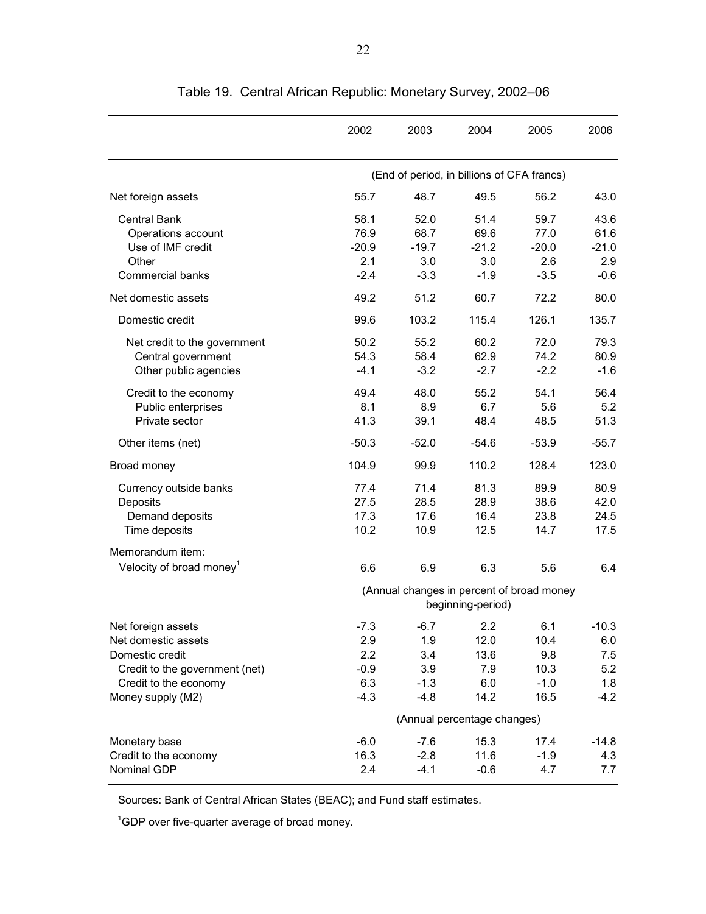## Table 19. Central African Republic: Monetary Survey, 2002–06

| | 2002 | 2003 | 2004 | 2005 | 2006 |
|---|---|---|---|---|---|
| | (End of period, in billions of CFA francs) | | | | |
| Net foreign assets | 55.7 | 48.7 | 49.5 | 56.2 | 43.0 |
| Central Bank | 58.1 | 52.0 | 51.4 | 59.7 | 43.6 |
| Operations account | 76.9 | 68.7 | 69.6 | 77.0 | 61.6 |
| Use of IMF credit | -20.9 | -19.7 | -21.2 | -20.0 | -21.0 |
| Other | 2.1 | 3.0 | 3.0 | 2.6 | 2.9 |
| Commercial banks | -2.4 | -3.3 | -1.9 | -3.5 | -0.6 |
| Net domestic assets | 49.2 | 51.2 | 60.7 | 72.2 | 80.0 |
| Domestic credit | 99.6 | 103.2 | 115.4 | 126.1 | 135.7 |
| Net credit to the government | 50.2 | 55.2 | 60.2 | 72.0 | 79.3 |
| Central government | 54.3 | 58.4 | 62.9 | 74.2 | 80.9 |
| Other public agencies | -4.1 | -3.2 | -2.7 | -2.2 | -1.6 |
| Credit to the economy | 49.4 | 48.0 | 55.2 | 54.1 | 56.4 |
| Public enterprises | 8.1 | 8.9 | 6.7 | 5.6 | 5.2 |
| Private sector | 41.3 | 39.1 | 48.4 | 48.5 | 51.3 |
| Other items (net) | -50.3 | -52.0 | -54.6 | -53.9 | -55.7 |
| Broad money | 104.9 | 99.9 | 110.2 | 128.4 | 123.0 |
| Currency outside banks | 77.4 | 71.4 | 81.3 | 89.9 | 80.9 |
| Deposits | 27.5 | 28.5 | 28.9 | 38.6 | 42.0 |
| Demand deposits | 17.3 | 17.6 | 16.4 | 23.8 | 24.5 |
| Time deposits | 10.2 | 10.9 | 12.5 | 14.7 | 17.5 |
| Memorandum item: | | | | | |
| Velocity of broad money[1] | 6.6 | 6.9 | 6.3 | 5.6 | 6.4 |
| | (Annual changes in percent of broad money beginning-period) | | | | |
| Net foreign assets | -7.3 | -6.7 | 2.2 | 6.1 | -10.3 |
| Net domestic assets | 2.9 | 1.9 | 12.0 | 10.4 | 6.0 |
| Domestic credit | 2.2 | 3.4 | 13.6 | 9.8 | 7.5 |
| Credit to the government (net) | -0.9 | 3.9 | 7.9 | 10.3 | 5.2 |
| Credit to the economy | 6.3 | -1.3 | 6.0 | -1.0 | 1.8 |
| Money supply (M2) | -4.3 | -4.8 | 14.2 | 16.5 | -4.2 |
| | (Annual percentage changes) | | | | |
| Monetary base | -6.0 | -7.6 | 15.3 | 17.4 | -14.8 |
| Credit to the economy | 16.3 | -2.8 | 11.6 | -1.9 | 4.3 |
| Nominal GDP | 2.4 | -4.1 | -0.6 | 4.7 | 7.7 |

Sources: Bank of Central African States (BEAC); and Fund staff estimates.

[1] GDP over five-quarter average of broad money.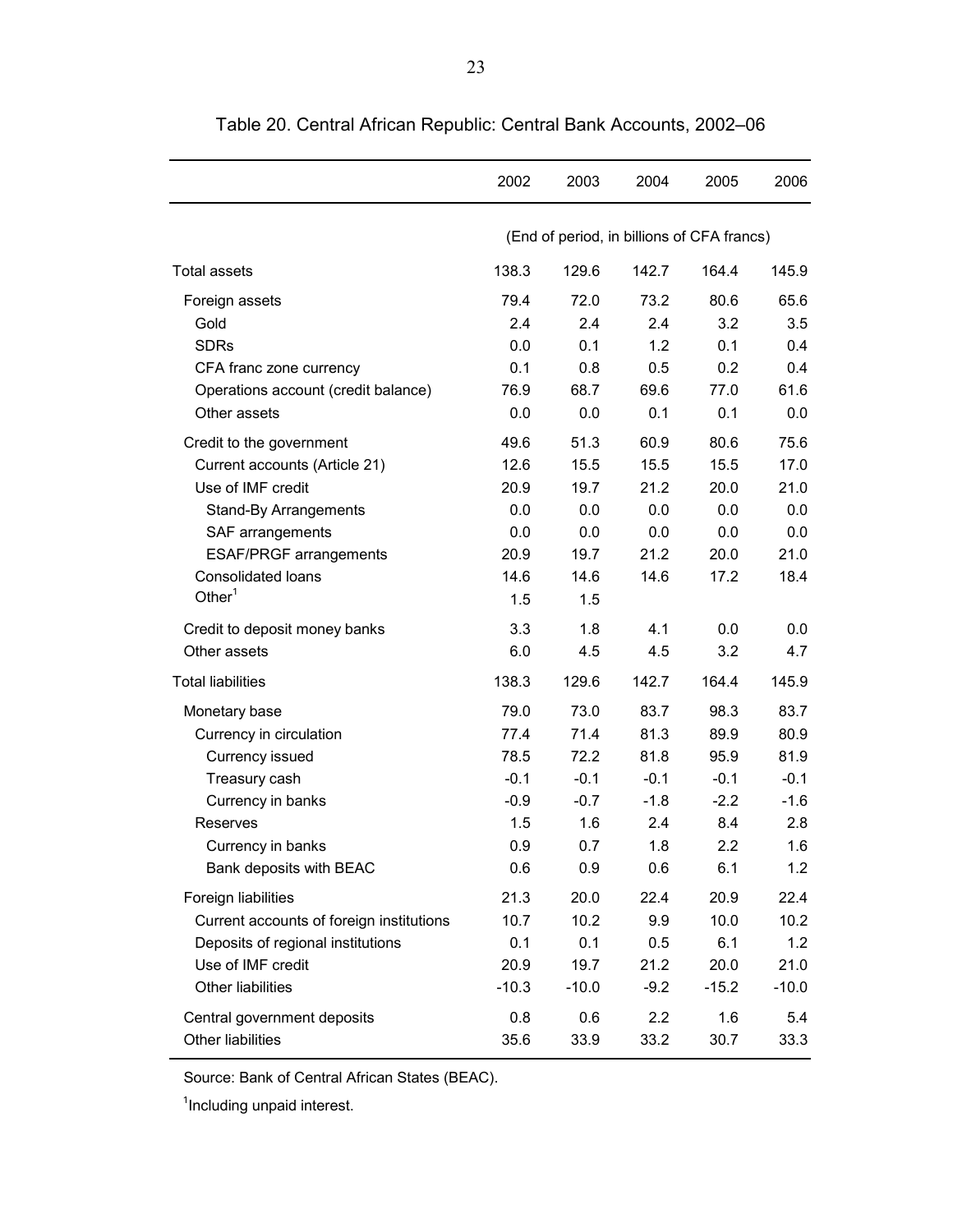Table 20. Central African Republic: Central Bank Accounts, 2002–06

| | 2002 | 2003 | 2004 | 2005 | 2006 |
|---|---|---|---|---|---|
| | (End of period, in billions of CFA francs) | | | | |
| Total assets | 138.3 | 129.6 | 142.7 | 164.4 | 145.9 |
| Foreign assets | 79.4 | 72.0 | 73.2 | 80.6 | 65.6 |
| Gold | 2.4 | 2.4 | 2.4 | 3.2 | 3.5 |
| SDRs | 0.0 | 0.1 | 1.2 | 0.1 | 0.4 |
| CFA franc zone currency | 0.1 | 0.8 | 0.5 | 0.2 | 0.4 |
| Operations account (credit balance) | 76.9 | 68.7 | 69.6 | 77.0 | 61.6 |
| Other assets | 0.0 | 0.0 | 0.1 | 0.1 | 0.0 |
| Credit to the government | 49.6 | 51.3 | 60.9 | 80.6 | 75.6 |
| Current accounts (Article 21) | 12.6 | 15.5 | 15.5 | 15.5 | 17.0 |
| Use of IMF credit | 20.9 | 19.7 | 21.2 | 20.0 | 21.0 |
| Stand-By Arrangements | 0.0 | 0.0 | 0.0 | 0.0 | 0.0 |
| SAF arrangements | 0.0 | 0.0 | 0.0 | 0.0 | 0.0 |
| ESAF/PRGF arrangements | 20.9 | 19.7 | 21.2 | 20.0 | 21.0 |
| Consolidated loans | 14.6 | 14.6 | 14.6 | 17.2 | 18.4 |
| Other[1] | 1.5 | 1.5 | | | |
| Credit to deposit money banks | 3.3 | 1.8 | 4.1 | 0.0 | 0.0 |
| Other assets | 6.0 | 4.5 | 4.5 | 3.2 | 4.7 |
| Total liabilities | 138.3 | 129.6 | 142.7 | 164.4 | 145.9 |
| Monetary base | 79.0 | 73.0 | 83.7 | 98.3 | 83.7 |
| Currency in circulation | 77.4 | 71.4 | 81.3 | 89.9 | 80.9 |
| Currency issued | 78.5 | 72.2 | 81.8 | 95.9 | 81.9 |
| Treasury cash | -0.1 | -0.1 | -0.1 | -0.1 | -0.1 |
| Currency in banks | -0.9 | -0.7 | -1.8 | -2.2 | -1.6 |
| Reserves | 1.5 | 1.6 | 2.4 | 8.4 | 2.8 |
| Currency in banks | 0.9 | 0.7 | 1.8 | 2.2 | 1.6 |
| Bank deposits with BEAC | 0.6 | 0.9 | 0.6 | 6.1 | 1.2 |
| Foreign liabilities | 21.3 | 20.0 | 22.4 | 20.9 | 22.4 |
| Current accounts of foreign institutions | 10.7 | 10.2 | 9.9 | 10.0 | 10.2 |
| Deposits of regional institutions | 0.1 | 0.1 | 0.5 | 6.1 | 1.2 |
| Use of IMF credit | 20.9 | 19.7 | 21.2 | 20.0 | 21.0 |
| Other liabilities | -10.3 | -10.0 | -9.2 | -15.2 | -10.0 |
| Central government deposits | 0.8 | 0.6 | 2.2 | 1.6 | 5.4 |
| Other liabilities | 35.6 | 33.9 | 33.2 | 30.7 | 33.3 |

Source: Bank of Central African States (BEAC).

[1]Including unpaid interest.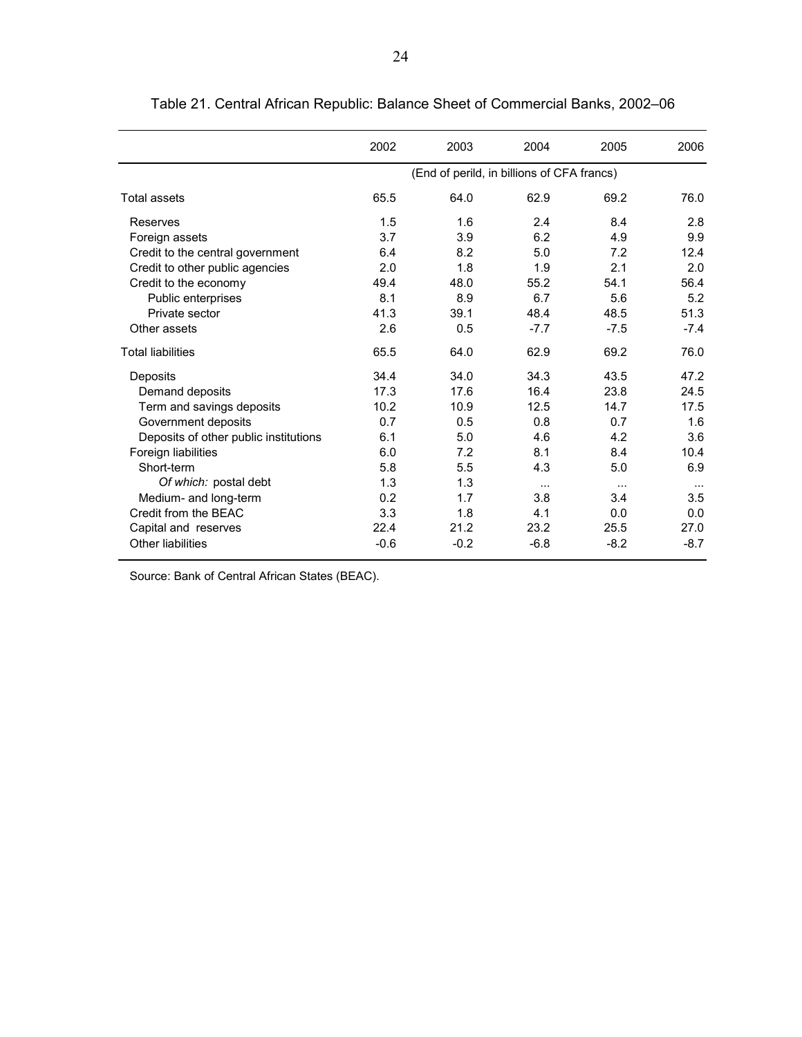Table 21. Central African Republic: Balance Sheet of Commercial Banks, 2002–06

| | 2002 | 2003 | 2004 | 2005 | 2006 |
|---|---|---|---|---|---|
| | (End of perild, in billions of CFA francs) | | | | |
| Total assets | 65.5 | 64.0 | 62.9 | 69.2 | 76.0 |
| Reserves | 1.5 | 1.6 | 2.4 | 8.4 | 2.8 |
| Foreign assets | 3.7 | 3.9 | 6.2 | 4.9 | 9.9 |
| Credit to the central government | 6.4 | 8.2 | 5.0 | 7.2 | 12.4 |
| Credit to other public agencies | 2.0 | 1.8 | 1.9 | 2.1 | 2.0 |
| Credit to the economy | 49.4 | 48.0 | 55.2 | 54.1 | 56.4 |
| Public enterprises | 8.1 | 8.9 | 6.7 | 5.6 | 5.2 |
| Private sector | 41.3 | 39.1 | 48.4 | 48.5 | 51.3 |
| Other assets | 2.6 | 0.5 | -7.7 | -7.5 | -7.4 |
| Total liabilities | 65.5 | 64.0 | 62.9 | 69.2 | 76.0 |
| Deposits | 34.4 | 34.0 | 34.3 | 43.5 | 47.2 |
| Demand deposits | 17.3 | 17.6 | 16.4 | 23.8 | 24.5 |
| Term and savings deposits | 10.2 | 10.9 | 12.5 | 14.7 | 17.5 |
| Government deposits | 0.7 | 0.5 | 0.8 | 0.7 | 1.6 |
| Deposits of other public institutions | 6.1 | 5.0 | 4.6 | 4.2 | 3.6 |
| Foreign liabilities | 6.0 | 7.2 | 8.1 | 8.4 | 10.4 |
| Short-term | 5.8 | 5.5 | 4.3 | 5.0 | 6.9 |
| *Of which:* postal debt | 1.3 | 1.3 | ... | ... | ... |
| Medium- and long-term | 0.2 | 1.7 | 3.8 | 3.4 | 3.5 |
| Credit from the BEAC | 3.3 | 1.8 | 4.1 | 0.0 | 0.0 |
| Capital and reserves | 22.4 | 21.2 | 23.2 | 25.5 | 27.0 |
| Other liabilities | -0.6 | -0.2 | -6.8 | -8.2 | -8.7 |

Source: Bank of Central African States (BEAC).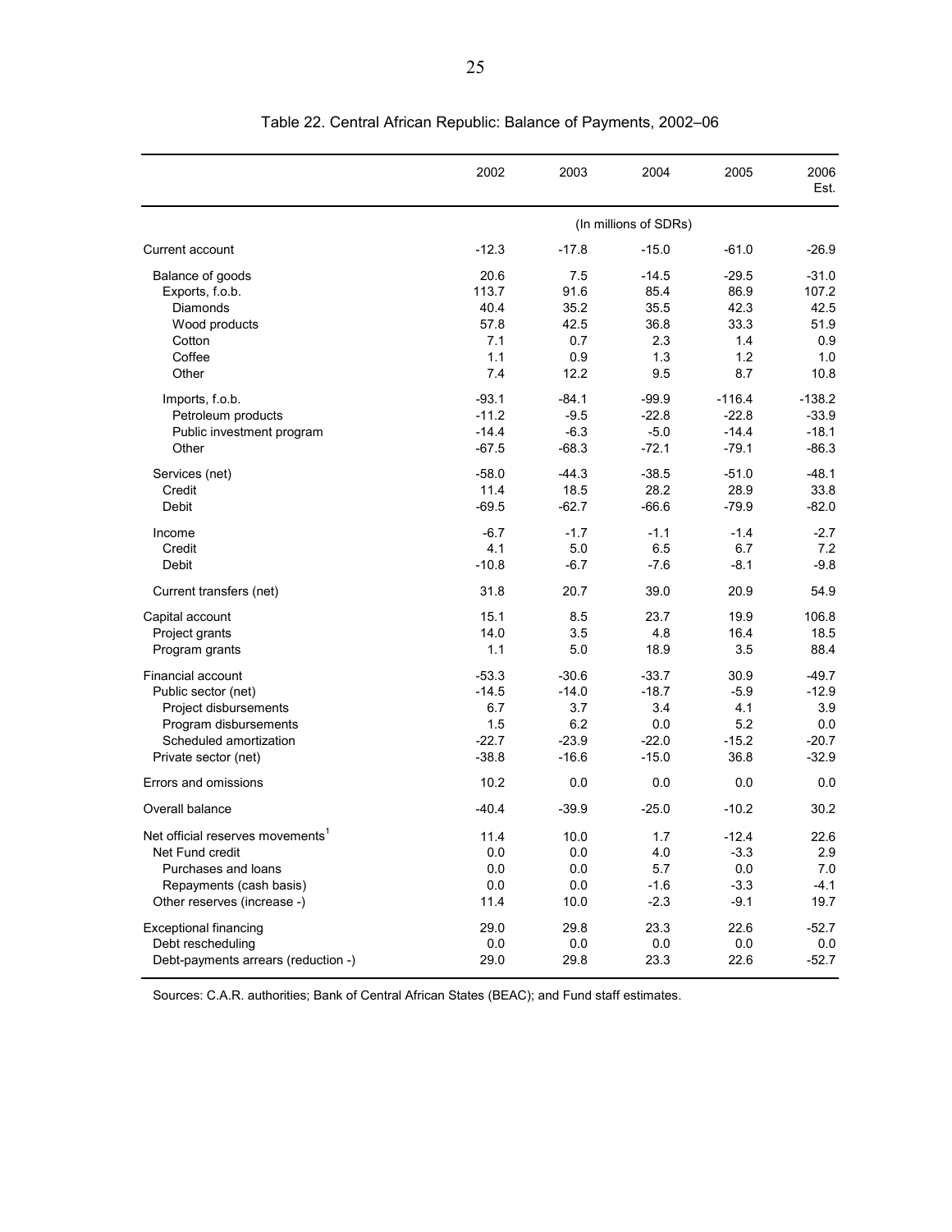# Table 22. Central African Republic: Balance of Payments, 2002–06

| | 2002 | 2003 | 2004 | 2005 | 2006 Est. |
|---|---|---|---|---|---|
| | (In millions of SDRs) | | | | |
| Current account | -12.3 | -17.8 | -15.0 | -61.0 | -26.9 |
| Balance of goods | 20.6 | 7.5 | -14.5 | -29.5 | -31.0 |
| Exports, f.o.b. | 113.7 | 91.6 | 85.4 | 86.9 | 107.2 |
| Diamonds | 40.4 | 35.2 | 35.5 | 42.3 | 42.5 |
| Wood products | 57.8 | 42.5 | 36.8 | 33.3 | 51.9 |
| Cotton | 7.1 | 0.7 | 2.3 | 1.4 | 0.9 |
| Coffee | 1.1 | 0.9 | 1.3 | 1.2 | 1.0 |
| Other | 7.4 | 12.2 | 9.5 | 8.7 | 10.8 |
| Imports, f.o.b. | -93.1 | -84.1 | -99.9 | -116.4 | -138.2 |
| Petroleum products | -11.2 | -9.5 | -22.8 | -22.8 | -33.9 |
| Public investment program | -14.4 | -6.3 | -5.0 | -14.4 | -18.1 |
| Other | -67.5 | -68.3 | -72.1 | -79.1 | -86.3 |
| Services (net) | -58.0 | -44.3 | -38.5 | -51.0 | -48.1 |
| Credit | 11.4 | 18.5 | 28.2 | 28.9 | 33.8 |
| Debit | -69.5 | -62.7 | -66.6 | -79.9 | -82.0 |
| Income | -6.7 | -1.7 | -1.1 | -1.4 | -2.7 |
| Credit | 4.1 | 5.0 | 6.5 | 6.7 | 7.2 |
| Debit | -10.8 | -6.7 | -7.6 | -8.1 | -9.8 |
| Current transfers (net) | 31.8 | 20.7 | 39.0 | 20.9 | 54.9 |
| Capital account | 15.1 | 8.5 | 23.7 | 19.9 | 106.8 |
| Project grants | 14.0 | 3.5 | 4.8 | 16.4 | 18.5 |
| Program grants | 1.1 | 5.0 | 18.9 | 3.5 | 88.4 |
| Financial account | -53.3 | -30.6 | -33.7 | 30.9 | -49.7 |
| Public sector (net) | -14.5 | -14.0 | -18.7 | -5.9 | -12.9 |
| Project disbursements | 6.7 | 3.7 | 3.4 | 4.1 | 3.9 |
| Program disbursements | 1.5 | 6.2 | 0.0 | 5.2 | 0.0 |
| Scheduled amortization | -22.7 | -23.9 | -22.0 | -15.2 | -20.7 |
| Private sector (net) | -38.8 | -16.6 | -15.0 | 36.8 | -32.9 |
| Errors and omissions | 10.2 | 0.0 | 0.0 | 0.0 | 0.0 |
| Overall balance | -40.4 | -39.9 | -25.0 | -10.2 | 30.2 |
| Net official reserves movements[1] | 11.4 | 10.0 | 1.7 | -12.4 | 22.6 |
| Net Fund credit | 0.0 | 0.0 | 4.0 | -3.3 | 2.9 |
| Purchases and loans | 0.0 | 0.0 | 5.7 | 0.0 | 7.0 |
| Repayments (cash basis) | 0.0 | 0.0 | -1.6 | -3.3 | -4.1 |
| Other reserves (increase -) | 11.4 | 10.0 | -2.3 | -9.1 | 19.7 |
| Exceptional financing | 29.0 | 29.8 | 23.3 | 22.6 | -52.7 |
| Debt rescheduling | 0.0 | 0.0 | 0.0 | 0.0 | 0.0 |
| Debt-payments arrears (reduction -) | 29.0 | 29.8 | 23.3 | 22.6 | -52.7 |

Sources: C.A.R. authorities; Bank of Central African States (BEAC); and Fund staff estimates.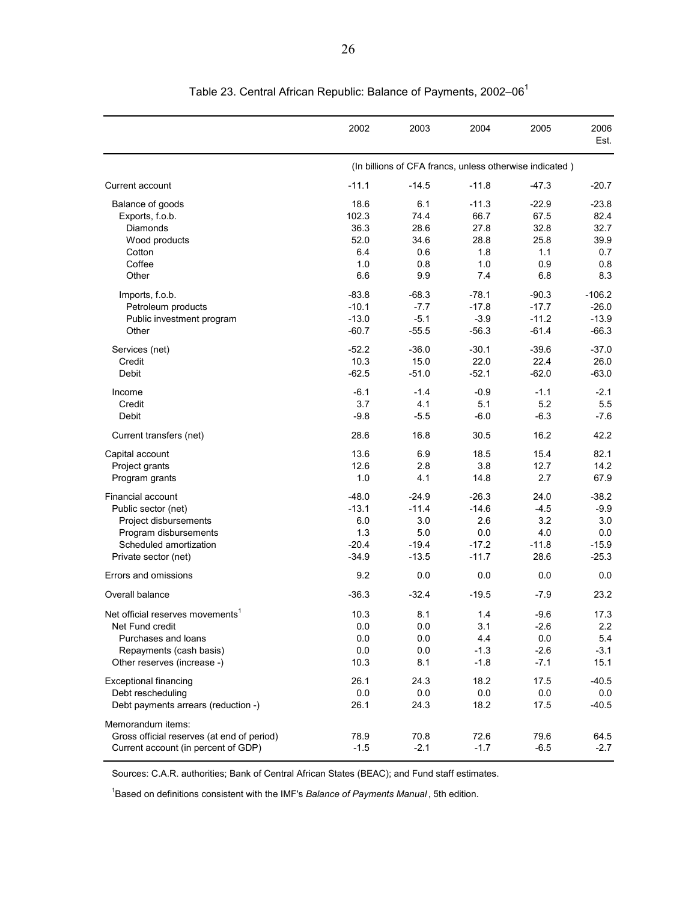Table 23. Central African Republic: Balance of Payments, 2002–06[1]

| | 2002 | 2003 | 2004 | 2005 | 2006 Est. |
|---|---|---|---|---|---|
| | (In billions of CFA francs, unless otherwise indicated ) | | | | |
| Current account | -11.1 | -14.5 | -11.8 | -47.3 | -20.7 |
| Balance of goods | 18.6 | 6.1 | -11.3 | -22.9 | -23.8 |
| Exports, f.o.b. | 102.3 | 74.4 | 66.7 | 67.5 | 82.4 |
| Diamonds | 36.3 | 28.6 | 27.8 | 32.8 | 32.7 |
| Wood products | 52.0 | 34.6 | 28.8 | 25.8 | 39.9 |
| Cotton | 6.4 | 0.6 | 1.8 | 1.1 | 0.7 |
| Coffee | 1.0 | 0.8 | 1.0 | 0.9 | 0.8 |
| Other | 6.6 | 9.9 | 7.4 | 6.8 | 8.3 |
| Imports, f.o.b. | -83.8 | -68.3 | -78.1 | -90.3 | -106.2 |
| Petroleum products | -10.1 | -7.7 | -17.8 | -17.7 | -26.0 |
| Public investment program | -13.0 | -5.1 | -3.9 | -11.2 | -13.9 |
| Other | -60.7 | -55.5 | -56.3 | -61.4 | -66.3 |
| Services (net) | -52.2 | -36.0 | -30.1 | -39.6 | -37.0 |
| Credit | 10.3 | 15.0 | 22.0 | 22.4 | 26.0 |
| Debit | -62.5 | -51.0 | -52.1 | -62.0 | -63.0 |
| Income | -6.1 | -1.4 | -0.9 | -1.1 | -2.1 |
| Credit | 3.7 | 4.1 | 5.1 | 5.2 | 5.5 |
| Debit | -9.8 | -5.5 | -6.0 | -6.3 | -7.6 |
| Current transfers (net) | 28.6 | 16.8 | 30.5 | 16.2 | 42.2 |
| Capital account | 13.6 | 6.9 | 18.5 | 15.4 | 82.1 |
| Project grants | 12.6 | 2.8 | 3.8 | 12.7 | 14.2 |
| Program grants | 1.0 | 4.1 | 14.8 | 2.7 | 67.9 |
| Financial account | -48.0 | -24.9 | -26.3 | 24.0 | -38.2 |
| Public sector (net) | -13.1 | -11.4 | -14.6 | -4.5 | -9.9 |
| Project disbursements | 6.0 | 3.0 | 2.6 | 3.2 | 3.0 |
| Program disbursements | 1.3 | 5.0 | 0.0 | 4.0 | 0.0 |
| Scheduled amortization | -20.4 | -19.4 | -17.2 | -11.8 | -15.9 |
| Private sector (net) | -34.9 | -13.5 | -11.7 | 28.6 | -25.3 |
| Errors and omissions | 9.2 | 0.0 | 0.0 | 0.0 | 0.0 |
| Overall balance | -36.3 | -32.4 | -19.5 | -7.9 | 23.2 |
| Net official reserves movements[1] | 10.3 | 8.1 | 1.4 | -9.6 | 17.3 |
| Net Fund credit | 0.0 | 0.0 | 3.1 | -2.6 | 2.2 |
| Purchases and loans | 0.0 | 0.0 | 4.4 | 0.0 | 5.4 |
| Repayments (cash basis) | 0.0 | 0.0 | -1.3 | -2.6 | -3.1 |
| Other reserves (increase -) | 10.3 | 8.1 | -1.8 | -7.1 | 15.1 |
| Exceptional financing | 26.1 | 24.3 | 18.2 | 17.5 | -40.5 |
| Debt rescheduling | 0.0 | 0.0 | 0.0 | 0.0 | 0.0 |
| Debt payments arrears (reduction -) | 26.1 | 24.3 | 18.2 | 17.5 | -40.5 |
| Memorandum items: | | | | | |
| Gross official reserves (at end of period) | 78.9 | 70.8 | 72.6 | 79.6 | 64.5 |
| Current account (in percent of GDP) | -1.5 | -2.1 | -1.7 | -6.5 | -2.7 |

Sources: C.A.R. authorities; Bank of Central African States (BEAC); and Fund staff estimates.

[1]Based on definitions consistent with the IMF's *Balance of Payments Manual* , 5th edition.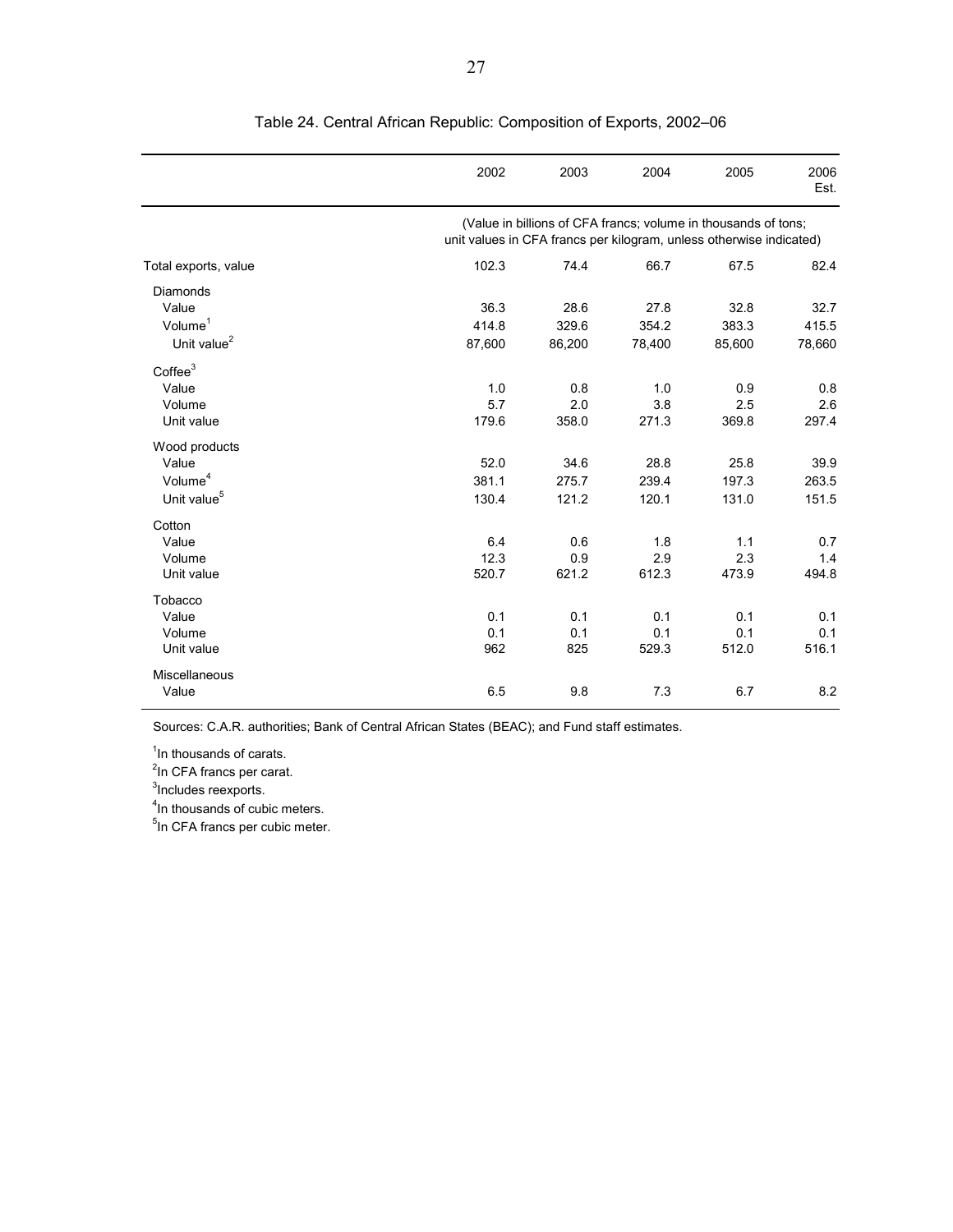Table 24. Central African Republic: Composition of Exports, 2002–06

| | 2002 | 2003 | 2004 | 2005 | 2006 Est. |
|---|---|---|---|---|---|
| | (Value in billions of CFA francs; volume in thousands of tons; unit values in CFA francs per kilogram, unless otherwise indicated) | | | | |
| Total exports, value | 102.3 | 74.4 | 66.7 | 67.5 | 82.4 |
| Diamonds | | | | | |
| Value | 36.3 | 28.6 | 27.8 | 32.8 | 32.7 |
| Volume[1] | 414.8 | 329.6 | 354.2 | 383.3 | 415.5 |
| Unit value[2] | 87,600 | 86,200 | 78,400 | 85,600 | 78,660 |
| Coffee[3] | | | | | |
| Value | 1.0 | 0.8 | 1.0 | 0.9 | 0.8 |
| Volume | 5.7 | 2.0 | 3.8 | 2.5 | 2.6 |
| Unit value | 179.6 | 358.0 | 271.3 | 369.8 | 297.4 |
| Wood products | | | | | |
| Value | 52.0 | 34.6 | 28.8 | 25.8 | 39.9 |
| Volume[4] | 381.1 | 275.7 | 239.4 | 197.3 | 263.5 |
| Unit value[5] | 130.4 | 121.2 | 120.1 | 131.0 | 151.5 |
| Cotton | | | | | |
| Value | 6.4 | 0.6 | 1.8 | 1.1 | 0.7 |
| Volume | 12.3 | 0.9 | 2.9 | 2.3 | 1.4 |
| Unit value | 520.7 | 621.2 | 612.3 | 473.9 | 494.8 |
| Tobacco | | | | | |
| Value | 0.1 | 0.1 | 0.1 | 0.1 | 0.1 |
| Volume | 0.1 | 0.1 | 0.1 | 0.1 | 0.1 |
| Unit value | 962 | 825 | 529.3 | 512.0 | 516.1 |
| Miscellaneous | | | | | |
| Value | 6.5 | 9.8 | 7.3 | 6.7 | 8.2 |

Sources: C.A.R. authorities; Bank of Central African States (BEAC); and Fund staff estimates.

[1]In thousands of carats.
[2]In CFA francs per carat.
[3]Includes reexports.
[4]In thousands of cubic meters.
[5]In CFA francs per cubic meter.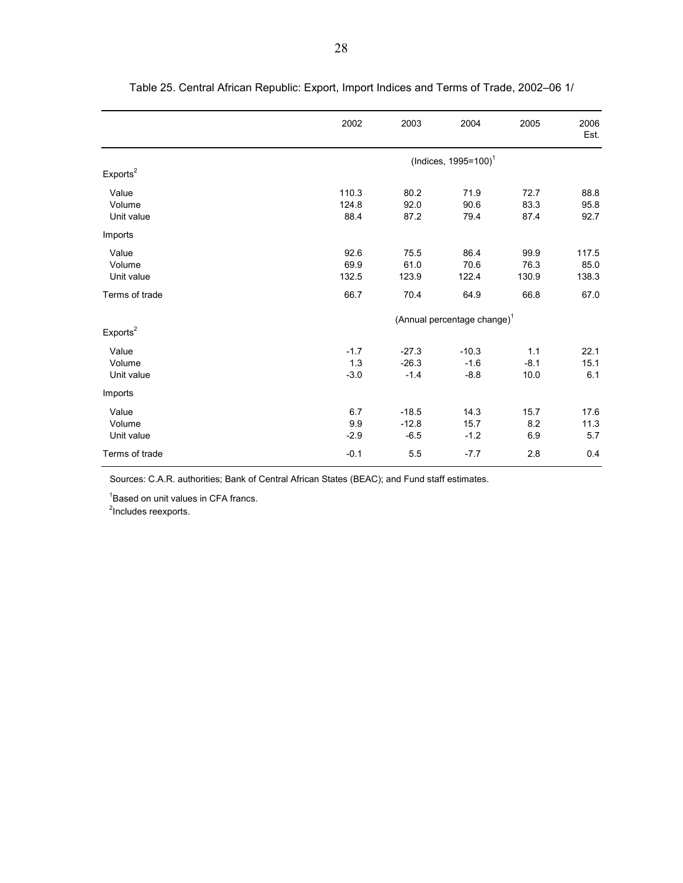Table 25. Central African Republic: Export, Import Indices and Terms of Trade, 2002–06 1/

| | 2002 | 2003 | 2004 | 2005 | 2006 Est. |
|---|---|---|---|---|---|
| | | | (Indices, 1995=100)[1] | | |
| Exports[2] | | | | | |
| Value | 110.3 | 80.2 | 71.9 | 72.7 | 88.8 |
| Volume | 124.8 | 92.0 | 90.6 | 83.3 | 95.8 |
| Unit value | 88.4 | 87.2 | 79.4 | 87.4 | 92.7 |
| Imports | | | | | |
| Value | 92.6 | 75.5 | 86.4 | 99.9 | 117.5 |
| Volume | 69.9 | 61.0 | 70.6 | 76.3 | 85.0 |
| Unit value | 132.5 | 123.9 | 122.4 | 130.9 | 138.3 |
| Terms of trade | 66.7 | 70.4 | 64.9 | 66.8 | 67.0 |
| | | | (Annual percentage change)[1] | | |
| Exports[2] | | | | | |
| Value | -1.7 | -27.3 | -10.3 | 1.1 | 22.1 |
| Volume | 1.3 | -26.3 | -1.6 | -8.1 | 15.1 |
| Unit value | -3.0 | -1.4 | -8.8 | 10.0 | 6.1 |
| Imports | | | | | |
| Value | 6.7 | -18.5 | 14.3 | 15.7 | 17.6 |
| Volume | 9.9 | -12.8 | 15.7 | 8.2 | 11.3 |
| Unit value | -2.9 | -6.5 | -1.2 | 6.9 | 5.7 |
| Terms of trade | -0.1 | 5.5 | -7.7 | 2.8 | 0.4 |

Sources: C.A.R. authorities; Bank of Central African States (BEAC); and Fund staff estimates.

[1]Based on unit values in CFA francs.
[2]Includes reexports.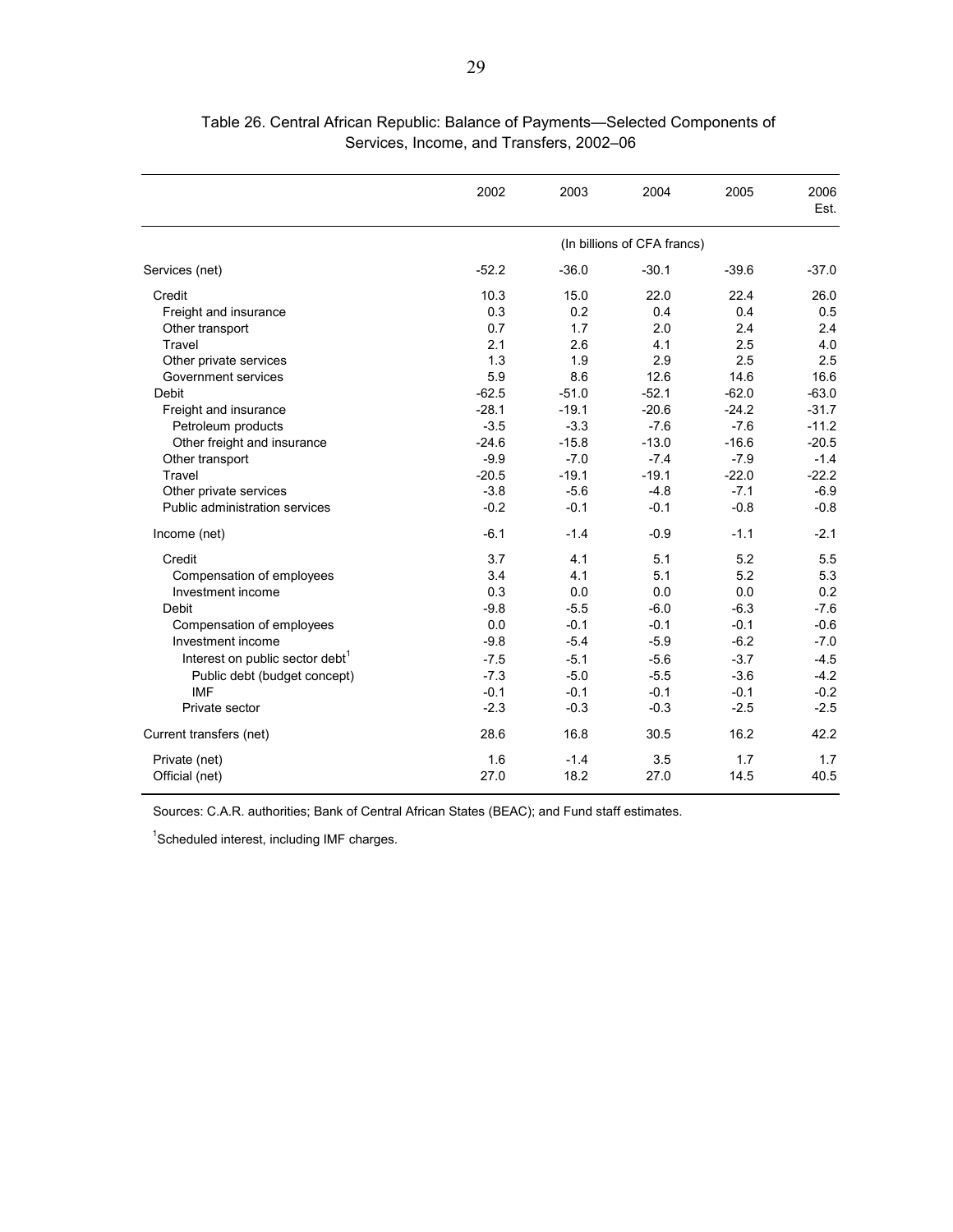Table 26. Central African Republic: Balance of Payments—Selected Components of Services, Income, and Transfers, 2002–06

| | 2002 | 2003 | 2004 | 2005 | 2006 Est. |
|---|---|---|---|---|---|
| | (In billions of CFA francs) | | | | |
| Services (net) | -52.2 | -36.0 | -30.1 | -39.6 | -37.0 |
| Credit | 10.3 | 15.0 | 22.0 | 22.4 | 26.0 |
| Freight and insurance | 0.3 | 0.2 | 0.4 | 0.4 | 0.5 |
| Other transport | 0.7 | 1.7 | 2.0 | 2.4 | 2.4 |
| Travel | 2.1 | 2.6 | 4.1 | 2.5 | 4.0 |
| Other private services | 1.3 | 1.9 | 2.9 | 2.5 | 2.5 |
| Government services | 5.9 | 8.6 | 12.6 | 14.6 | 16.6 |
| Debit | -62.5 | -51.0 | -52.1 | -62.0 | -63.0 |
| Freight and insurance | -28.1 | -19.1 | -20.6 | -24.2 | -31.7 |
| Petroleum products | -3.5 | -3.3 | -7.6 | -7.6 | -11.2 |
| Other freight and insurance | -24.6 | -15.8 | -13.0 | -16.6 | -20.5 |
| Other transport | -9.9 | -7.0 | -7.4 | -7.9 | -1.4 |
| Travel | -20.5 | -19.1 | -19.1 | -22.0 | -22.2 |
| Other private services | -3.8 | -5.6 | -4.8 | -7.1 | -6.9 |
| Public administration services | -0.2 | -0.1 | -0.1 | -0.8 | -0.8 |
| Income (net) | -6.1 | -1.4 | -0.9 | -1.1 | -2.1 |
| Credit | 3.7 | 4.1 | 5.1 | 5.2 | 5.5 |
| Compensation of employees | 3.4 | 4.1 | 5.1 | 5.2 | 5.3 |
| Investment income | 0.3 | 0.0 | 0.0 | 0.0 | 0.2 |
| Debit | -9.8 | -5.5 | -6.0 | -6.3 | -7.6 |
| Compensation of employees | 0.0 | -0.1 | -0.1 | -0.1 | -0.6 |
| Investment income | -9.8 | -5.4 | -5.9 | -6.2 | -7.0 |
| Interest on public sector debt[1] | -7.5 | -5.1 | -5.6 | -3.7 | -4.5 |
| Public debt (budget concept) | -7.3 | -5.0 | -5.5 | -3.6 | -4.2 |
| IMF | -0.1 | -0.1 | -0.1 | -0.1 | -0.2 |
| Private sector | -2.3 | -0.3 | -0.3 | -2.5 | -2.5 |
| Current transfers (net) | 28.6 | 16.8 | 30.5 | 16.2 | 42.2 |
| Private (net) | 1.6 | -1.4 | 3.5 | 1.7 | 1.7 |
| Official (net) | 27.0 | 18.2 | 27.0 | 14.5 | 40.5 |

Sources: C.A.R. authorities; Bank of Central African States (BEAC); and Fund staff estimates.

[1]Scheduled interest, including IMF charges.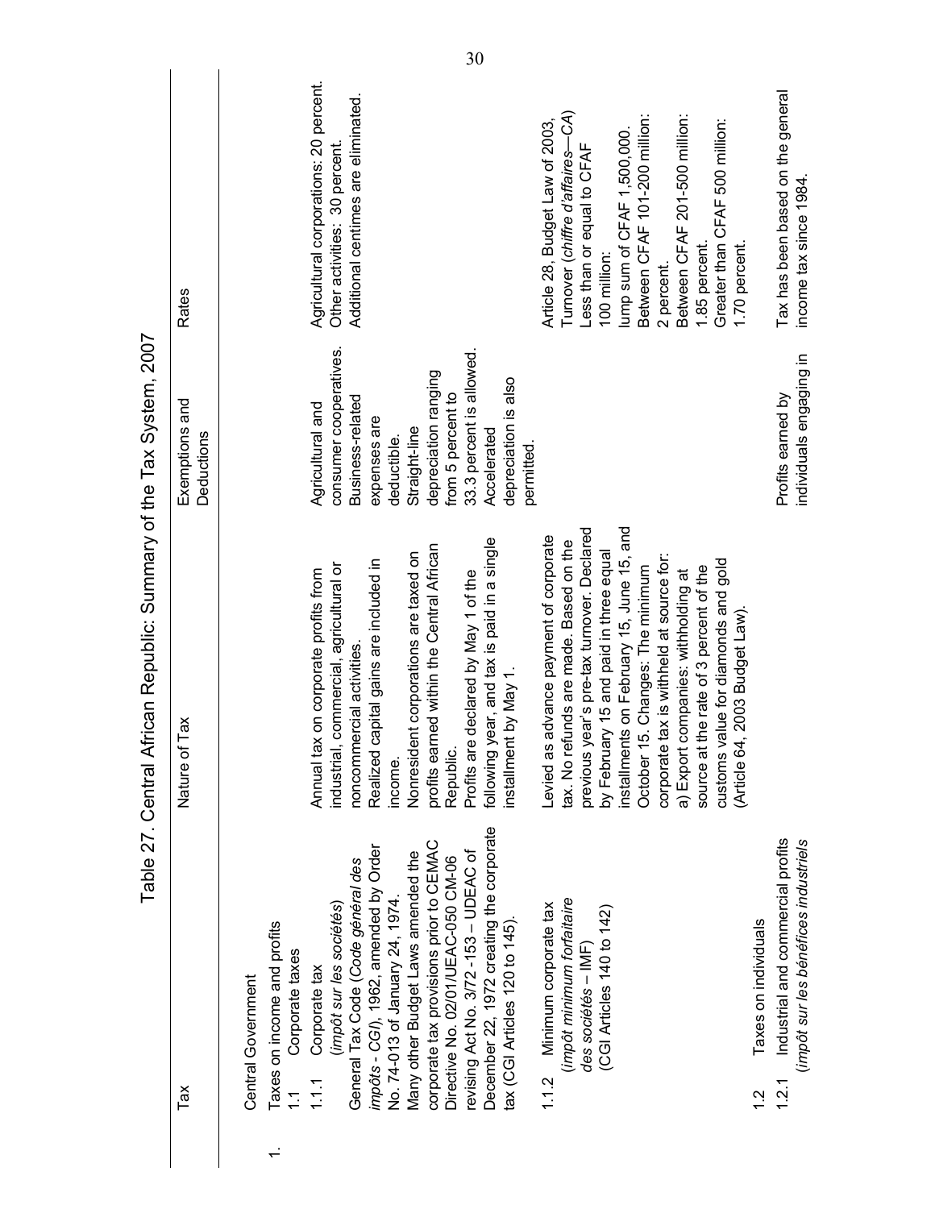Table 27. Central African Republic: Summary of the Tax System, 2007

| Tax | Nature of Tax | Exemptions and Deductions | Rates |
|---|---|---|---|
| 1. Central Government | | | |
| Taxes on income and profits | | | |
| 1.1 Corporate taxes | | | |
| 1.1.1 Corporate tax (*impôt sur les sociétés*) General Tax Code (*Code général des impôts - CGI*), 1962, amended by Order No. 74-013 of January 24, 1974. Many other Budget Laws amended the corporate tax provisions prior to CEMAC Directive No. 02/01/UEAC-050 CM-06 revising Act No. 3/72 -153 – UDEAC of December 22, 1972 creating the corporate tax (CGI Articles 120 to 145). | Annual tax on corporate profits from industrial, commercial, agricultural or noncommercial activities. Realized capital gains are included in income. Nonresident corporations are taxed on profits earned within the Central African Republic. Profits are declared by May 1 of the following year, and tax is paid in a single installment by May 1. | Agricultural and consumer cooperatives. Business-related expenses are deductible. Straight-line depreciation ranging from 5 percent to 33.3 percent is allowed. Accelerated depreciation is also permitted. | Agricultural corporations: 20 percent. Other activities: 30 percent. Additional centimes are eliminated. |
| 1.1.2 Minimum corporate tax (*impôt minimum forfaitaire des sociétés* – IMF) (CGI Articles 140 to 142) | Levied as advance payment of corporate tax. No refunds are made. Based on the previous year's pre-tax turnover. Declared by February 15 and paid in three equal installments on February 15, June 15, and October 15. Changes: The minimum corporate tax is withheld at source for: a) Export companies: withholding at source at the rate of 3 percent of the customs value for diamonds and gold (Article 64, 2003 Budget Law). | | Article 28, Budget Law of 2003, Turnover (*chiffre d'affaires—CA*) Less than or equal to CFAF 100 million: lump sum of CFAF 1,500,000. Between CFAF 101-200 million: 2 percent. Between CFAF 201-500 million: 1.85 percent. Greater than CFAF 500 million: 1.70 percent. |
| 1.2 Taxes on individuals | | | |
| 1.2.1 Industrial and commercial profits (*impôt sur les bénéfices industriels* | | Profits earned by individuals engaging in | Tax has been based on the general income tax since 1984. |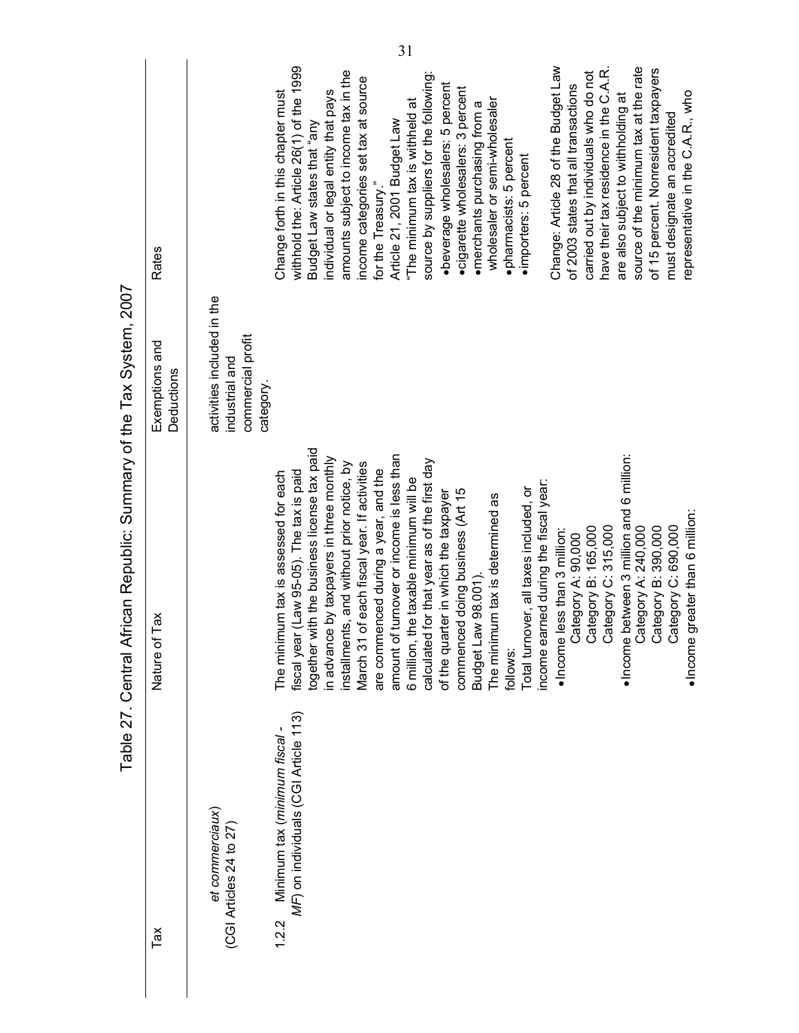Table 27. Central African Republic: Summary of the Tax System, 2007

| Tax | Nature of Tax | Exemptions and Deductions | Rates |
|---|---|---|---|
| *et commerciaux)* (CGI Articles 24 to 27) | | activities included in the industrial and commercial profit category. | |
| 1.2.2 Minimum tax (*minimum fiscal - MF*) on individuals (CGI Article 113) | The minimum tax is assessed for each fiscal year (Law 95-05). The tax is paid together with the business license tax paid in advance by taxpayers in three monthly installments, and without prior notice, by March 31 of each fiscal year. If activities are commenced during a year, and the amount of turnover or income is less than 6 million, the taxable minimum will be calculated for that year as of the first day of the quarter in which the taxpayer commenced doing business (Art 15 Budget Law 98.001).<br>The minimum tax is determined as follows:<br>Total turnover, all taxes included, or income earned during the fiscal year:<br>• Income less than 3 million:<br>Category A: 90,000<br>Category B: 165,000<br>Category C: 315,000<br>• Income between 3 million and 6 million:<br>Category A: 240,000<br>Category B: 390,000<br>Category C: 690,000<br>• Income greater than 6 million: | | Change forth in this chapter must withhold the: Article 26(1) of the 1999 Budget Law states that "any individual or legal entity that pays amounts subject to income tax in the income categories set tax at source for the Treasury."<br>Article 21, 2001 Budget Law<br>"The minimum tax is withheld at source by suppliers for the following:<br>• beverage wholesalers: 5 percent<br>• cigarette wholesalers: 3 percent<br>• merchants purchasing from a wholesaler or semi-wholesaler<br>• pharmacists: 5 percent<br>• importers: 5 percent<br><br>Change: Article 28 of the Budget Law of 2003 states that all transactions carried out by individuals who do not have their tax residence in the C.A.R. are also subject to withholding at source of the minimum tax at the rate of 15 percent. Nonresident taxpayers must designate an accredited representative in the C.A.R., who |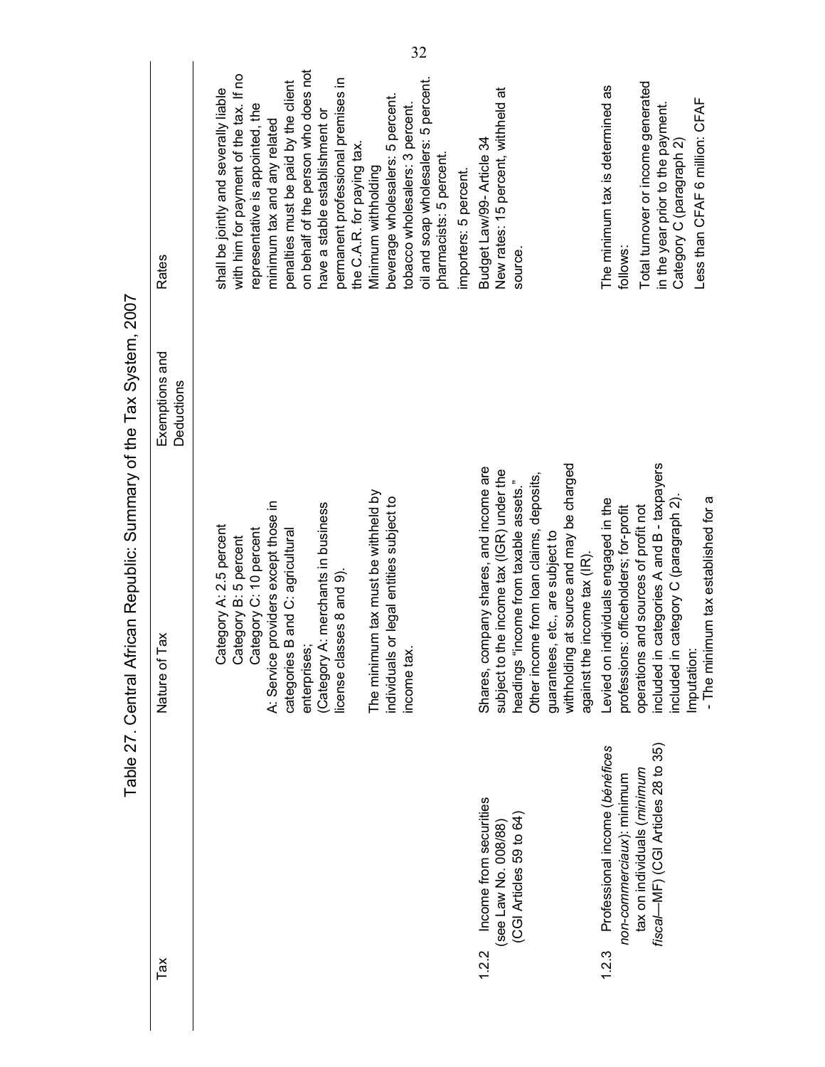Table 27. Central African Republic: Summary of the Tax System, 2007

| Tax | Nature of Tax | Exemptions and Deductions | Rates |
|---|---|---|---|
| | Category A: 2.5 percent<br>Category B: 5 percent<br>Category C: 10 percent<br>A: Service providers except those in categories B and C: agricultural enterprises;<br>(Category A: merchants in business license classes 8 and 9).<br><br>The minimum tax must be withheld by individuals or legal entities subject to income tax. | | shall be jointly and severally liable with him for payment of the tax. If no representative is appointed, the minimum tax and any related penalties must be paid by the client on behalf of the person who does not have a stable establishment or permanent professional premises in the C.A.R. for paying tax.<br>Minimum withholding<br>beverage wholesalers: 5 percent.<br>tobacco wholesalers: 3 percent.<br>oil and soap wholesalers: 5 percent.<br>pharmacists: 5 percent.<br>importers: 5 percent. |
| 1.2.2 Income from securities (see Law No. 008/88) (CGI Articles 59 to 64) | Shares, company shares, and income are subject to the income tax (IGR) under the headings "income from taxable assets." Other income from loan claims, deposits, guarantees, etc., are subject to withholding at source and may be charged against the income tax (IR). | | Budget Law/99- Article 34<br>New rates: 15 percent, withheld at source. |
| 1.2.3 Professional income (*bénéfices non-commerciaux*): minimum tax on individuals (*minimum fiscal*—MF) (CGI Articles 28 to 35) | Levied on individuals engaged in the professions: officeholders; for-profit operations and sources of profit not included in categories A and B - taxpayers included in category C (paragraph 2).<br>Imputation:<br>- The minimum tax established for a | | The minimum tax is determined as follows:<br>Total turnover or income generated in the year prior to the payment.<br>Category C (paragraph 2)<br>Less than CFAF 6 million: CFAF |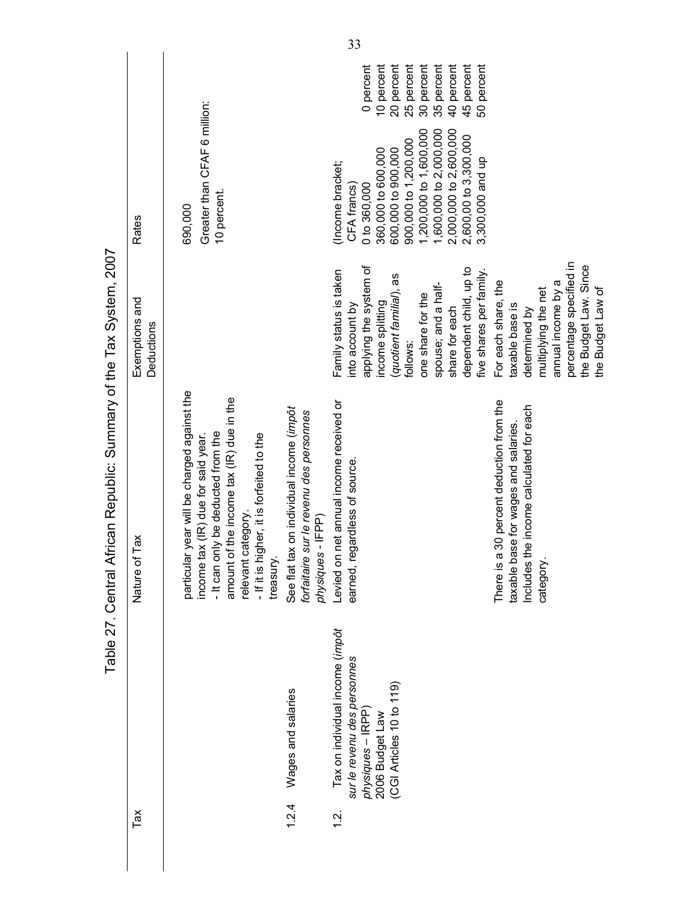# Table 27. Central African Republic: Summary of the Tax System, 2007

| Tax | Nature of Tax | Exemptions and Deductions | Rates |
|---|---|---|---|
| | particular year will be charged against the income tax (IR) due for said year.<br>- It can only be deducted from the amount of the income tax (IR) due in the relevant category.<br>- If it is higher, it is forfeited to the treasury. | | 690,000<br>Greater than CFAF 6 million: 10 percent. |
| 1.2.4 Wages and salaries | See flat tax on individual income (*impôt forfaitaire sur le revenu des personnes physiques* - IFPP) | | |
| 1.2. Tax on individual income (*impôt sur le revenu des personnes physiques* – IRPP)<br>2006 Budget Law<br>(CGI Articles 10 to 119) | Levied on net annual income received or earned, regardless of source.<br><br>There is a 30 percent deduction from the taxable base for wages and salaries. Includes the income calculated for each category. | Family status is taken into account by applying the system of income splitting (*quotient familial*), as follows: one share for the spouse; and a half-share for each dependent child, up to five shares per family.<br>For each share, the taxable base is determined by multiplying the net annual income by a percentage specified in the Budget Law. Since the Budget Law of | (Income bracket; CFA francs)<br>0 to 360,000 — 0 percent<br>360,000 to 600,000 — 10 percent<br>600,000 to 900,000 — 20 percent<br>900,000 to 1,200,000 — 25 percent<br>1,200,000 to 1,600,000 — 30 percent<br>1,600,000 to 2,000,000 — 35 percent<br>2,000,000 to 2,600,000 — 40 percent<br>2,600,00 to 3,300,000 — 45 percent<br>3,300,000 and up — 50 percent |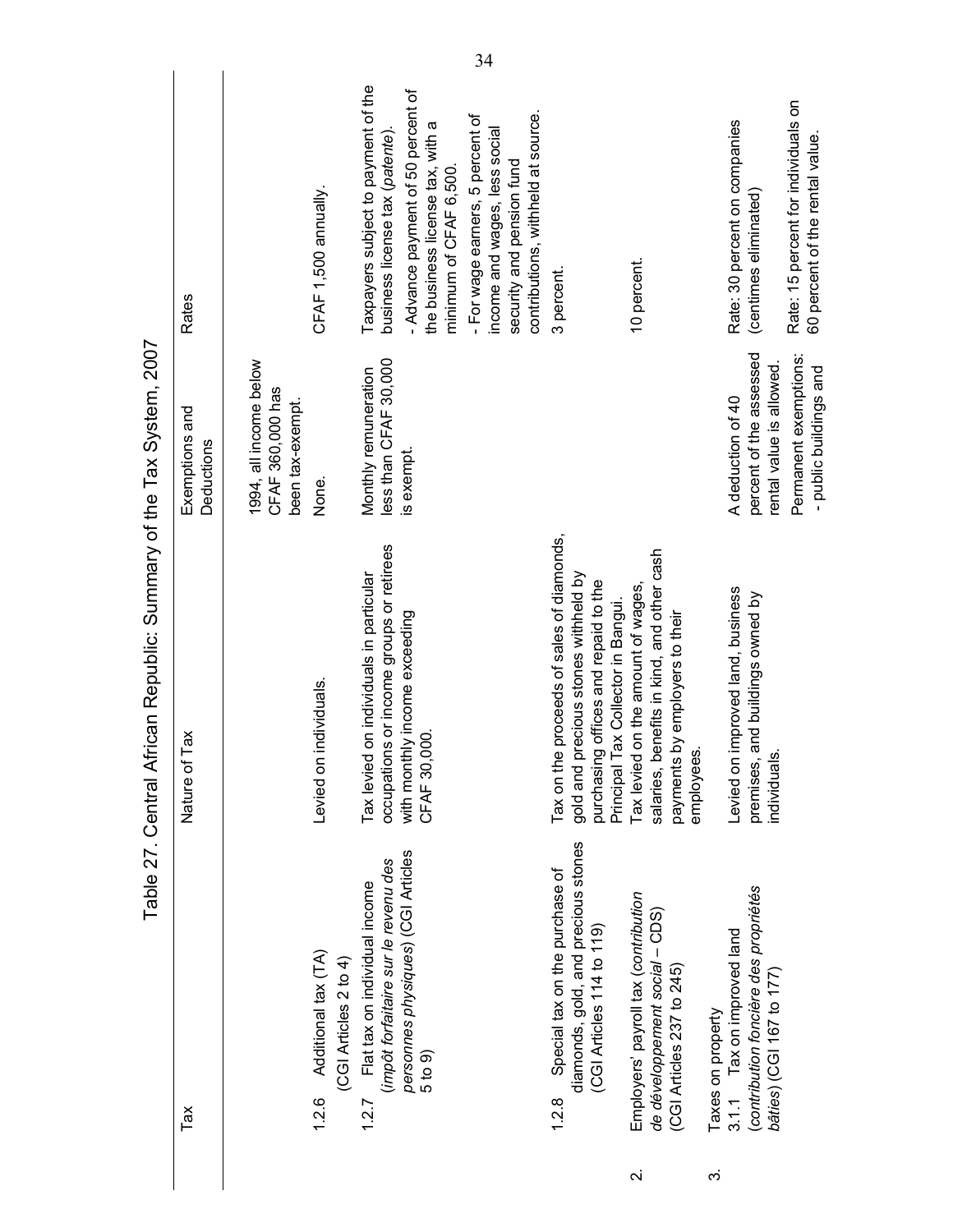## Table 27. Central African Republic: Summary of the Tax System, 2007

| Tax | Nature of Tax | Exemptions and Deductions | Rates |
|---|---|---|---|
| | | 1994, all income below CFAF 360,000 has been tax-exempt. | |
| 1.2.6 Additional tax (TA) (CGI Articles 2 to 4) | Levied on individuals. | None. | CFAF 1,500 annually. |
| 1.2.7 Flat tax on individual income (*impôt forfaitaire sur le revenu des personnes physiques*) (CGI Articles 5 to 9) | Tax levied on individuals in particular occupations or income groups or retirees with monthly income exceeding CFAF 30,000. | Monthly remuneration less than CFAF 30,000 is exempt. | Taxpayers subject to payment of the business license tax (*patente*). - Advance payment of 50 percent of the business license tax, with a minimum of CFAF 6,500. - For wage earners, 5 percent of income and wages, less social security and pension fund contributions, withheld at source. |
| 1.2.8 Special tax on the purchase of diamonds, gold, and precious stones (CGI Articles 114 to 119) | Tax on the proceeds of sales of diamonds, gold and precious stones withheld by purchasing offices and repaid to the Principal Tax Collector in Bangui. | | 3 percent. |
| 2. Employers' payroll tax (*contribution de développement social* – CDS) (CGI Articles 237 to 245) | Tax levied on the amount of wages, salaries, benefits in kind, and other cash payments by employers to their employees. | | 10 percent. |
| 3. Taxes on property | | | |
| 3.1.1 Tax on improved land (*contribution foncière des propriétés bâties*) (CGI 167 to 177) | Levied on improved land, business premises, and buildings owned by individuals. | A deduction of 40 percent of the assessed rental value is allowed. Permanent exemptions: - public buildings and | Rate: 30 percent on companies (centimes eliminated) Rate: 15 percent for individuals on 60 percent of the rental value. |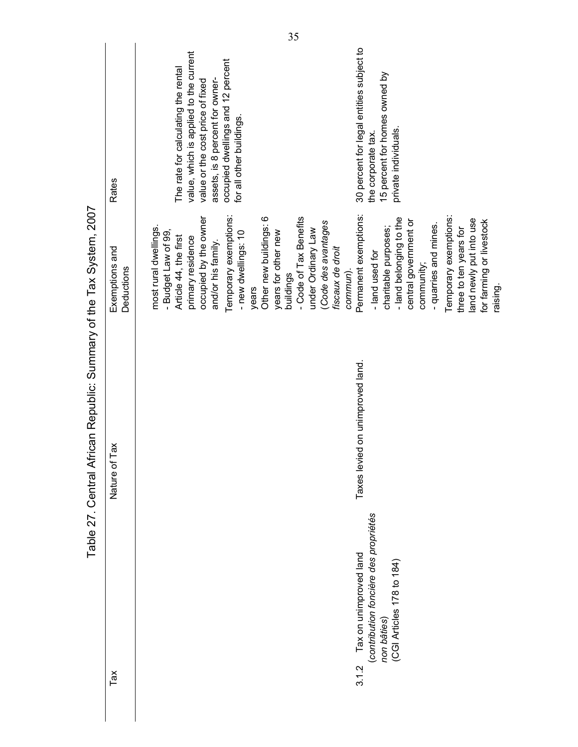Table 27. Central African Republic: Summary of the Tax System, 2007

| Tax | Nature of Tax | Exemptions and Deductions | Rates |
|---|---|---|---|
| | | most rural dwellings.<br>- Budget Law of 99, Article 44, the first primary residence occupied by the owner and/or his family.<br>Temporary exemptions:<br>- new dwellings: 10 years<br>Other new buildings: 6 years for other new buildings<br>- Code of Tax Benefits under Ordinary Law (*Code des avantages fiscaux de droit commun*). | The rate for calculating the rental value, which is applied to the current value or the cost price of fixed assets, is 8 percent for owner-occupied dwellings and 12 percent for all other buildings. |
| 3.1.2 Tax on unimproved land (*contribution foncière des propriétés non bâties*) (CGI Articles 178 to 184) | Taxes levied on unimproved land. | Permanent exemptions:<br>- land used for charitable purposes;<br>- land belonging to the central government or community;<br>- quarries and mines.<br>Temporary exemptions: three to ten years for land newly put into use for farming or livestock raising. | 30 percent for legal entities subject to the corporate tax.<br>15 percent for homes owned by private individuals. |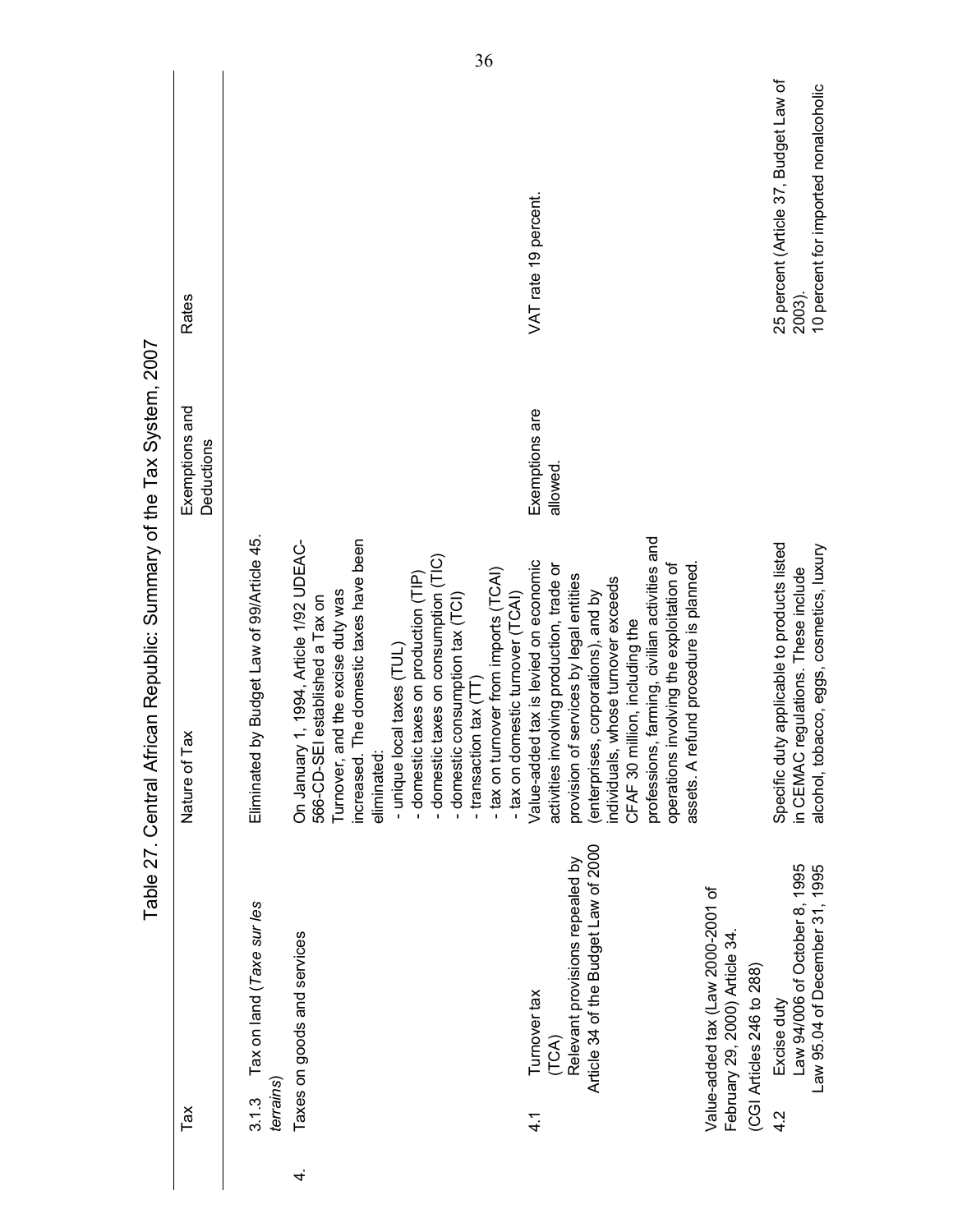Table 27. Central African Republic: Summary of the Tax System, 2007

| Tax | Nature of Tax | Exemptions and Deductions | Rates |
|---|---|---|---|
| 3.1.3 Tax on land (*Taxe sur les terrains*) | Eliminated by Budget Law of 99/Article 45. | | |
| 4. Taxes on goods and services | On January 1, 1994, Article 1/92 UDEAC-566-CD-SEI established a Tax on Turnover, and the excise duty was increased. The domestic taxes have been eliminated:<br>- unique local taxes (TUL)<br>- domestic taxes on production (TIP)<br>- domestic taxes on consumption (TIC)<br>- domestic consumption tax (TCI)<br>- transaction tax (TT)<br>- tax on turnover from imports (TCAI)<br>- tax on domestic turnover (TCAI) | | |
| 4.1 Turnover tax (TCA)<br>Relevant provisions repealed by Article 34 of the Budget Law of 2000<br><br>Value-added tax (Law 2000-2001 of February 29, 2000) Article 34.<br>(CGI Articles 246 to 288) | Value-added tax is levied on economic activities involving production, trade or provision of services by legal entities (enterprises, corporations), and by individuals, whose turnover exceeds CFAF 30 million, including the professions, farming, civilian activities and operations involving the exploitation of assets. A refund procedure is planned. | Exemptions are allowed. | VAT rate 19 percent. |
| 4.2 Excise duty<br>Law 94/006 of October 8, 1995<br>Law 95.04 of December 31, 1995 | Specific duty applicable to products listed in CEMAC regulations. These include alcohol, tobacco, eggs, cosmetics, luxury | | 25 percent (Article 37, Budget Law of 2003).<br>10 percent for imported nonalcoholic |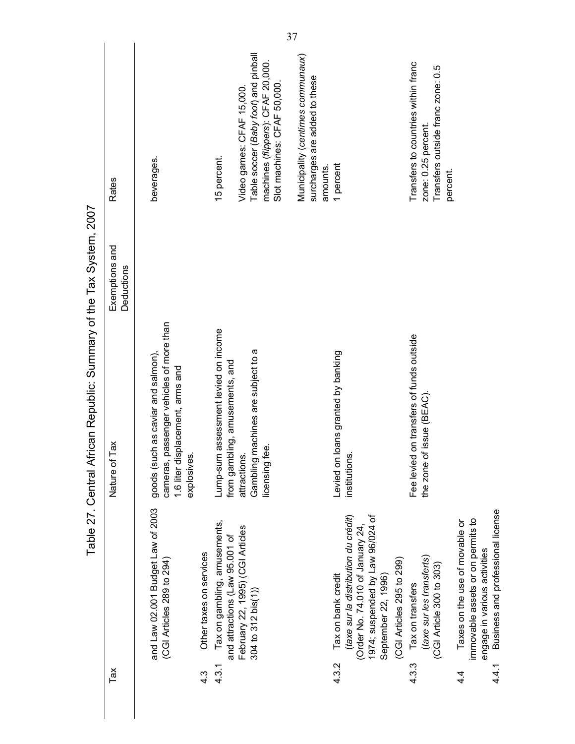Table 27. Central African Republic: Summary of the Tax System, 2007

| Tax | Nature of Tax | Exemptions and Deductions | Rates |
|---|---|---|---|
| and Law 02.001 Budget Law of 2003 (CGI Articles 289 to 294) | goods (such as caviar and salmon), cameras, passenger vehicles of more than 1.6 liter displacement, arms and explosives. | | beverages. |
| 4.3 Other taxes on services | | | |
| 4.3.1 Tax on gambling, amusements, and attractions (Law 95.001 of February 22, 1995) (CGI Articles 304 to 312 bis(1)) | Lump-sum assessment levied on income from gambling, amusements, and attractions.<br>Gambling machines are subject to a licensing fee. | | 15 percent.<br>Video games: CFAF 15,000.<br>Table soccer (*Baby foot*) and pinball machines (*flippers*): CFAF 20,000.<br>Slot machines: CFAF 50,000.<br>Municipality (*centimes communaux*) surcharges are added to these amounts. |
| 4.3.2 Tax on bank credit (*taxe sur la distribution du crédit*) (Order No. 74.010 of January 24, 1974; suspended by Law 96/024 of September 22, 1996) (CGI Articles 295 to 299) | Levied on loans granted by banking institutions. | | 1 percent |
| 4.3.3 Tax on transfers (*taxe sur les transferts*) (CGI Article 300 to 303) | Fee levied on transfers of funds outside the zone of issue (BEAC). | | Transfers to countries within franc zone: 0.25 percent.<br>Transfers outside franc zone: 0.5 percent. |
| 4.4 Taxes on the use of movable or immovable assets or on permits to engage in various activities | | | |
| 4.4.1 Business and professional license | | | |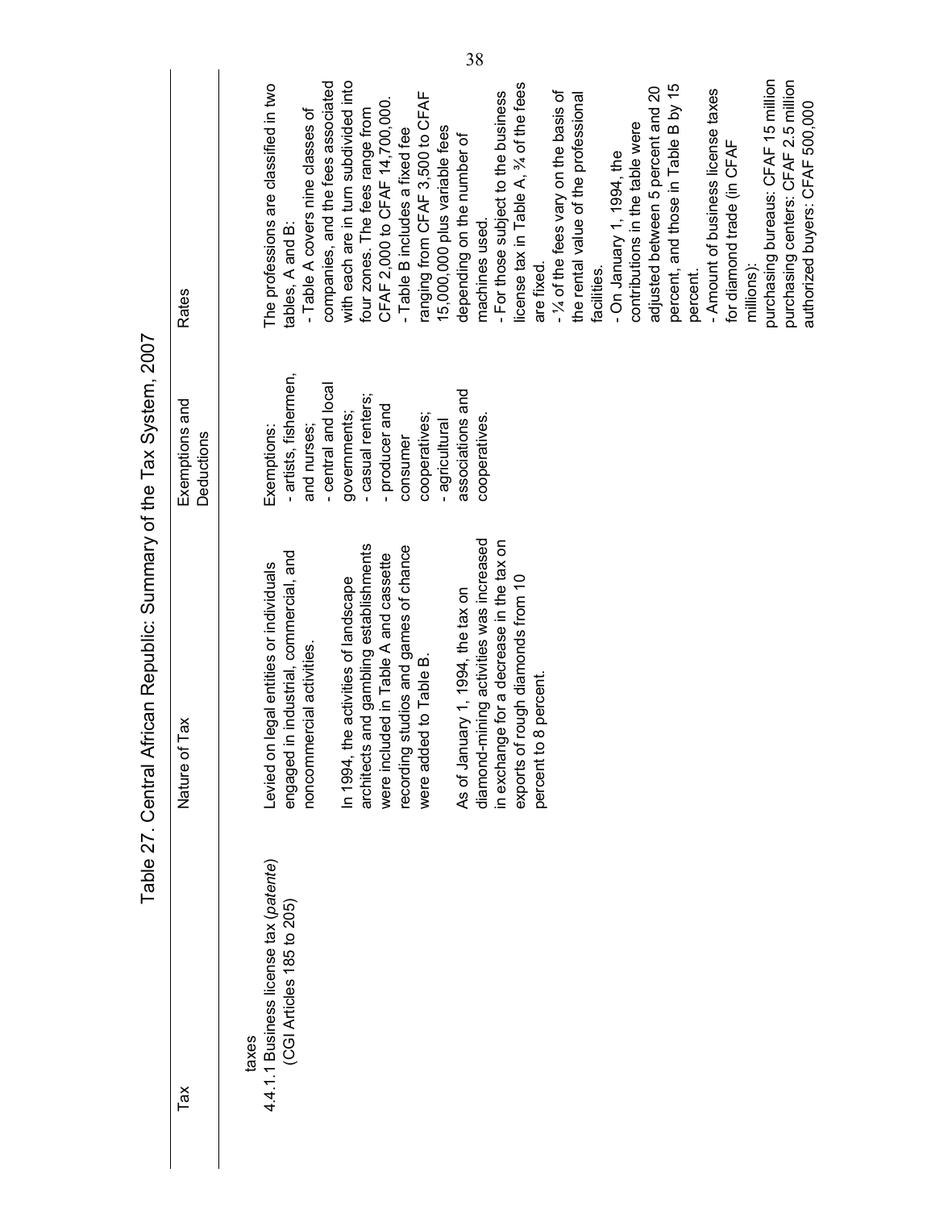# Table 27. Central African Republic: Summary of the Tax System, 2007

| Tax | Nature of Tax | Exemptions and Deductions | Rates |
|---|---|---|---|
| taxes | | | |
| 4.4.1.1 Business license tax (*patente*) (CGI Articles 185 to 205) | Levied on legal entities or individuals engaged in industrial, commercial, and noncommercial activities.<br><br>In 1994, the activities of landscape architects and gambling establishments were included in Table A and cassette recording studios and games of chance were added to Table B.<br><br>As of January 1, 1994, the tax on diamond-mining activities was increased in exchange for a decrease in the tax on exports of rough diamonds from 10 percent to 8 percent. | Exemptions:<br>- artists, fishermen, and nurses;<br>- central and local governments;<br>- casual renters;<br>- producer and consumer cooperatives;<br>- agricultural associations and cooperatives. | The professions are classified in two tables, A and B:<br>- Table A covers nine classes of companies, and the fees associated with each are in turn subdivided into four zones. The fees range from CFAF 2,000 to CFAF 14,700,000.<br>- Table B includes a fixed fee ranging from CFAF 3,500 to CFAF 15,000,000 plus variable fees depending on the number of machines used.<br>- For those subject to the business license tax in Table A, ¾ of the fees are fixed.<br>- ¼ of the fees vary on the basis of the rental value of the professional facilities.<br>- On January 1, 1994, the contributions in the table were adjusted between 5 percent and 20 percent, and those in Table B by 15 percent.<br>- Amount of business license taxes for diamond trade (in CFAF millions):<br>purchasing bureaus: CFAF 15 million<br>purchasing centers: CFAF 2.5 million<br>authorized buyers: CFAF 500,000 |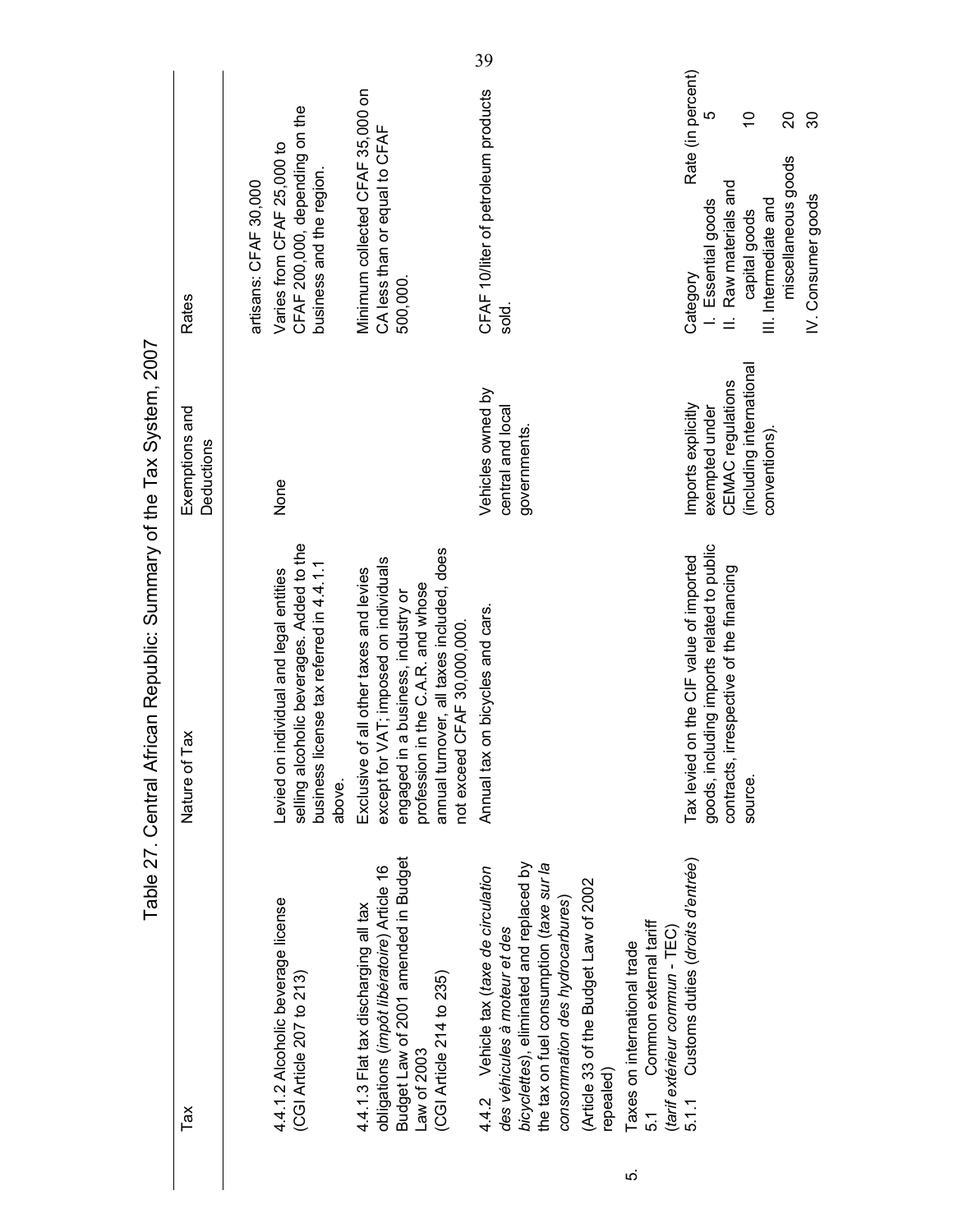Table 27. Central African Republic: Summary of the Tax System, 2007

| Tax | Nature of Tax | Exemptions and Deductions | Rates |
|---|---|---|---|
| | | | artisans: CFAF 30,000 |
| 4.4.1.2 Alcoholic beverage license (CGI Article 207 to 213) | Levied on individual and legal entities selling alcoholic beverages. Added to the business license tax referred in 4.4.1.1 above. | None | Varies from CFAF 25,000 to CFAF 200,000, depending on the business and the region. |
| 4.4.1.3 Flat tax discharging all tax obligations (*impôt libératoire*) Article 16 Budget Law of 2001 amended in Budget Law of 2003 (CGI Article 214 to 235) | Exclusive of all other taxes and levies except for VAT; imposed on individuals engaged in a business, industry or profession in the C.A.R. and whose annual turnover, all taxes included, does not exceed CFAF 30,000,000. | | Minimum collected CFAF 35,000 on CA less than or equal to CFAF 500,000. |
| 4.4.2 Vehicle tax (*taxe de circulation des véhicules à moteur et des bicyclettes*), eliminated and replaced by the tax on fuel consumption (*taxe sur la consommation des hydrocarbures*) (Article 33 of the Budget Law of 2002 repealed) | Annual tax on bicycles and cars. | Vehicles owned by central and local governments. | CFAF 10/liter of petroleum products sold. |
| 5. Taxes on international trade | | | |
| 5.1 Common external tariff (*tarif extérieur commun* - TEC) | | | |
| 5.1.1 Customs duties (*droits d'entrée*) | Tax levied on the CIF value of imported goods, including imports related to public contracts, irrespective of the financing source. | Imports explicitly exempted under CEMAC regulations (including international conventions). | Category — Rate (in percent)<br>I. Essential goods — 5<br>II. Raw materials and capital goods — 10<br>III. Intermediate and miscellaneous goods — 20<br>IV. Consumer goods — 30 |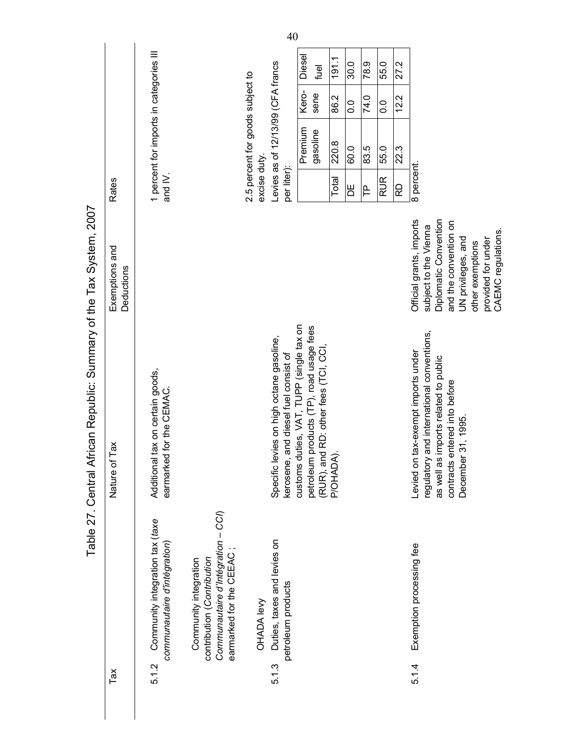# Table 27. Central African Republic: Summary of the Tax System, 2007

| Tax | Nature of Tax | Exemptions and Deductions | Rates |
| --- | --- | --- | --- |
| 5.1.2 Community integration tax (*taxe communautaire d'intégration*) | Additional tax on certain goods, earmarked for the CEMAC. | | 1 percent for imports in categories III and IV. |
| Community integration contribution (*Contribution Communautaire d'Intégration – CCI*) earmarked for the CEEAC ; | | | |
| OHADA levy | | | 2.5 percent for goods subject to excise duty. |
| 5.1.3 Duties, taxes and levies on petroleum products | Specific levies on high octane gasoline, kerosene, and diesel fuel consist of customs duties, VAT, TUPP (single tax on petroleum products (TP), road usage fees (RUR), and RD: other fees (TCI, CCI, P/OHADA). | | Levies as of 12/13/99 (CFA francs per liter): |
| 5.1.4 Exemption processing fee | Levied on tax-exempt imports under regulatory and international conventions, as well as imports related to public contracts entered into before December 31, 1995. | Official grants, imports subject to the Vienna Diplomatic Convention and the convention on UN privileges, and other exemptions provided for under CAEMC regulations. | 8 percent. |

Levies as of 12/13/99 (CFA francs per liter):

| | Premium gasoline | Kero-sene | Diesel fuel |
| --- | --- | --- | --- |
| Total | 220.8 | 86.2 | 191.1 |
| DE | 60.0 | 0.0 | 30.0 |
| TP | 83.5 | 74.0 | 78.9 |
| RUR | 55.0 | 0.0 | 55.0 |
| RD | 22.3 | 12.2 | 27.2 |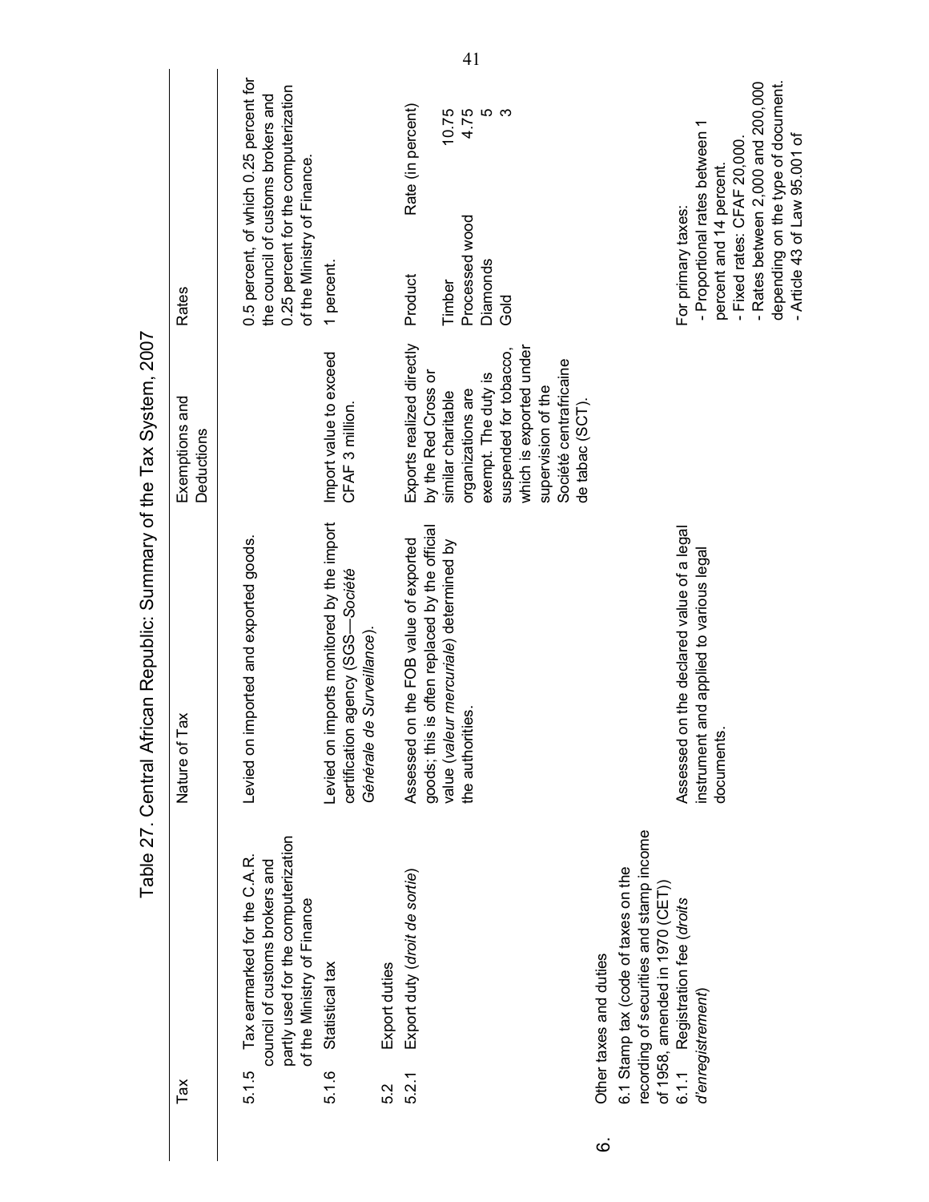## Table 27. Central African Republic: Summary of the Tax System, 2007

| Tax | Nature of Tax | Exemptions and Deductions | Rates |
|---|---|---|---|
| 5.1.5 Tax earmarked for the C.A.R. council of customs brokers and partly used for the computerization of the Ministry of Finance | Levied on imported and exported goods. | | 0.5 percent, of which 0.25 percent for the council of customs brokers and 0.25 percent for the computerization of the Ministry of Finance. |
| 5.1.6 Statistical tax | Levied on imports monitored by the import certification agency (SGS—*Société Générale de Surveillance*). | Import value to exceed CFAF 3 million. | 1 percent. |
| 5.2 Export duties | | | |
| 5.2.1 Export duty (*droit de sortie*) | Assessed on the FOB value of exported goods; this is often replaced by the official value (*valeur mercuriale*) determined by the authorities. | Exports realized directly by the Red Cross or similar charitable organizations are exempt. The duty is suspended for tobacco, which is exported under supervision of the Société centrafricaine de tabac (SCT). | Product / Rate (in percent)<br>Timber 10.75<br>Processed wood 4.75<br>Diamonds 5<br>Gold 3 |
| 6. Other taxes and duties | | | |
| 6.1 Stamp tax (code of taxes on the recording of securities and stamp income of 1958, amended in 1970 (CET)) | | | |
| 6.1.1 Registration fee (*droits d'enregistrement*) | Assessed on the declared value of a legal instrument and applied to various legal documents. | | For primary taxes:<br>- Proportional rates between 1 percent and 14 percent.<br>- Fixed rates: CFAF 20,000.<br>- Rates between 2,000 and 200,000 depending on the type of document.<br>- Article 43 of Law 95.001 of |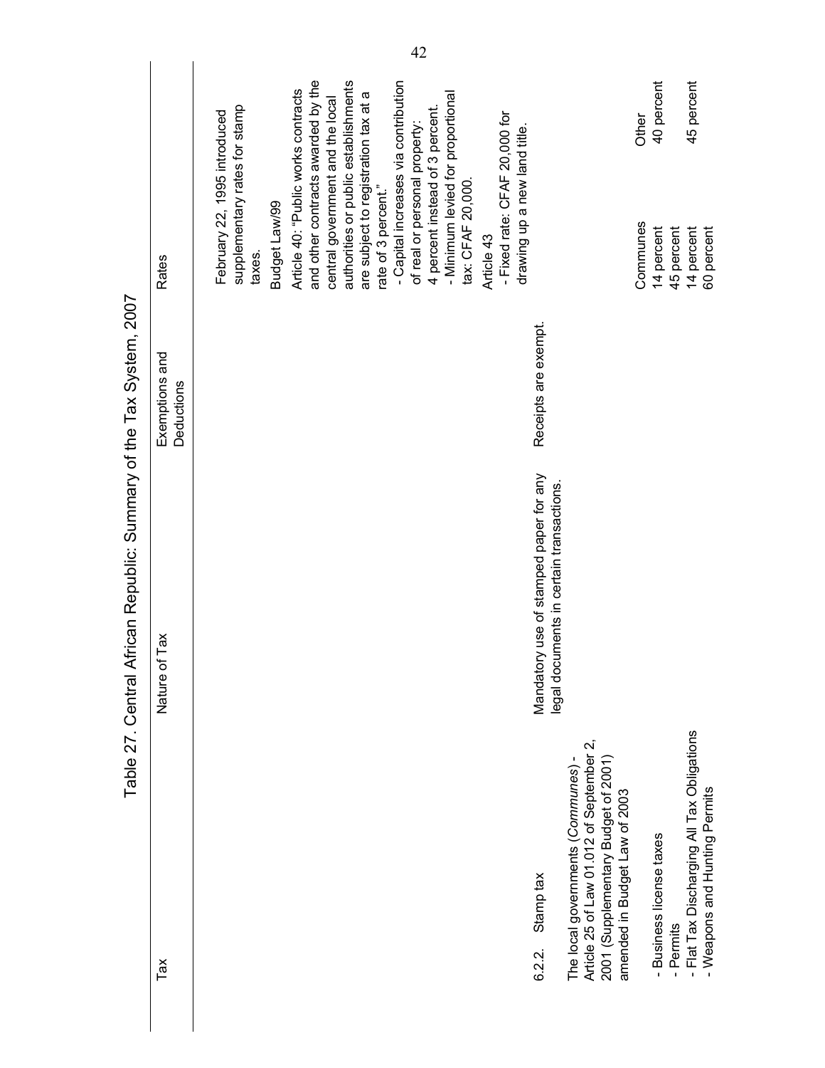Table 27. Central African Republic: Summary of the Tax System, 2007

| Tax | Nature of Tax | Exemptions and Deductions | Rates |
| --- | --- | --- | --- |
| | | | February 22, 1995 introduced supplementary rates for stamp taxes.<br>Budget Law/99<br>Article 40: "Public works contracts and other contracts awarded by the central government and the local authorities or public establishments are subject to registration tax at a rate of 3 percent."<br>- Capital increases via contribution of real or personal property: 4 percent instead of 3 percent.<br>- Minimum levied for proportional tax: CFAF 20,000.<br>Article 43<br>- Fixed rate: CFAF 20,000 for drawing up a new land title. |
| 6.2.2. Stamp tax | Mandatory use of stamped paper for any legal documents in certain transactions. | Receipts are exempt. | |
| The local governments (*Communes*) - Article 25 of Law 01.012 of September 2, 2001 (Supplementary Budget of 2001) amended in Budget Law of 2003 | | | Communes / Other |
| - Business license taxes<br>- Permits | | | 14 percent / 40 percent<br>45 percent |
| - Flat Tax Discharging All Tax Obligations<br>- Weapons and Hunting Permits | | | 14 percent / 45 percent<br>60 percent |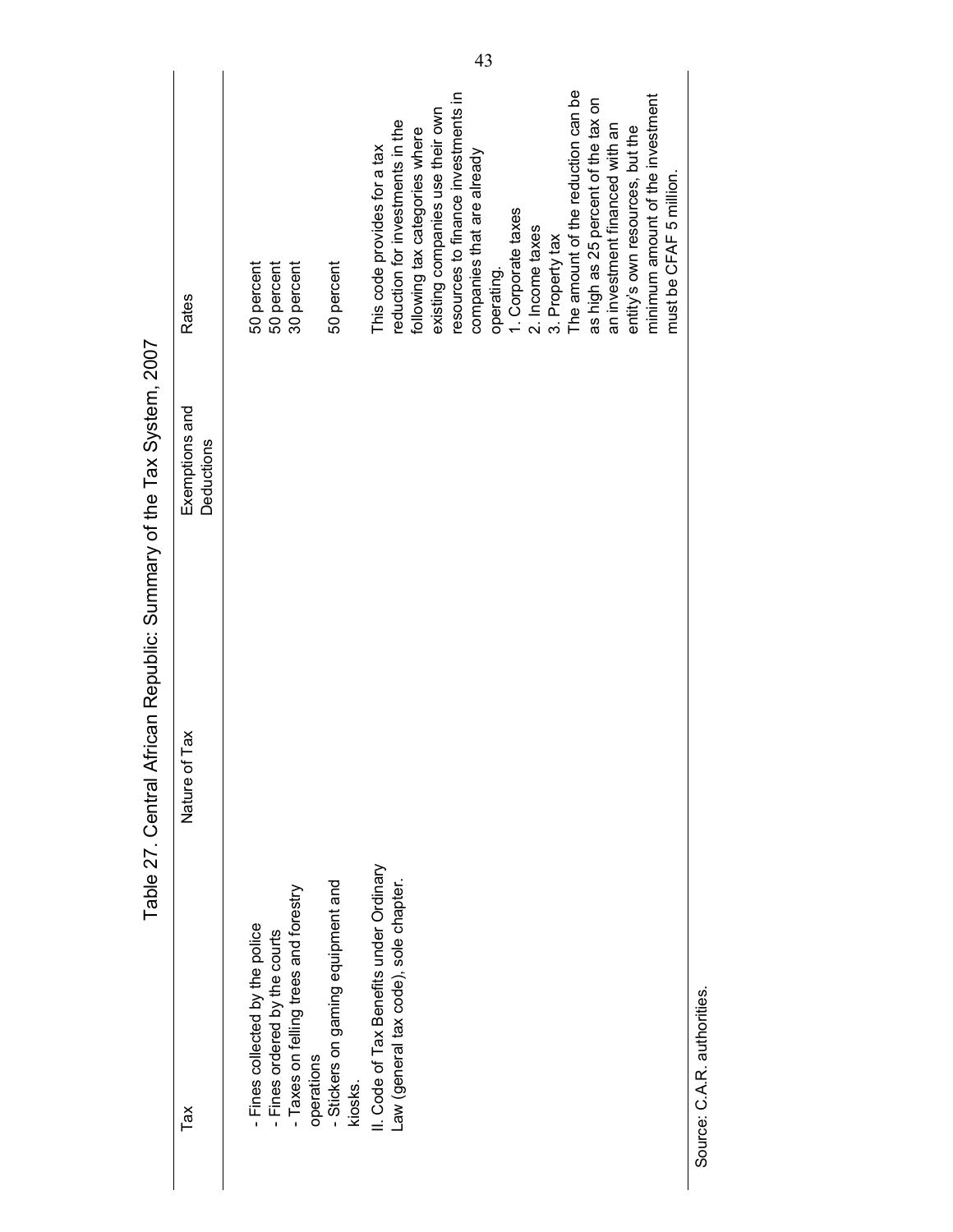Table 27. Central African Republic: Summary of the Tax System, 2007

| Tax | Nature of Tax | Exemptions and Deductions | Rates |
|---|---|---|---|
| - Fines collected by the police | | | 50 percent |
| - Fines ordered by the courts | | | 50 percent |
| - Taxes on felling trees and forestry operations | | | 30 percent |
| - Stickers on gaming equipment and kiosks. | | | 50 percent |
| II. Code of Tax Benefits under Ordinary Law (general tax code), sole chapter. | | | This code provides for a tax reduction for investments in the following tax categories where existing companies use their own resources to finance investments in companies that are already operating. 1. Corporate taxes 2. Income taxes 3. Property tax The amount of the reduction can be as high as 25 percent of the tax on an investment financed with an entity's own resources, but the minimum amount of the investment must be CFAF 5 million. |

Source: C.A.R. authorities.